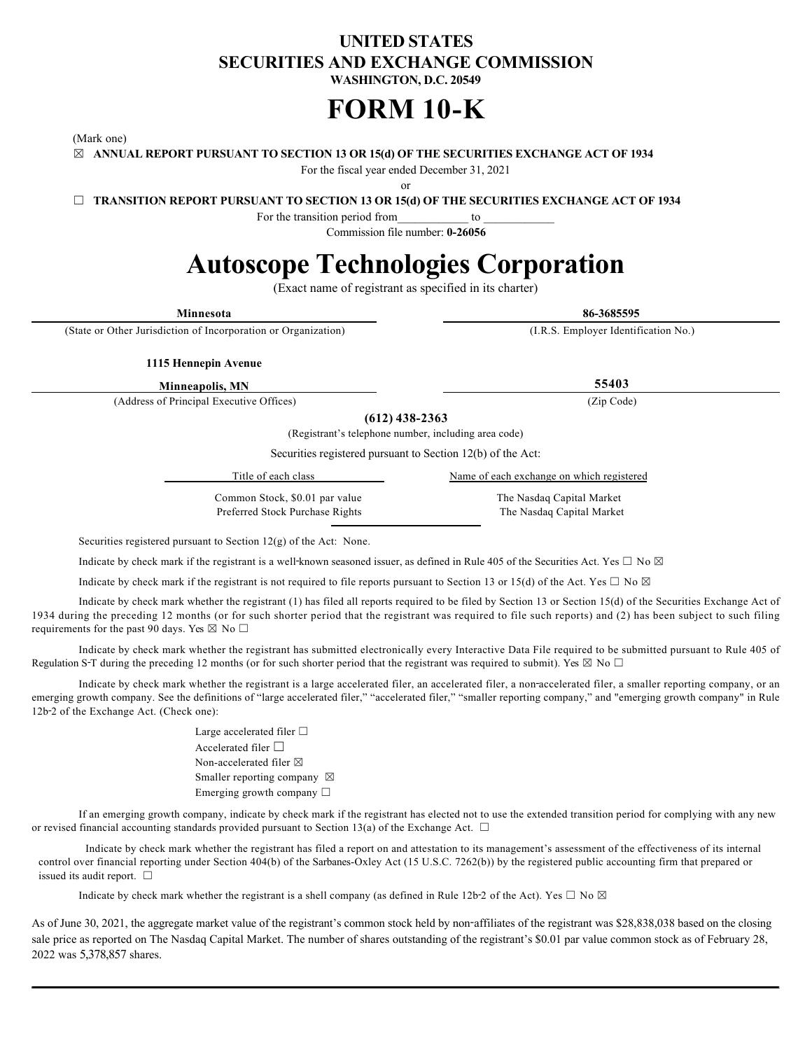# UNITED STATES
# SECURITIES AND EXCHANGE COMMISSION
**WASHINGTON, D.C. 20549**

# FORM 10-K

(Mark one)

☒ **ANNUAL REPORT PURSUANT TO SECTION 13 OR 15(d) OF THE SECURITIES EXCHANGE ACT OF 1934**

For the fiscal year ended December 31, 2021

or

☐ **TRANSITION REPORT PURSUANT TO SECTION 13 OR 15(d) OF THE SECURITIES EXCHANGE ACT OF 1934**

For the transition period from____________ to ____________

Commission file number: **0-26056**

# Autoscope Technologies Corporation

(Exact name of registrant as specified in its charter)

| **Minnesota** | **86-3685595** |
|---|---|
| (State or Other Jurisdiction of Incorporation or Organization) | (I.R.S. Employer Identification No.) |

| **1115 Hennepin Avenue Minneapolis, MN** | **55403** |
|---|---|
| (Address of Principal Executive Offices) | (Zip Code) |

**(612) 438-2363**

(Registrant's telephone number, including area code)

Securities registered pursuant to Section 12(b) of the Act:

| Title of each class | Name of each exchange on which registered |
|---|---|
| Common Stock, $0.01 par value | The Nasdaq Capital Market |
| Preferred Stock Purchase Rights | The Nasdaq Capital Market |

Securities registered pursuant to Section 12(g) of the Act: None.

Indicate by check mark if the registrant is a well-known seasoned issuer, as defined in Rule 405 of the Securities Act. Yes ☐ No ☒

Indicate by check mark if the registrant is not required to file reports pursuant to Section 13 or 15(d) of the Act. Yes ☐ No ☒

Indicate by check mark whether the registrant (1) has filed all reports required to be filed by Section 13 or Section 15(d) of the Securities Exchange Act of 1934 during the preceding 12 months (or for such shorter period that the registrant was required to file such reports) and (2) has been subject to such filing requirements for the past 90 days. Yes ☒ No ☐

Indicate by check mark whether the registrant has submitted electronically every Interactive Data File required to be submitted pursuant to Rule 405 of Regulation S-T during the preceding 12 months (or for such shorter period that the registrant was required to submit). Yes ☒ No ☐

Indicate by check mark whether the registrant is a large accelerated filer, an accelerated filer, a non-accelerated filer, a smaller reporting company, or an emerging growth company. See the definitions of "large accelerated filer," "accelerated filer," "smaller reporting company," and "emerging growth company" in Rule 12b-2 of the Exchange Act. (Check one):

Large accelerated filer ☐
Accelerated filer ☐
Non-accelerated filer ☒
Smaller reporting company ☒
Emerging growth company ☐

If an emerging growth company, indicate by check mark if the registrant has elected not to use the extended transition period for complying with any new or revised financial accounting standards provided pursuant to Section 13(a) of the Exchange Act. ☐

Indicate by check mark whether the registrant has filed a report on and attestation to its management's assessment of the effectiveness of its internal control over financial reporting under Section 404(b) of the Sarbanes-Oxley Act (15 U.S.C. 7262(b)) by the registered public accounting firm that prepared or issued its audit report. ☐

Indicate by check mark whether the registrant is a shell company (as defined in Rule 12b-2 of the Act). Yes ☐ No ☒

As of June 30, 2021, the aggregate market value of the registrant's common stock held by non-affiliates of the registrant was $28,838,038 based on the closing sale price as reported on The Nasdaq Capital Market. The number of shares outstanding of the registrant's $0.01 par value common stock as of February 28, 2022 was 5,378,857 shares.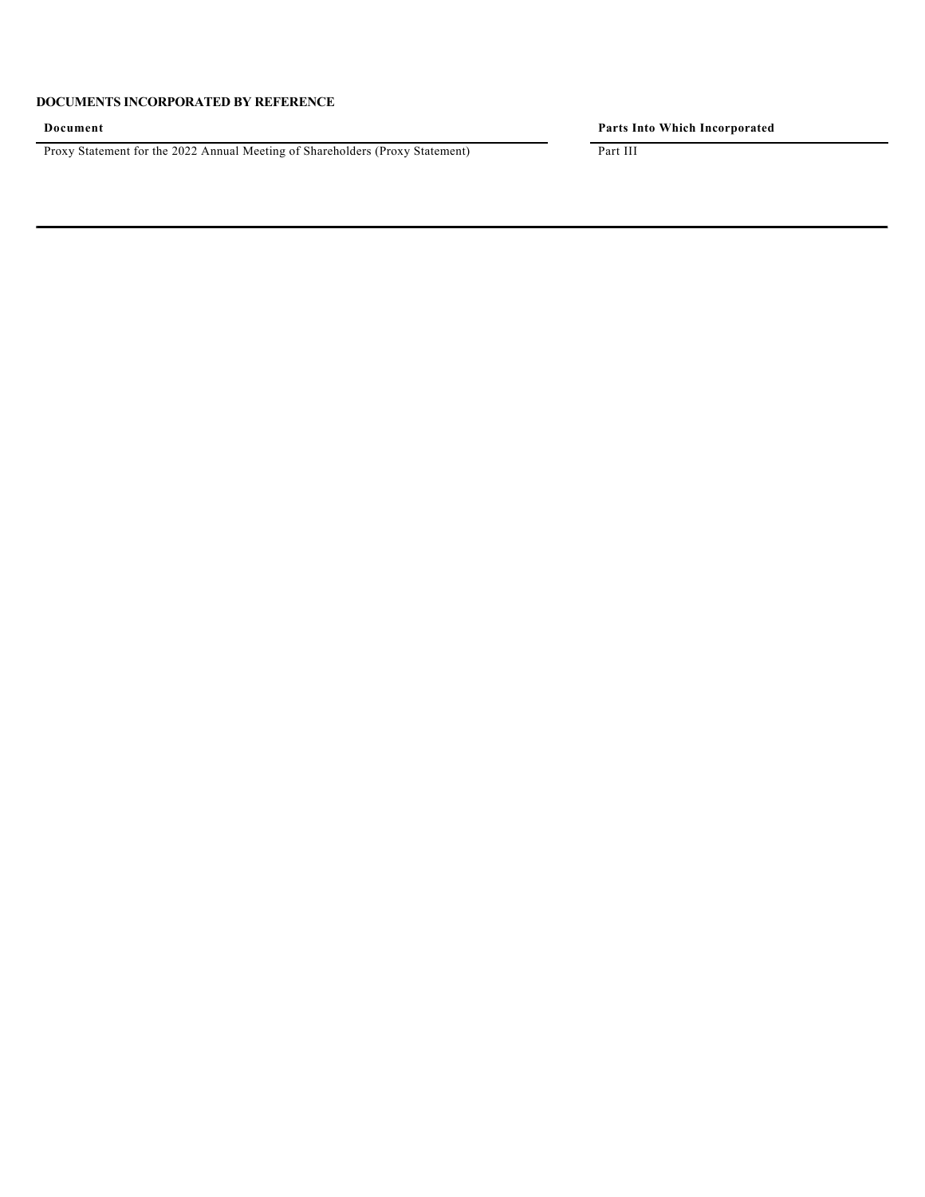**DOCUMENTS INCORPORATED BY REFERENCE**

| Document | Parts Into Which Incorporated |
|---|---|
| Proxy Statement for the 2022 Annual Meeting of Shareholders (Proxy Statement) | Part III |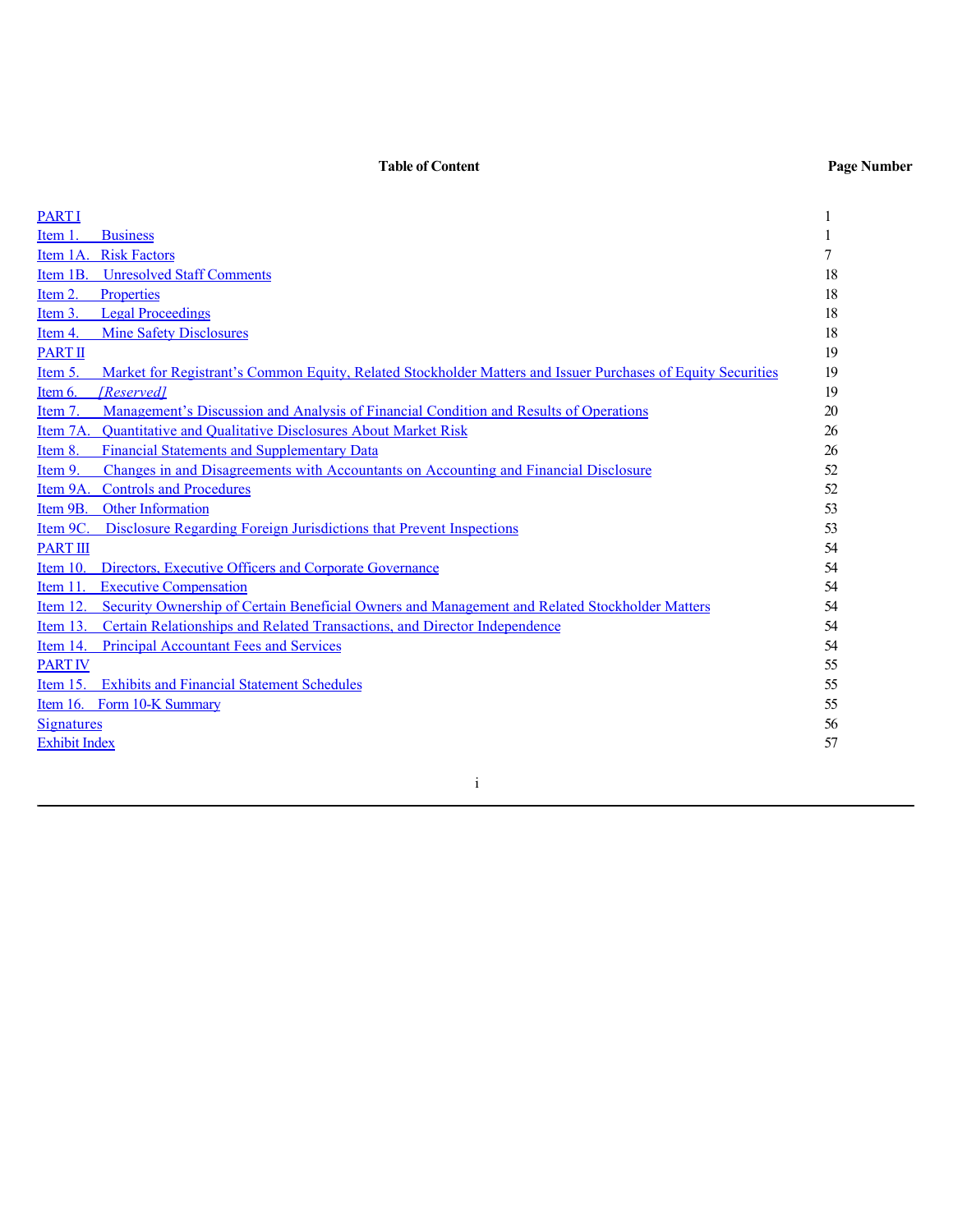| Table of Content | Page Number |
| --- | --- |
| PART I | 1 |
| Item 1. Business | 1 |
| Item 1A. Risk Factors | 7 |
| Item 1B. Unresolved Staff Comments | 18 |
| Item 2. Properties | 18 |
| Item 3. Legal Proceedings | 18 |
| Item 4. Mine Safety Disclosures | 18 |
| PART II | 19 |
| Item 5. Market for Registrant's Common Equity, Related Stockholder Matters and Issuer Purchases of Equity Securities | 19 |
| Item 6. *[Reserved]* | 19 |
| Item 7. Management's Discussion and Analysis of Financial Condition and Results of Operations | 20 |
| Item 7A. Quantitative and Qualitative Disclosures About Market Risk | 26 |
| Item 8. Financial Statements and Supplementary Data | 26 |
| Item 9. Changes in and Disagreements with Accountants on Accounting and Financial Disclosure | 52 |
| Item 9A. Controls and Procedures | 52 |
| Item 9B. Other Information | 53 |
| Item 9C. Disclosure Regarding Foreign Jurisdictions that Prevent Inspections | 53 |
| PART III | 54 |
| Item 10. Directors, Executive Officers and Corporate Governance | 54 |
| Item 11. Executive Compensation | 54 |
| Item 12. Security Ownership of Certain Beneficial Owners and Management and Related Stockholder Matters | 54 |
| Item 13. Certain Relationships and Related Transactions, and Director Independence | 54 |
| Item 14. Principal Accountant Fees and Services | 54 |
| PART IV | 55 |
| Item 15. Exhibits and Financial Statement Schedules | 55 |
| Item 16. Form 10-K Summary | 55 |
| Signatures | 56 |
| Exhibit Index | 57 |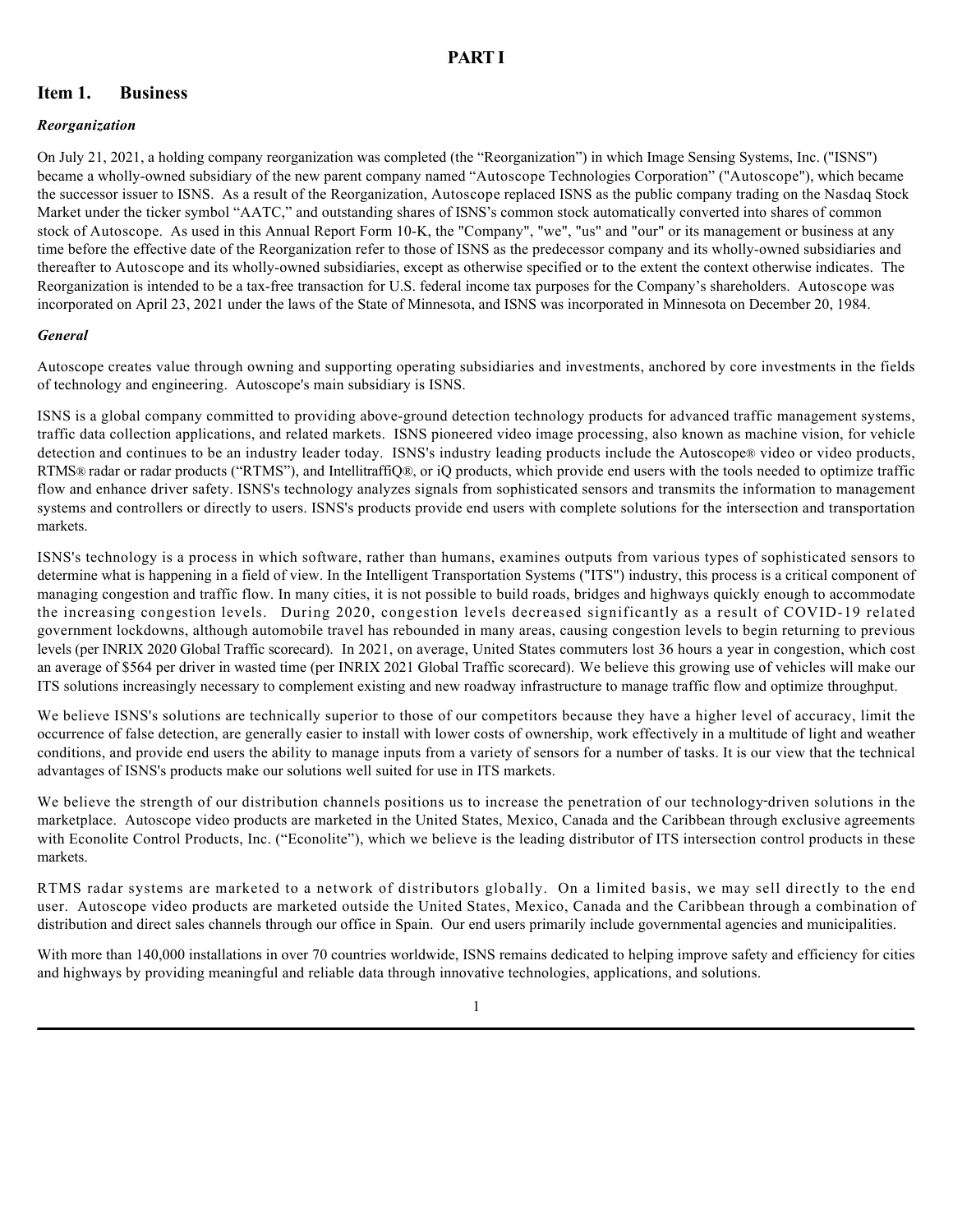# PART I

## Item 1. Business

### *Reorganization*

On July 21, 2021, a holding company reorganization was completed (the "Reorganization") in which Image Sensing Systems, Inc. ("ISNS") became a wholly-owned subsidiary of the new parent company named "Autoscope Technologies Corporation" ("Autoscope"), which became the successor issuer to ISNS. As a result of the Reorganization, Autoscope replaced ISNS as the public company trading on the Nasdaq Stock Market under the ticker symbol "AATC," and outstanding shares of ISNS's common stock automatically converted into shares of common stock of Autoscope. As used in this Annual Report Form 10-K, the "Company", "we", "us" and "our" or its management or business at any time before the effective date of the Reorganization refer to those of ISNS as the predecessor company and its wholly-owned subsidiaries and thereafter to Autoscope and its wholly-owned subsidiaries, except as otherwise specified or to the extent the context otherwise indicates. The Reorganization is intended to be a tax-free transaction for U.S. federal income tax purposes for the Company's shareholders. Autoscope was incorporated on April 23, 2021 under the laws of the State of Minnesota, and ISNS was incorporated in Minnesota on December 20, 1984.

### *General*

Autoscope creates value through owning and supporting operating subsidiaries and investments, anchored by core investments in the fields of technology and engineering. Autoscope's main subsidiary is ISNS.

ISNS is a global company committed to providing above-ground detection technology products for advanced traffic management systems, traffic data collection applications, and related markets. ISNS pioneered video image processing, also known as machine vision, for vehicle detection and continues to be an industry leader today. ISNS's industry leading products include the Autoscope® video or video products, RTMS® radar or radar products ("RTMS"), and IntellitraffiQ®, or iQ products, which provide end users with the tools needed to optimize traffic flow and enhance driver safety. ISNS's technology analyzes signals from sophisticated sensors and transmits the information to management systems and controllers or directly to users. ISNS's products provide end users with complete solutions for the intersection and transportation markets.

ISNS's technology is a process in which software, rather than humans, examines outputs from various types of sophisticated sensors to determine what is happening in a field of view. In the Intelligent Transportation Systems ("ITS") industry, this process is a critical component of managing congestion and traffic flow. In many cities, it is not possible to build roads, bridges and highways quickly enough to accommodate the increasing congestion levels. During 2020, congestion levels decreased significantly as a result of COVID-19 related government lockdowns, although automobile travel has rebounded in many areas, causing congestion levels to begin returning to previous levels (per INRIX 2020 Global Traffic scorecard). In 2021, on average, United States commuters lost 36 hours a year in congestion, which cost an average of $564 per driver in wasted time (per INRIX 2021 Global Traffic scorecard). We believe this growing use of vehicles will make our ITS solutions increasingly necessary to complement existing and new roadway infrastructure to manage traffic flow and optimize throughput.

We believe ISNS's solutions are technically superior to those of our competitors because they have a higher level of accuracy, limit the occurrence of false detection, are generally easier to install with lower costs of ownership, work effectively in a multitude of light and weather conditions, and provide end users the ability to manage inputs from a variety of sensors for a number of tasks. It is our view that the technical advantages of ISNS's products make our solutions well suited for use in ITS markets.

We believe the strength of our distribution channels positions us to increase the penetration of our technology-driven solutions in the marketplace. Autoscope video products are marketed in the United States, Mexico, Canada and the Caribbean through exclusive agreements with Econolite Control Products, Inc. ("Econolite"), which we believe is the leading distributor of ITS intersection control products in these markets.

RTMS radar systems are marketed to a network of distributors globally. On a limited basis, we may sell directly to the end user. Autoscope video products are marketed outside the United States, Mexico, Canada and the Caribbean through a combination of distribution and direct sales channels through our office in Spain. Our end users primarily include governmental agencies and municipalities.

With more than 140,000 installations in over 70 countries worldwide, ISNS remains dedicated to helping improve safety and efficiency for cities and highways by providing meaningful and reliable data through innovative technologies, applications, and solutions.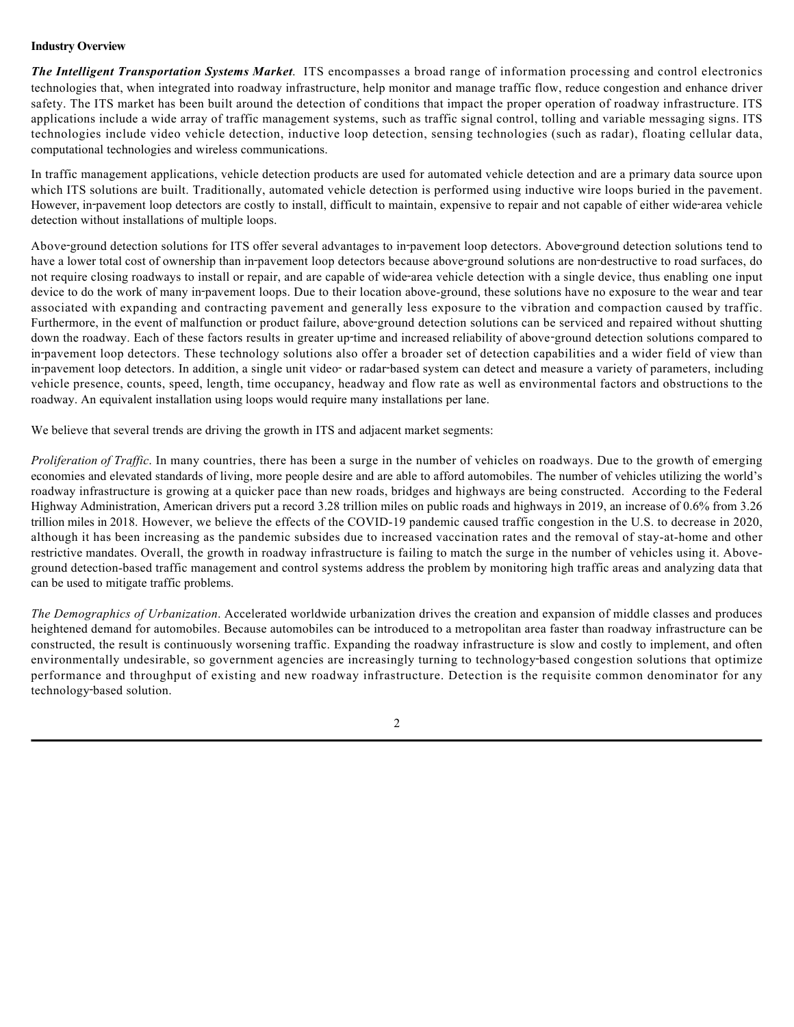**Industry Overview**

***The Intelligent Transportation Systems Market.*** ITS encompasses a broad range of information processing and control electronics technologies that, when integrated into roadway infrastructure, help monitor and manage traffic flow, reduce congestion and enhance driver safety. The ITS market has been built around the detection of conditions that impact the proper operation of roadway infrastructure. ITS applications include a wide array of traffic management systems, such as traffic signal control, tolling and variable messaging signs. ITS technologies include video vehicle detection, inductive loop detection, sensing technologies (such as radar), floating cellular data, computational technologies and wireless communications.

In traffic management applications, vehicle detection products are used for automated vehicle detection and are a primary data source upon which ITS solutions are built. Traditionally, automated vehicle detection is performed using inductive wire loops buried in the pavement. However, in-pavement loop detectors are costly to install, difficult to maintain, expensive to repair and not capable of either wide-area vehicle detection without installations of multiple loops.

Above-ground detection solutions for ITS offer several advantages to in-pavement loop detectors. Above-ground detection solutions tend to have a lower total cost of ownership than in-pavement loop detectors because above-ground solutions are non-destructive to road surfaces, do not require closing roadways to install or repair, and are capable of wide-area vehicle detection with a single device, thus enabling one input device to do the work of many in-pavement loops. Due to their location above-ground, these solutions have no exposure to the wear and tear associated with expanding and contracting pavement and generally less exposure to the vibration and compaction caused by traffic. Furthermore, in the event of malfunction or product failure, above-ground detection solutions can be serviced and repaired without shutting down the roadway. Each of these factors results in greater up-time and increased reliability of above-ground detection solutions compared to in-pavement loop detectors. These technology solutions also offer a broader set of detection capabilities and a wider field of view than in-pavement loop detectors. In addition, a single unit video- or radar-based system can detect and measure a variety of parameters, including vehicle presence, counts, speed, length, time occupancy, headway and flow rate as well as environmental factors and obstructions to the roadway. An equivalent installation using loops would require many installations per lane.

We believe that several trends are driving the growth in ITS and adjacent market segments:

*Proliferation of Traffic*. In many countries, there has been a surge in the number of vehicles on roadways. Due to the growth of emerging economies and elevated standards of living, more people desire and are able to afford automobiles. The number of vehicles utilizing the world's roadway infrastructure is growing at a quicker pace than new roads, bridges and highways are being constructed. According to the Federal Highway Administration, American drivers put a record 3.28 trillion miles on public roads and highways in 2019, an increase of 0.6% from 3.26 trillion miles in 2018. However, we believe the effects of the COVID-19 pandemic caused traffic congestion in the U.S. to decrease in 2020, although it has been increasing as the pandemic subsides due to increased vaccination rates and the removal of stay-at-home and other restrictive mandates. Overall, the growth in roadway infrastructure is failing to match the surge in the number of vehicles using it. Above-ground detection-based traffic management and control systems address the problem by monitoring high traffic areas and analyzing data that can be used to mitigate traffic problems.

*The Demographics of Urbanization*. Accelerated worldwide urbanization drives the creation and expansion of middle classes and produces heightened demand for automobiles. Because automobiles can be introduced to a metropolitan area faster than roadway infrastructure can be constructed, the result is continuously worsening traffic. Expanding the roadway infrastructure is slow and costly to implement, and often environmentally undesirable, so government agencies are increasingly turning to technology-based congestion solutions that optimize performance and throughput of existing and new roadway infrastructure. Detection is the requisite common denominator for any technology-based solution.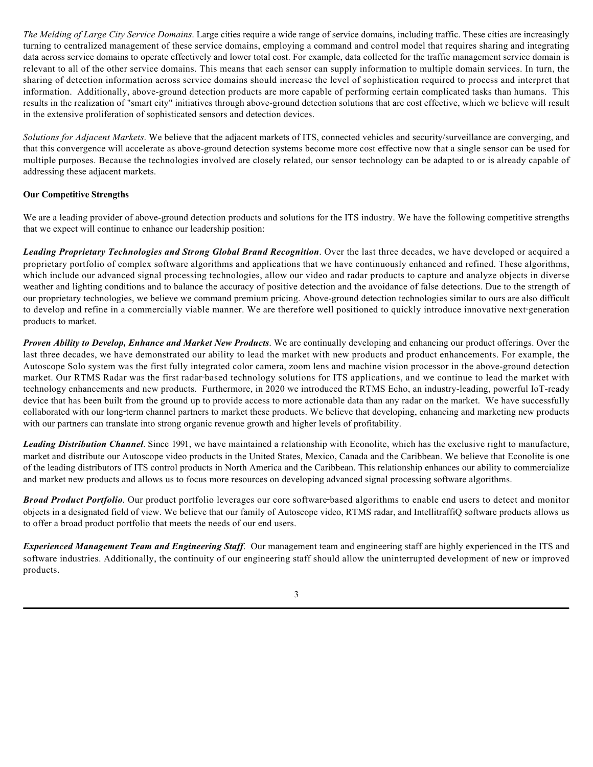*The Melding of Large City Service Domains*. Large cities require a wide range of service domains, including traffic. These cities are increasingly turning to centralized management of these service domains, employing a command and control model that requires sharing and integrating data across service domains to operate effectively and lower total cost. For example, data collected for the traffic management service domain is relevant to all of the other service domains. This means that each sensor can supply information to multiple domain services. In turn, the sharing of detection information across service domains should increase the level of sophistication required to process and interpret that information. Additionally, above-ground detection products are more capable of performing certain complicated tasks than humans. This results in the realization of "smart city" initiatives through above-ground detection solutions that are cost effective, which we believe will result in the extensive proliferation of sophisticated sensors and detection devices.

*Solutions for Adjacent Markets*. We believe that the adjacent markets of ITS, connected vehicles and security/surveillance are converging, and that this convergence will accelerate as above-ground detection systems become more cost effective now that a single sensor can be used for multiple purposes. Because the technologies involved are closely related, our sensor technology can be adapted to or is already capable of addressing these adjacent markets.

**Our Competitive Strengths**

We are a leading provider of above-ground detection products and solutions for the ITS industry. We have the following competitive strengths that we expect will continue to enhance our leadership position:

***Leading Proprietary Technologies and Strong Global Brand Recognition***. Over the last three decades, we have developed or acquired a proprietary portfolio of complex software algorithms and applications that we have continuously enhanced and refined. These algorithms, which include our advanced signal processing technologies, allow our video and radar products to capture and analyze objects in diverse weather and lighting conditions and to balance the accuracy of positive detection and the avoidance of false detections. Due to the strength of our proprietary technologies, we believe we command premium pricing. Above-ground detection technologies similar to ours are also difficult to develop and refine in a commercially viable manner. We are therefore well positioned to quickly introduce innovative next-generation products to market.

***Proven Ability to Develop, Enhance and Market New Products***. We are continually developing and enhancing our product offerings. Over the last three decades, we have demonstrated our ability to lead the market with new products and product enhancements. For example, the Autoscope Solo system was the first fully integrated color camera, zoom lens and machine vision processor in the above-ground detection market. Our RTMS Radar was the first radar-based technology solutions for ITS applications, and we continue to lead the market with technology enhancements and new products. Furthermore, in 2020 we introduced the RTMS Echo, an industry-leading, powerful IoT-ready device that has been built from the ground up to provide access to more actionable data than any radar on the market. We have successfully collaborated with our long-term channel partners to market these products. We believe that developing, enhancing and marketing new products with our partners can translate into strong organic revenue growth and higher levels of profitability.

***Leading Distribution Channel***. Since 1991, we have maintained a relationship with Econolite, which has the exclusive right to manufacture, market and distribute our Autoscope video products in the United States, Mexico, Canada and the Caribbean. We believe that Econolite is one of the leading distributors of ITS control products in North America and the Caribbean. This relationship enhances our ability to commercialize and market new products and allows us to focus more resources on developing advanced signal processing software algorithms.

***Broad Product Portfolio***. Our product portfolio leverages our core software-based algorithms to enable end users to detect and monitor objects in a designated field of view. We believe that our family of Autoscope video, RTMS radar, and IntellitraffiQ software products allows us to offer a broad product portfolio that meets the needs of our end users.

***Experienced Management Team and Engineering Staff***. Our management team and engineering staff are highly experienced in the ITS and software industries. Additionally, the continuity of our engineering staff should allow the uninterrupted development of new or improved products.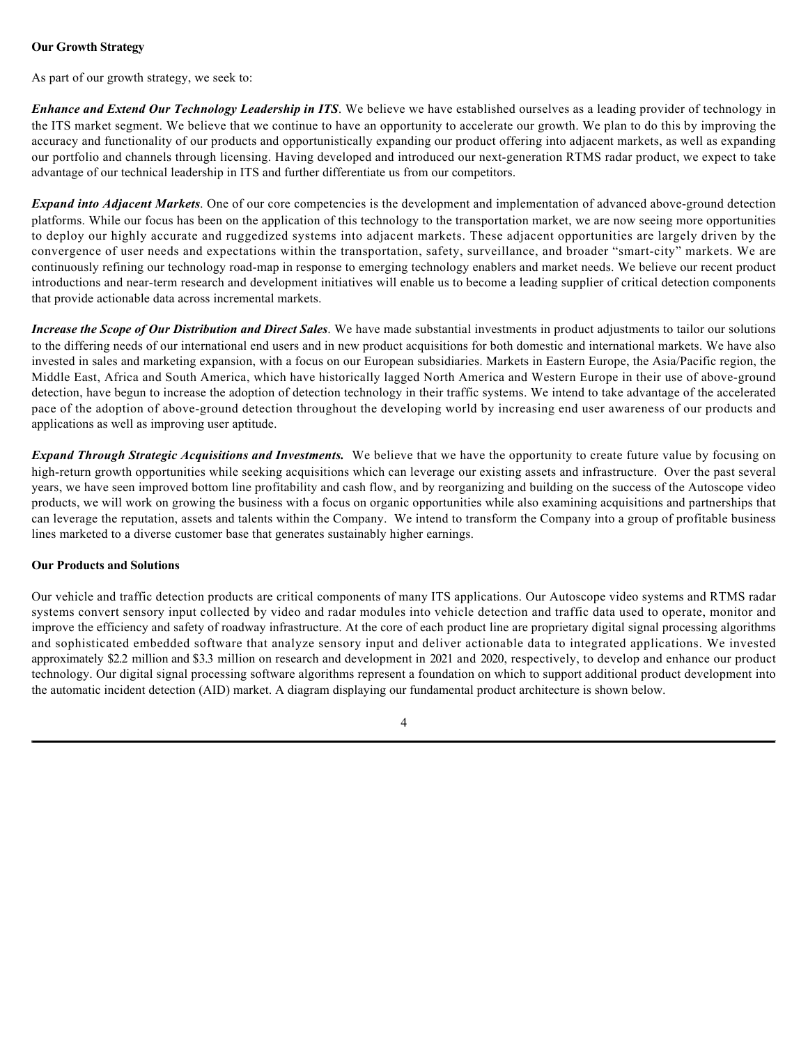**Our Growth Strategy**

As part of our growth strategy, we seek to:

***Enhance and Extend Our Technology Leadership in ITS***. We believe we have established ourselves as a leading provider of technology in the ITS market segment. We believe that we continue to have an opportunity to accelerate our growth. We plan to do this by improving the accuracy and functionality of our products and opportunistically expanding our product offering into adjacent markets, as well as expanding our portfolio and channels through licensing. Having developed and introduced our next-generation RTMS radar product, we expect to take advantage of our technical leadership in ITS and further differentiate us from our competitors.

***Expand into Adjacent Markets***. One of our core competencies is the development and implementation of advanced above-ground detection platforms. While our focus has been on the application of this technology to the transportation market, we are now seeing more opportunities to deploy our highly accurate and ruggedized systems into adjacent markets. These adjacent opportunities are largely driven by the convergence of user needs and expectations within the transportation, safety, surveillance, and broader "smart-city" markets. We are continuously refining our technology road-map in response to emerging technology enablers and market needs. We believe our recent product introductions and near-term research and development initiatives will enable us to become a leading supplier of critical detection components that provide actionable data across incremental markets.

***Increase the Scope of Our Distribution and Direct Sales***. We have made substantial investments in product adjustments to tailor our solutions to the differing needs of our international end users and in new product acquisitions for both domestic and international markets. We have also invested in sales and marketing expansion, with a focus on our European subsidiaries. Markets in Eastern Europe, the Asia/Pacific region, the Middle East, Africa and South America, which have historically lagged North America and Western Europe in their use of above-ground detection, have begun to increase the adoption of detection technology in their traffic systems. We intend to take advantage of the accelerated pace of the adoption of above-ground detection throughout the developing world by increasing end user awareness of our products and applications as well as improving user aptitude.

***Expand Through Strategic Acquisitions and Investments.*** We believe that we have the opportunity to create future value by focusing on high-return growth opportunities while seeking acquisitions which can leverage our existing assets and infrastructure. Over the past several years, we have seen improved bottom line profitability and cash flow, and by reorganizing and building on the success of the Autoscope video products, we will work on growing the business with a focus on organic opportunities while also examining acquisitions and partnerships that can leverage the reputation, assets and talents within the Company. We intend to transform the Company into a group of profitable business lines marketed to a diverse customer base that generates sustainably higher earnings.

**Our Products and Solutions**

Our vehicle and traffic detection products are critical components of many ITS applications. Our Autoscope video systems and RTMS radar systems convert sensory input collected by video and radar modules into vehicle detection and traffic data used to operate, monitor and improve the efficiency and safety of roadway infrastructure. At the core of each product line are proprietary digital signal processing algorithms and sophisticated embedded software that analyze sensory input and deliver actionable data to integrated applications. We invested approximately $2.2 million and $3.3 million on research and development in 2021 and 2020, respectively, to develop and enhance our product technology. Our digital signal processing software algorithms represent a foundation on which to support additional product development into the automatic incident detection (AID) market. A diagram displaying our fundamental product architecture is shown below.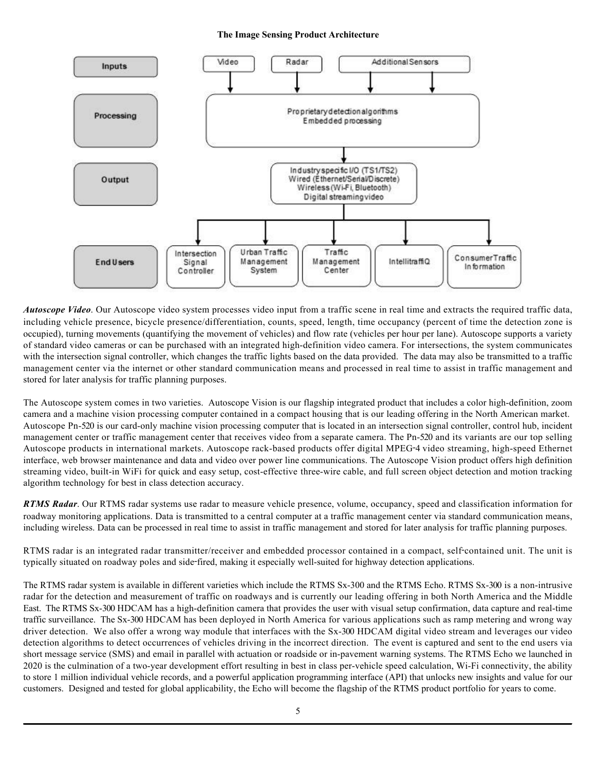**The Image Sensing Product Architecture**

| | |
|---|---|
| **Inputs** | Video; Radar; Additional Sensors |
| **Processing** | Proprietary detection algorithms; Embedded processing |
| **Output** | Industry specific I/O (TS1/TS2); Wired (Ethernet/Serial/Discrete); Wireless (Wi-Fi, Bluetooth); Digital streaming video |
| **End Users** | Intersection Signal Controller; Urban Traffic Management System; Traffic Management Center; IntellitraffiQ; Consumer Traffic Information |

***Autoscope Video***. Our Autoscope video system processes video input from a traffic scene in real time and extracts the required traffic data, including vehicle presence, bicycle presence/differentiation, counts, speed, length, time occupancy (percent of time the detection zone is occupied), turning movements (quantifying the movement of vehicles) and flow rate (vehicles per hour per lane). Autoscope supports a variety of standard video cameras or can be purchased with an integrated high-definition video camera. For intersections, the system communicates with the intersection signal controller, which changes the traffic lights based on the data provided. The data may also be transmitted to a traffic management center via the internet or other standard communication means and processed in real time to assist in traffic management and stored for later analysis for traffic planning purposes.

The Autoscope system comes in two varieties. Autoscope Vision is our flagship integrated product that includes a color high-definition, zoom camera and a machine vision processing computer contained in a compact housing that is our leading offering in the North American market. Autoscope Pn-520 is our card-only machine vision processing computer that is located in an intersection signal controller, control hub, incident management center or traffic management center that receives video from a separate camera. The Pn-520 and its variants are our top selling Autoscope products in international markets. Autoscope rack-based products offer digital MPEG-4 video streaming, high-speed Ethernet interface, web browser maintenance and data and video over power line communications. The Autoscope Vision product offers high definition streaming video, built-in WiFi for quick and easy setup, cost-effective three-wire cable, and full screen object detection and motion tracking algorithm technology for best in class detection accuracy.

***RTMS Radar***. Our RTMS radar systems use radar to measure vehicle presence, volume, occupancy, speed and classification information for roadway monitoring applications. Data is transmitted to a central computer at a traffic management center via standard communication means, including wireless. Data can be processed in real time to assist in traffic management and stored for later analysis for traffic planning purposes.

RTMS radar is an integrated radar transmitter/receiver and embedded processor contained in a compact, self-contained unit. The unit is typically situated on roadway poles and side-fired, making it especially well-suited for highway detection applications.

The RTMS radar system is available in different varieties which include the RTMS Sx-300 and the RTMS Echo. RTMS Sx-300 is a non-intrusive radar for the detection and measurement of traffic on roadways and is currently our leading offering in both North America and the Middle East. The RTMS Sx-300 HDCAM has a high-definition camera that provides the user with visual setup confirmation, data capture and real-time traffic surveillance. The Sx-300 HDCAM has been deployed in North America for various applications such as ramp metering and wrong way driver detection. We also offer a wrong way module that interfaces with the Sx-300 HDCAM digital video stream and leverages our video detection algorithms to detect occurrences of vehicles driving in the incorrect direction. The event is captured and sent to the end users via short message service (SMS) and email in parallel with actuation or roadside or in-pavement warning systems. The RTMS Echo we launched in 2020 is the culmination of a two-year development effort resulting in best in class per-vehicle speed calculation, Wi-Fi connectivity, the ability to store 1 million individual vehicle records, and a powerful application programming interface (API) that unlocks new insights and value for our customers. Designed and tested for global applicability, the Echo will become the flagship of the RTMS product portfolio for years to come.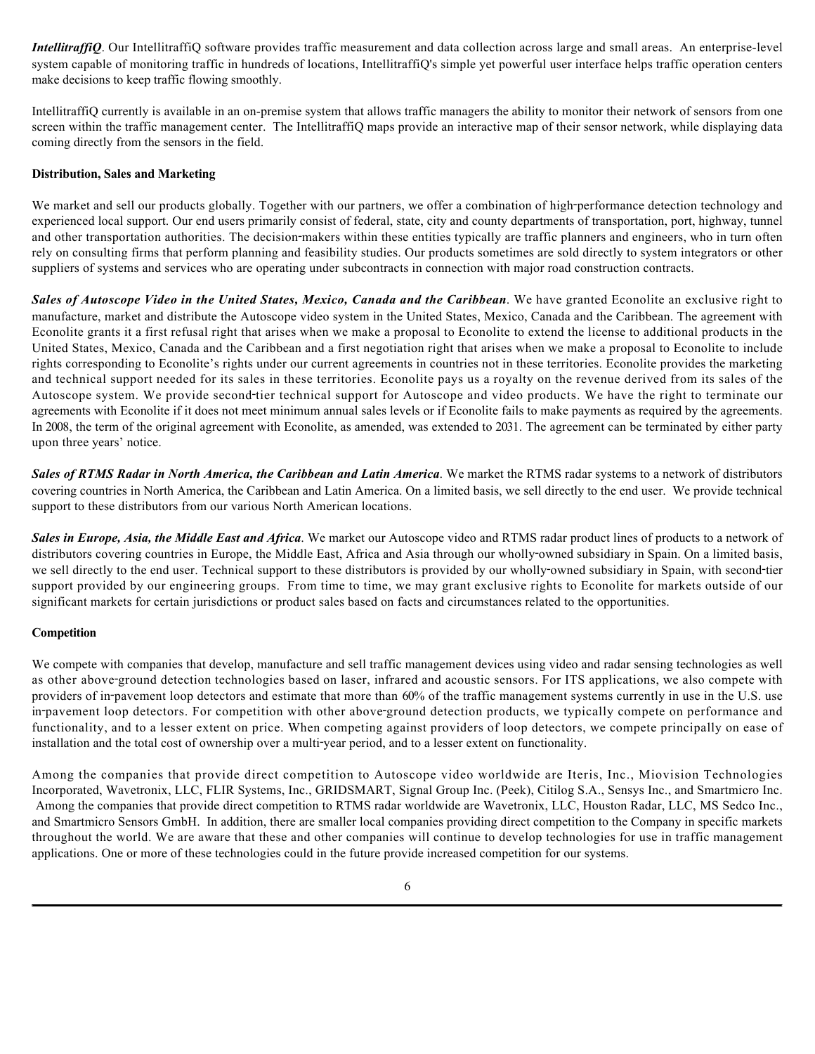***IntellitraffiQ***. Our IntellitraffiQ software provides traffic measurement and data collection across large and small areas. An enterprise-level system capable of monitoring traffic in hundreds of locations, IntellitraffiQ's simple yet powerful user interface helps traffic operation centers make decisions to keep traffic flowing smoothly.

IntellitraffiQ currently is available in an on-premise system that allows traffic managers the ability to monitor their network of sensors from one screen within the traffic management center. The IntellitraffiQ maps provide an interactive map of their sensor network, while displaying data coming directly from the sensors in the field.

**Distribution, Sales and Marketing**

We market and sell our products globally. Together with our partners, we offer a combination of high-performance detection technology and experienced local support. Our end users primarily consist of federal, state, city and county departments of transportation, port, highway, tunnel and other transportation authorities. The decision-makers within these entities typically are traffic planners and engineers, who in turn often rely on consulting firms that perform planning and feasibility studies. Our products sometimes are sold directly to system integrators or other suppliers of systems and services who are operating under subcontracts in connection with major road construction contracts.

***Sales of Autoscope Video in the United States, Mexico, Canada and the Caribbean***. We have granted Econolite an exclusive right to manufacture, market and distribute the Autoscope video system in the United States, Mexico, Canada and the Caribbean. The agreement with Econolite grants it a first refusal right that arises when we make a proposal to Econolite to extend the license to additional products in the United States, Mexico, Canada and the Caribbean and a first negotiation right that arises when we make a proposal to Econolite to include rights corresponding to Econolite's rights under our current agreements in countries not in these territories. Econolite provides the marketing and technical support needed for its sales in these territories. Econolite pays us a royalty on the revenue derived from its sales of the Autoscope system. We provide second-tier technical support for Autoscope and video products. We have the right to terminate our agreements with Econolite if it does not meet minimum annual sales levels or if Econolite fails to make payments as required by the agreements. In 2008, the term of the original agreement with Econolite, as amended, was extended to 2031. The agreement can be terminated by either party upon three years' notice.

***Sales of RTMS Radar in North America, the Caribbean and Latin America***. We market the RTMS radar systems to a network of distributors covering countries in North America, the Caribbean and Latin America. On a limited basis, we sell directly to the end user. We provide technical support to these distributors from our various North American locations.

***Sales in Europe, Asia, the Middle East and Africa***. We market our Autoscope video and RTMS radar product lines of products to a network of distributors covering countries in Europe, the Middle East, Africa and Asia through our wholly-owned subsidiary in Spain. On a limited basis, we sell directly to the end user. Technical support to these distributors is provided by our wholly-owned subsidiary in Spain, with second-tier support provided by our engineering groups. From time to time, we may grant exclusive rights to Econolite for markets outside of our significant markets for certain jurisdictions or product sales based on facts and circumstances related to the opportunities.

**Competition**

We compete with companies that develop, manufacture and sell traffic management devices using video and radar sensing technologies as well as other above-ground detection technologies based on laser, infrared and acoustic sensors. For ITS applications, we also compete with providers of in-pavement loop detectors and estimate that more than 60% of the traffic management systems currently in use in the U.S. use in-pavement loop detectors. For competition with other above-ground detection products, we typically compete on performance and functionality, and to a lesser extent on price. When competing against providers of loop detectors, we compete principally on ease of installation and the total cost of ownership over a multi-year period, and to a lesser extent on functionality.

Among the companies that provide direct competition to Autoscope video worldwide are Iteris, Inc., Miovision Technologies Incorporated, Wavetronix, LLC, FLIR Systems, Inc., GRIDSMART, Signal Group Inc. (Peek), Citilog S.A., Sensys Inc., and Smartmicro Inc. Among the companies that provide direct competition to RTMS radar worldwide are Wavetronix, LLC, Houston Radar, LLC, MS Sedco Inc., and Smartmicro Sensors GmbH. In addition, there are smaller local companies providing direct competition to the Company in specific markets throughout the world. We are aware that these and other companies will continue to develop technologies for use in traffic management applications. One or more of these technologies could in the future provide increased competition for our systems.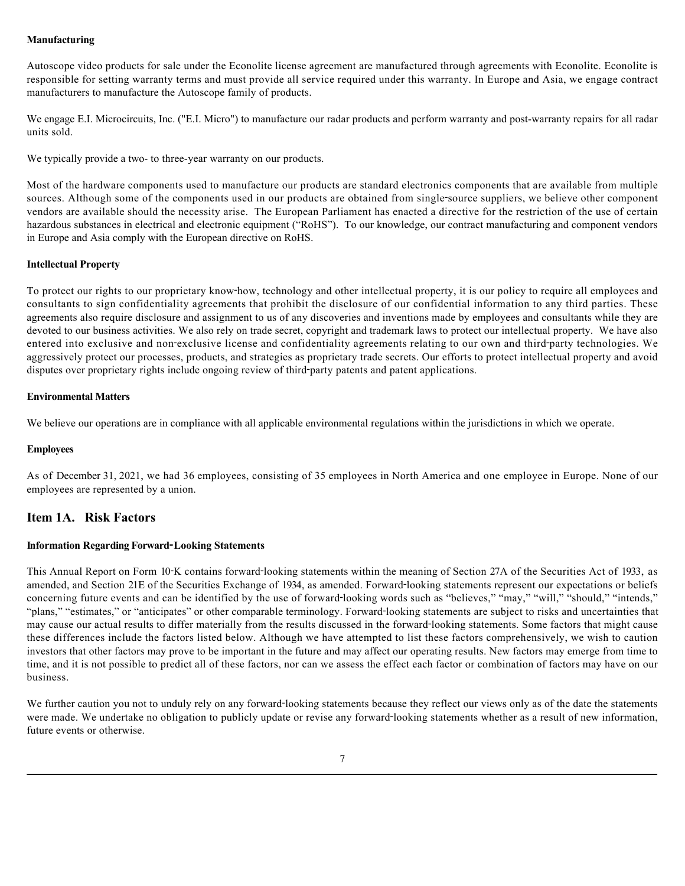**Manufacturing**

Autoscope video products for sale under the Econolite license agreement are manufactured through agreements with Econolite. Econolite is responsible for setting warranty terms and must provide all service required under this warranty. In Europe and Asia, we engage contract manufacturers to manufacture the Autoscope family of products.

We engage E.I. Microcircuits, Inc. ("E.I. Micro") to manufacture our radar products and perform warranty and post-warranty repairs for all radar units sold.

We typically provide a two- to three-year warranty on our products.

Most of the hardware components used to manufacture our products are standard electronics components that are available from multiple sources. Although some of the components used in our products are obtained from single-source suppliers, we believe other component vendors are available should the necessity arise. The European Parliament has enacted a directive for the restriction of the use of certain hazardous substances in electrical and electronic equipment ("RoHS"). To our knowledge, our contract manufacturing and component vendors in Europe and Asia comply with the European directive on RoHS.

**Intellectual Property**

To protect our rights to our proprietary know-how, technology and other intellectual property, it is our policy to require all employees and consultants to sign confidentiality agreements that prohibit the disclosure of our confidential information to any third parties. These agreements also require disclosure and assignment to us of any discoveries and inventions made by employees and consultants while they are devoted to our business activities. We also rely on trade secret, copyright and trademark laws to protect our intellectual property. We have also entered into exclusive and non-exclusive license and confidentiality agreements relating to our own and third-party technologies. We aggressively protect our processes, products, and strategies as proprietary trade secrets. Our efforts to protect intellectual property and avoid disputes over proprietary rights include ongoing review of third-party patents and patent applications.

**Environmental Matters**

We believe our operations are in compliance with all applicable environmental regulations within the jurisdictions in which we operate.

**Employees**

As of December 31, 2021, we had 36 employees, consisting of 35 employees in North America and one employee in Europe. None of our employees are represented by a union.

## Item 1A. Risk Factors

**Information Regarding Forward-Looking Statements**

This Annual Report on Form 10-K contains forward-looking statements within the meaning of Section 27A of the Securities Act of 1933, as amended, and Section 21E of the Securities Exchange of 1934, as amended. Forward-looking statements represent our expectations or beliefs concerning future events and can be identified by the use of forward-looking words such as "believes," "may," "will," "should," "intends," "plans," "estimates," or "anticipates" or other comparable terminology. Forward-looking statements are subject to risks and uncertainties that may cause our actual results to differ materially from the results discussed in the forward-looking statements. Some factors that might cause these differences include the factors listed below. Although we have attempted to list these factors comprehensively, we wish to caution investors that other factors may prove to be important in the future and may affect our operating results. New factors may emerge from time to time, and it is not possible to predict all of these factors, nor can we assess the effect each factor or combination of factors may have on our business.

We further caution you not to unduly rely on any forward-looking statements because they reflect our views only as of the date the statements were made. We undertake no obligation to publicly update or revise any forward-looking statements whether as a result of new information, future events or otherwise.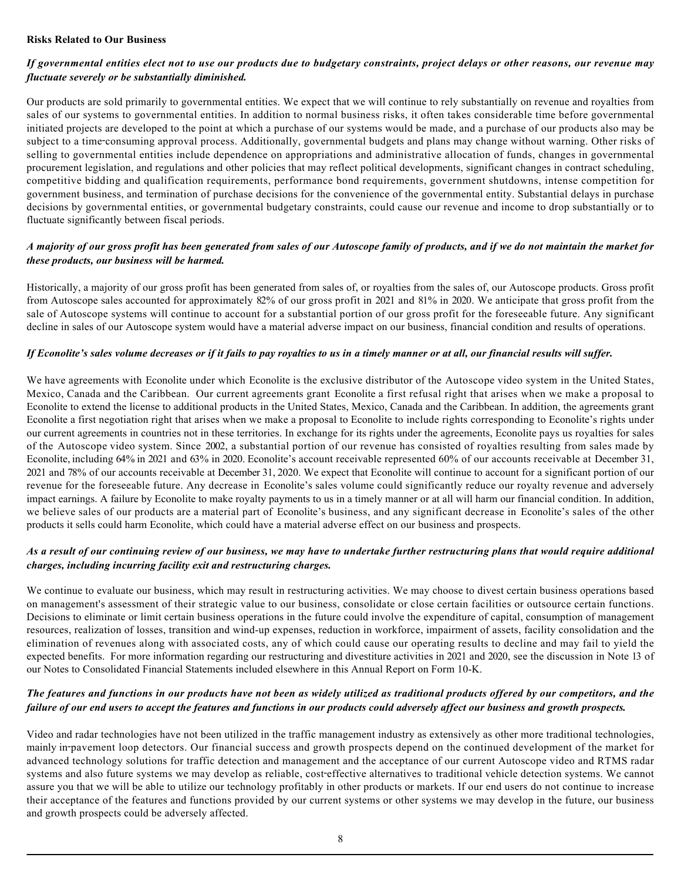**Risks Related to Our Business**

***If governmental entities elect not to use our products due to budgetary constraints, project delays or other reasons, our revenue may fluctuate severely or be substantially diminished.***

Our products are sold primarily to governmental entities. We expect that we will continue to rely substantially on revenue and royalties from sales of our systems to governmental entities. In addition to normal business risks, it often takes considerable time before governmental initiated projects are developed to the point at which a purchase of our systems would be made, and a purchase of our products also may be subject to a time-consuming approval process. Additionally, governmental budgets and plans may change without warning. Other risks of selling to governmental entities include dependence on appropriations and administrative allocation of funds, changes in governmental procurement legislation, and regulations and other policies that may reflect political developments, significant changes in contract scheduling, competitive bidding and qualification requirements, performance bond requirements, government shutdowns, intense competition for government business, and termination of purchase decisions for the convenience of the governmental entity. Substantial delays in purchase decisions by governmental entities, or governmental budgetary constraints, could cause our revenue and income to drop substantially or to fluctuate significantly between fiscal periods.

***A majority of our gross profit has been generated from sales of our Autoscope family of products, and if we do not maintain the market for these products, our business will be harmed.***

Historically, a majority of our gross profit has been generated from sales of, or royalties from the sales of, our Autoscope products. Gross profit from Autoscope sales accounted for approximately 82% of our gross profit in 2021 and 81% in 2020. We anticipate that gross profit from the sale of Autoscope systems will continue to account for a substantial portion of our gross profit for the foreseeable future. Any significant decline in sales of our Autoscope system would have a material adverse impact on our business, financial condition and results of operations.

***If Econolite's sales volume decreases or if it fails to pay royalties to us in a timely manner or at all, our financial results will suffer.***

We have agreements with Econolite under which Econolite is the exclusive distributor of the Autoscope video system in the United States, Mexico, Canada and the Caribbean. Our current agreements grant Econolite a first refusal right that arises when we make a proposal to Econolite to extend the license to additional products in the United States, Mexico, Canada and the Caribbean. In addition, the agreements grant Econolite a first negotiation right that arises when we make a proposal to Econolite to include rights corresponding to Econolite's rights under our current agreements in countries not in these territories. In exchange for its rights under the agreements, Econolite pays us royalties for sales of the Autoscope video system. Since 2002, a substantial portion of our revenue has consisted of royalties resulting from sales made by Econolite, including 64% in 2021 and 63% in 2020. Econolite's account receivable represented 60% of our accounts receivable at December 31, 2021 and 78% of our accounts receivable at December 31, 2020. We expect that Econolite will continue to account for a significant portion of our revenue for the foreseeable future. Any decrease in Econolite's sales volume could significantly reduce our royalty revenue and adversely impact earnings. A failure by Econolite to make royalty payments to us in a timely manner or at all will harm our financial condition. In addition, we believe sales of our products are a material part of Econolite's business, and any significant decrease in Econolite's sales of the other products it sells could harm Econolite, which could have a material adverse effect on our business and prospects.

***As a result of our continuing review of our business, we may have to undertake further restructuring plans that would require additional charges, including incurring facility exit and restructuring charges.***

We continue to evaluate our business, which may result in restructuring activities. We may choose to divest certain business operations based on management's assessment of their strategic value to our business, consolidate or close certain facilities or outsource certain functions. Decisions to eliminate or limit certain business operations in the future could involve the expenditure of capital, consumption of management resources, realization of losses, transition and wind-up expenses, reduction in workforce, impairment of assets, facility consolidation and the elimination of revenues along with associated costs, any of which could cause our operating results to decline and may fail to yield the expected benefits. For more information regarding our restructuring and divestiture activities in 2021 and 2020, see the discussion in Note 13 of our Notes to Consolidated Financial Statements included elsewhere in this Annual Report on Form 10-K.

***The features and functions in our products have not been as widely utilized as traditional products offered by our competitors, and the failure of our end users to accept the features and functions in our products could adversely affect our business and growth prospects.***

Video and radar technologies have not been utilized in the traffic management industry as extensively as other more traditional technologies, mainly in-pavement loop detectors. Our financial success and growth prospects depend on the continued development of the market for advanced technology solutions for traffic detection and management and the acceptance of our current Autoscope video and RTMS radar systems and also future systems we may develop as reliable, cost-effective alternatives to traditional vehicle detection systems. We cannot assure you that we will be able to utilize our technology profitably in other products or markets. If our end users do not continue to increase their acceptance of the features and functions provided by our current systems or other systems we may develop in the future, our business and growth prospects could be adversely affected.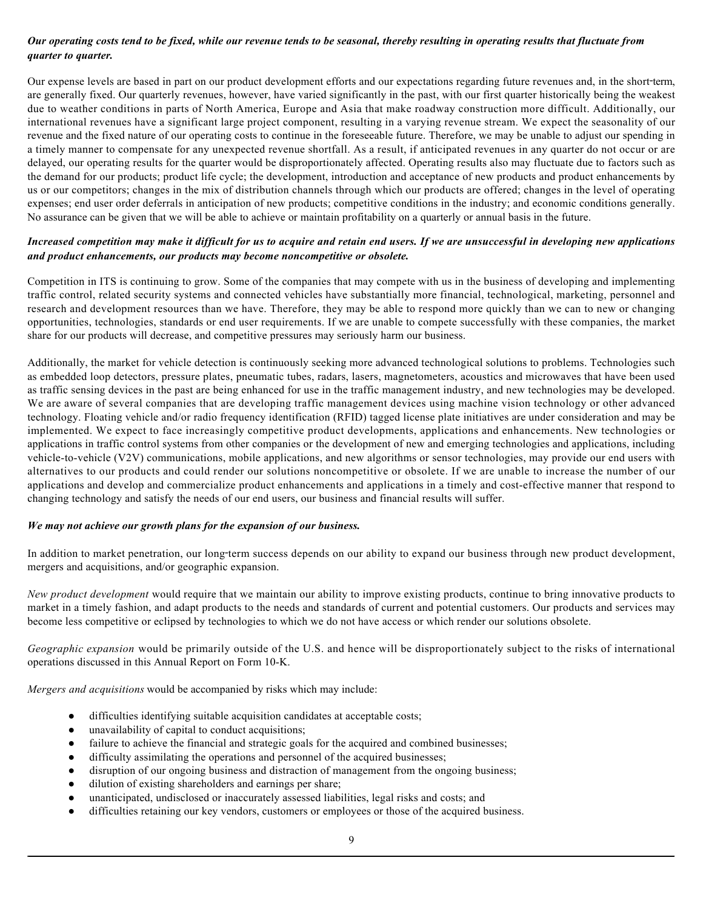***Our operating costs tend to be fixed, while our revenue tends to be seasonal, thereby resulting in operating results that fluctuate from quarter to quarter.***

Our expense levels are based in part on our product development efforts and our expectations regarding future revenues and, in the short-term, are generally fixed. Our quarterly revenues, however, have varied significantly in the past, with our first quarter historically being the weakest due to weather conditions in parts of North America, Europe and Asia that make roadway construction more difficult. Additionally, our international revenues have a significant large project component, resulting in a varying revenue stream. We expect the seasonality of our revenue and the fixed nature of our operating costs to continue in the foreseeable future. Therefore, we may be unable to adjust our spending in a timely manner to compensate for any unexpected revenue shortfall. As a result, if anticipated revenues in any quarter do not occur or are delayed, our operating results for the quarter would be disproportionately affected. Operating results also may fluctuate due to factors such as the demand for our products; product life cycle; the development, introduction and acceptance of new products and product enhancements by us or our competitors; changes in the mix of distribution channels through which our products are offered; changes in the level of operating expenses; end user order deferrals in anticipation of new products; competitive conditions in the industry; and economic conditions generally. No assurance can be given that we will be able to achieve or maintain profitability on a quarterly or annual basis in the future.

***Increased competition may make it difficult for us to acquire and retain end users. If we are unsuccessful in developing new applications and product enhancements, our products may become noncompetitive or obsolete.***

Competition in ITS is continuing to grow. Some of the companies that may compete with us in the business of developing and implementing traffic control, related security systems and connected vehicles have substantially more financial, technological, marketing, personnel and research and development resources than we have. Therefore, they may be able to respond more quickly than we can to new or changing opportunities, technologies, standards or end user requirements. If we are unable to compete successfully with these companies, the market share for our products will decrease, and competitive pressures may seriously harm our business.

Additionally, the market for vehicle detection is continuously seeking more advanced technological solutions to problems. Technologies such as embedded loop detectors, pressure plates, pneumatic tubes, radars, lasers, magnetometers, acoustics and microwaves that have been used as traffic sensing devices in the past are being enhanced for use in the traffic management industry, and new technologies may be developed. We are aware of several companies that are developing traffic management devices using machine vision technology or other advanced technology. Floating vehicle and/or radio frequency identification (RFID) tagged license plate initiatives are under consideration and may be implemented. We expect to face increasingly competitive product developments, applications and enhancements. New technologies or applications in traffic control systems from other companies or the development of new and emerging technologies and applications, including vehicle-to-vehicle (V2V) communications, mobile applications, and new algorithms or sensor technologies, may provide our end users with alternatives to our products and could render our solutions noncompetitive or obsolete. If we are unable to increase the number of our applications and develop and commercialize product enhancements and applications in a timely and cost-effective manner that respond to changing technology and satisfy the needs of our end users, our business and financial results will suffer.

***We may not achieve our growth plans for the expansion of our business.***

In addition to market penetration, our long-term success depends on our ability to expand our business through new product development, mergers and acquisitions, and/or geographic expansion.

*New product development* would require that we maintain our ability to improve existing products, continue to bring innovative products to market in a timely fashion, and adapt products to the needs and standards of current and potential customers. Our products and services may become less competitive or eclipsed by technologies to which we do not have access or which render our solutions obsolete.

*Geographic expansion* would be primarily outside of the U.S. and hence will be disproportionately subject to the risks of international operations discussed in this Annual Report on Form 10-K.

*Mergers and acquisitions* would be accompanied by risks which may include:

- difficulties identifying suitable acquisition candidates at acceptable costs;
- unavailability of capital to conduct acquisitions;
- failure to achieve the financial and strategic goals for the acquired and combined businesses;
- difficulty assimilating the operations and personnel of the acquired businesses;
- disruption of our ongoing business and distraction of management from the ongoing business;
- dilution of existing shareholders and earnings per share;
- unanticipated, undisclosed or inaccurately assessed liabilities, legal risks and costs; and
- difficulties retaining our key vendors, customers or employees or those of the acquired business.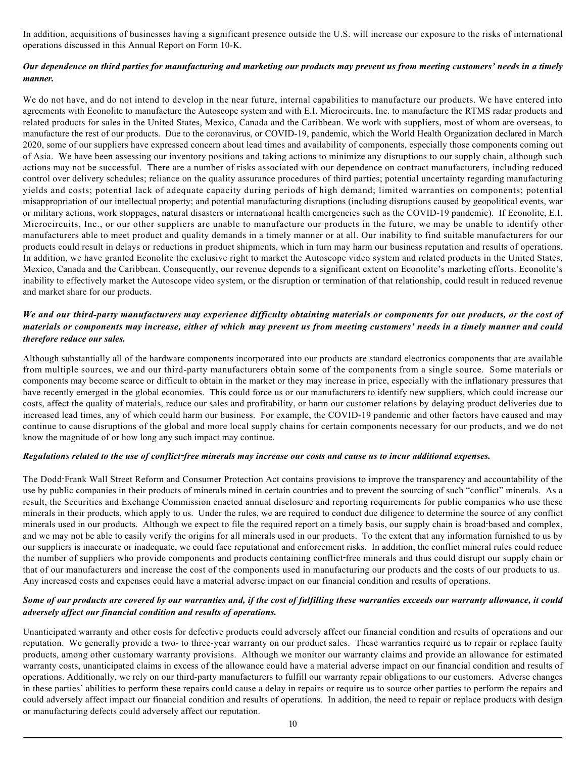In addition, acquisitions of businesses having a significant presence outside the U.S. will increase our exposure to the risks of international operations discussed in this Annual Report on Form 10-K.

***Our dependence on third parties for manufacturing and marketing our products may prevent us from meeting customers' needs in a timely manner.***

We do not have, and do not intend to develop in the near future, internal capabilities to manufacture our products. We have entered into agreements with Econolite to manufacture the Autoscope system and with E.I. Microcircuits, Inc. to manufacture the RTMS radar products and related products for sales in the United States, Mexico, Canada and the Caribbean. We work with suppliers, most of whom are overseas, to manufacture the rest of our products. Due to the coronavirus, or COVID-19, pandemic, which the World Health Organization declared in March 2020, some of our suppliers have expressed concern about lead times and availability of components, especially those components coming out of Asia. We have been assessing our inventory positions and taking actions to minimize any disruptions to our supply chain, although such actions may not be successful. There are a number of risks associated with our dependence on contract manufacturers, including reduced control over delivery schedules; reliance on the quality assurance procedures of third parties; potential uncertainty regarding manufacturing yields and costs; potential lack of adequate capacity during periods of high demand; limited warranties on components; potential misappropriation of our intellectual property; and potential manufacturing disruptions (including disruptions caused by geopolitical events, war or military actions, work stoppages, natural disasters or international health emergencies such as the COVID-19 pandemic). If Econolite, E.I. Microcircuits, Inc., or our other suppliers are unable to manufacture our products in the future, we may be unable to identify other manufacturers able to meet product and quality demands in a timely manner or at all. Our inability to find suitable manufacturers for our products could result in delays or reductions in product shipments, which in turn may harm our business reputation and results of operations. In addition, we have granted Econolite the exclusive right to market the Autoscope video system and related products in the United States, Mexico, Canada and the Caribbean. Consequently, our revenue depends to a significant extent on Econolite's marketing efforts. Econolite's inability to effectively market the Autoscope video system, or the disruption or termination of that relationship, could result in reduced revenue and market share for our products.

***We and our third-party manufacturers may experience difficulty obtaining materials or components for our products, or the cost of materials or components may increase, either of which may prevent us from meeting customers' needs in a timely manner and could therefore reduce our sales.***

Although substantially all of the hardware components incorporated into our products are standard electronics components that are available from multiple sources, we and our third-party manufacturers obtain some of the components from a single source. Some materials or components may become scarce or difficult to obtain in the market or they may increase in price, especially with the inflationary pressures that have recently emerged in the global economies. This could force us or our manufacturers to identify new suppliers, which could increase our costs, affect the quality of materials, reduce our sales and profitability, or harm our customer relations by delaying product deliveries due to increased lead times, any of which could harm our business. For example, the COVID-19 pandemic and other factors have caused and may continue to cause disruptions of the global and more local supply chains for certain components necessary for our products, and we do not know the magnitude of or how long any such impact may continue.

***Regulations related to the use of conflict-free minerals may increase our costs and cause us to incur additional expenses.***

The Dodd-Frank Wall Street Reform and Consumer Protection Act contains provisions to improve the transparency and accountability of the use by public companies in their products of minerals mined in certain countries and to prevent the sourcing of such "conflict" minerals. As a result, the Securities and Exchange Commission enacted annual disclosure and reporting requirements for public companies who use these minerals in their products, which apply to us. Under the rules, we are required to conduct due diligence to determine the source of any conflict minerals used in our products. Although we expect to file the required report on a timely basis, our supply chain is broad-based and complex, and we may not be able to easily verify the origins for all minerals used in our products. To the extent that any information furnished to us by our suppliers is inaccurate or inadequate, we could face reputational and enforcement risks. In addition, the conflict mineral rules could reduce the number of suppliers who provide components and products containing conflict-free minerals and thus could disrupt our supply chain or that of our manufacturers and increase the cost of the components used in manufacturing our products and the costs of our products to us. Any increased costs and expenses could have a material adverse impact on our financial condition and results of operations.

***Some of our products are covered by our warranties and, if the cost of fulfilling these warranties exceeds our warranty allowance, it could adversely affect our financial condition and results of operations.***

Unanticipated warranty and other costs for defective products could adversely affect our financial condition and results of operations and our reputation. We generally provide a two- to three-year warranty on our product sales. These warranties require us to repair or replace faulty products, among other customary warranty provisions. Although we monitor our warranty claims and provide an allowance for estimated warranty costs, unanticipated claims in excess of the allowance could have a material adverse impact on our financial condition and results of operations. Additionally, we rely on our third-party manufacturers to fulfill our warranty repair obligations to our customers. Adverse changes in these parties' abilities to perform these repairs could cause a delay in repairs or require us to source other parties to perform the repairs and could adversely affect impact our financial condition and results of operations. In addition, the need to repair or replace products with design or manufacturing defects could adversely affect our reputation.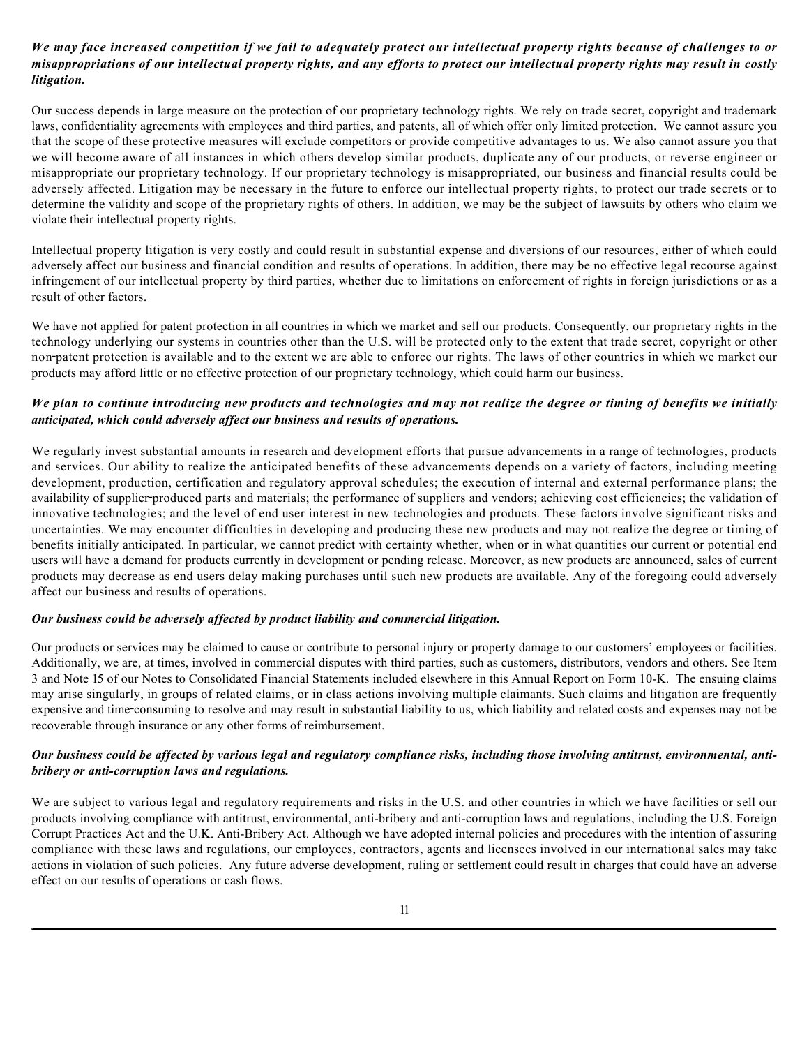***We may face increased competition if we fail to adequately protect our intellectual property rights because of challenges to or misappropriations of our intellectual property rights, and any efforts to protect our intellectual property rights may result in costly litigation.***

Our success depends in large measure on the protection of our proprietary technology rights. We rely on trade secret, copyright and trademark laws, confidentiality agreements with employees and third parties, and patents, all of which offer only limited protection. We cannot assure you that the scope of these protective measures will exclude competitors or provide competitive advantages to us. We also cannot assure you that we will become aware of all instances in which others develop similar products, duplicate any of our products, or reverse engineer or misappropriate our proprietary technology. If our proprietary technology is misappropriated, our business and financial results could be adversely affected. Litigation may be necessary in the future to enforce our intellectual property rights, to protect our trade secrets or to determine the validity and scope of the proprietary rights of others. In addition, we may be the subject of lawsuits by others who claim we violate their intellectual property rights.

Intellectual property litigation is very costly and could result in substantial expense and diversions of our resources, either of which could adversely affect our business and financial condition and results of operations. In addition, there may be no effective legal recourse against infringement of our intellectual property by third parties, whether due to limitations on enforcement of rights in foreign jurisdictions or as a result of other factors.

We have not applied for patent protection in all countries in which we market and sell our products. Consequently, our proprietary rights in the technology underlying our systems in countries other than the U.S. will be protected only to the extent that trade secret, copyright or other non-patent protection is available and to the extent we are able to enforce our rights. The laws of other countries in which we market our products may afford little or no effective protection of our proprietary technology, which could harm our business.

***We plan to continue introducing new products and technologies and may not realize the degree or timing of benefits we initially anticipated, which could adversely affect our business and results of operations.***

We regularly invest substantial amounts in research and development efforts that pursue advancements in a range of technologies, products and services. Our ability to realize the anticipated benefits of these advancements depends on a variety of factors, including meeting development, production, certification and regulatory approval schedules; the execution of internal and external performance plans; the availability of supplier-produced parts and materials; the performance of suppliers and vendors; achieving cost efficiencies; the validation of innovative technologies; and the level of end user interest in new technologies and products. These factors involve significant risks and uncertainties. We may encounter difficulties in developing and producing these new products and may not realize the degree or timing of benefits initially anticipated. In particular, we cannot predict with certainty whether, when or in what quantities our current or potential end users will have a demand for products currently in development or pending release. Moreover, as new products are announced, sales of current products may decrease as end users delay making purchases until such new products are available. Any of the foregoing could adversely affect our business and results of operations.

***Our business could be adversely affected by product liability and commercial litigation.***

Our products or services may be claimed to cause or contribute to personal injury or property damage to our customers' employees or facilities. Additionally, we are, at times, involved in commercial disputes with third parties, such as customers, distributors, vendors and others. See Item 3 and Note 15 of our Notes to Consolidated Financial Statements included elsewhere in this Annual Report on Form 10-K. The ensuing claims may arise singularly, in groups of related claims, or in class actions involving multiple claimants. Such claims and litigation are frequently expensive and time-consuming to resolve and may result in substantial liability to us, which liability and related costs and expenses may not be recoverable through insurance or any other forms of reimbursement.

***Our business could be affected by various legal and regulatory compliance risks, including those involving antitrust, environmental, anti-bribery or anti-corruption laws and regulations.***

We are subject to various legal and regulatory requirements and risks in the U.S. and other countries in which we have facilities or sell our products involving compliance with antitrust, environmental, anti-bribery and anti-corruption laws and regulations, including the U.S. Foreign Corrupt Practices Act and the U.K. Anti-Bribery Act. Although we have adopted internal policies and procedures with the intention of assuring compliance with these laws and regulations, our employees, contractors, agents and licensees involved in our international sales may take actions in violation of such policies. Any future adverse development, ruling or settlement could result in charges that could have an adverse effect on our results of operations or cash flows.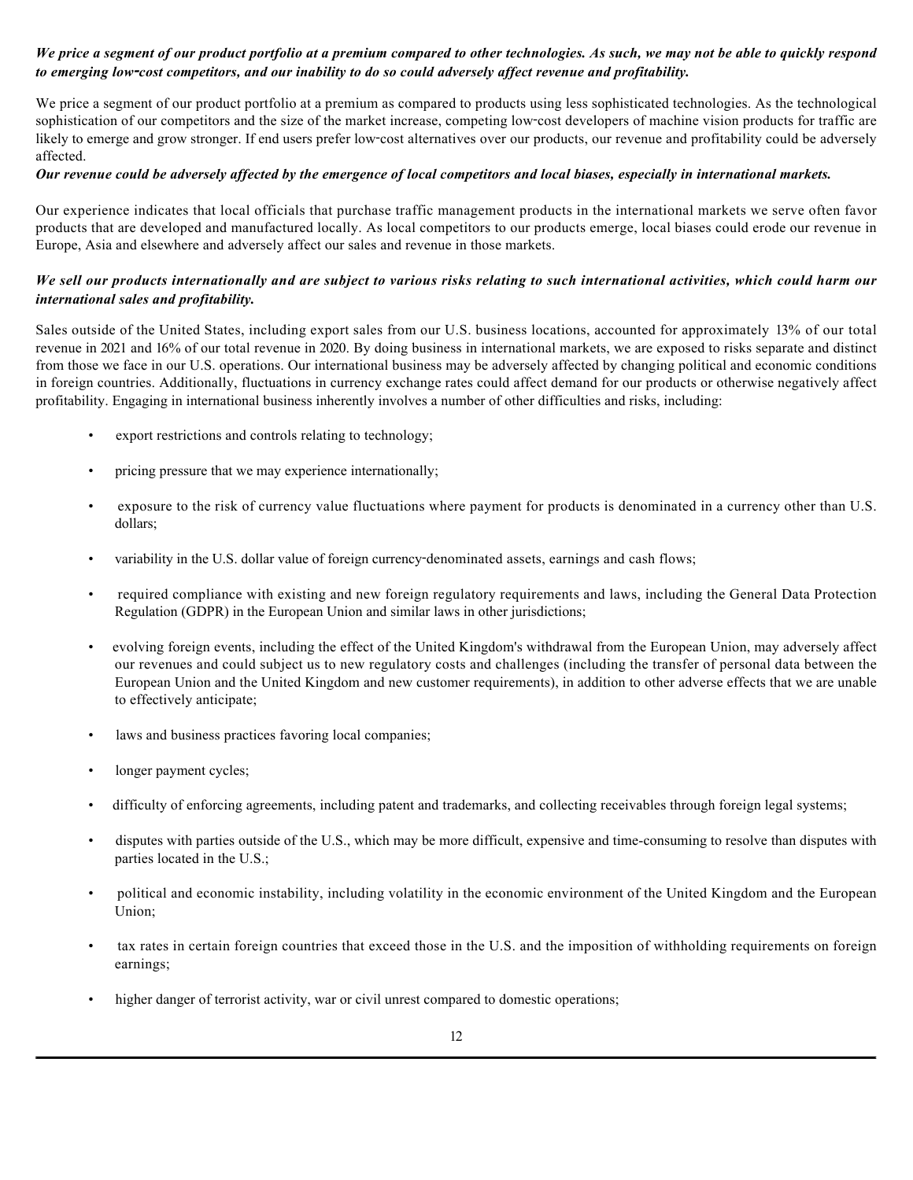***We price a segment of our product portfolio at a premium compared to other technologies. As such, we may not be able to quickly respond to emerging low-cost competitors, and our inability to do so could adversely affect revenue and profitability.***

We price a segment of our product portfolio at a premium as compared to products using less sophisticated technologies. As the technological sophistication of our competitors and the size of the market increase, competing low-cost developers of machine vision products for traffic are likely to emerge and grow stronger. If end users prefer low-cost alternatives over our products, our revenue and profitability could be adversely affected.

***Our revenue could be adversely affected by the emergence of local competitors and local biases, especially in international markets.***

Our experience indicates that local officials that purchase traffic management products in the international markets we serve often favor products that are developed and manufactured locally. As local competitors to our products emerge, local biases could erode our revenue in Europe, Asia and elsewhere and adversely affect our sales and revenue in those markets.

***We sell our products internationally and are subject to various risks relating to such international activities, which could harm our international sales and profitability.***

Sales outside of the United States, including export sales from our U.S. business locations, accounted for approximately 13% of our total revenue in 2021 and 16% of our total revenue in 2020. By doing business in international markets, we are exposed to risks separate and distinct from those we face in our U.S. operations. Our international business may be adversely affected by changing political and economic conditions in foreign countries. Additionally, fluctuations in currency exchange rates could affect demand for our products or otherwise negatively affect profitability. Engaging in international business inherently involves a number of other difficulties and risks, including:

- export restrictions and controls relating to technology;
- pricing pressure that we may experience internationally;
- exposure to the risk of currency value fluctuations where payment for products is denominated in a currency other than U.S. dollars;
- variability in the U.S. dollar value of foreign currency-denominated assets, earnings and cash flows;
- required compliance with existing and new foreign regulatory requirements and laws, including the General Data Protection Regulation (GDPR) in the European Union and similar laws in other jurisdictions;
- evolving foreign events, including the effect of the United Kingdom's withdrawal from the European Union, may adversely affect our revenues and could subject us to new regulatory costs and challenges (including the transfer of personal data between the European Union and the United Kingdom and new customer requirements), in addition to other adverse effects that we are unable to effectively anticipate;
- laws and business practices favoring local companies;
- longer payment cycles;
- difficulty of enforcing agreements, including patent and trademarks, and collecting receivables through foreign legal systems;
- disputes with parties outside of the U.S., which may be more difficult, expensive and time-consuming to resolve than disputes with parties located in the U.S.;
- political and economic instability, including volatility in the economic environment of the United Kingdom and the European Union;
- tax rates in certain foreign countries that exceed those in the U.S. and the imposition of withholding requirements on foreign earnings;
- higher danger of terrorist activity, war or civil unrest compared to domestic operations;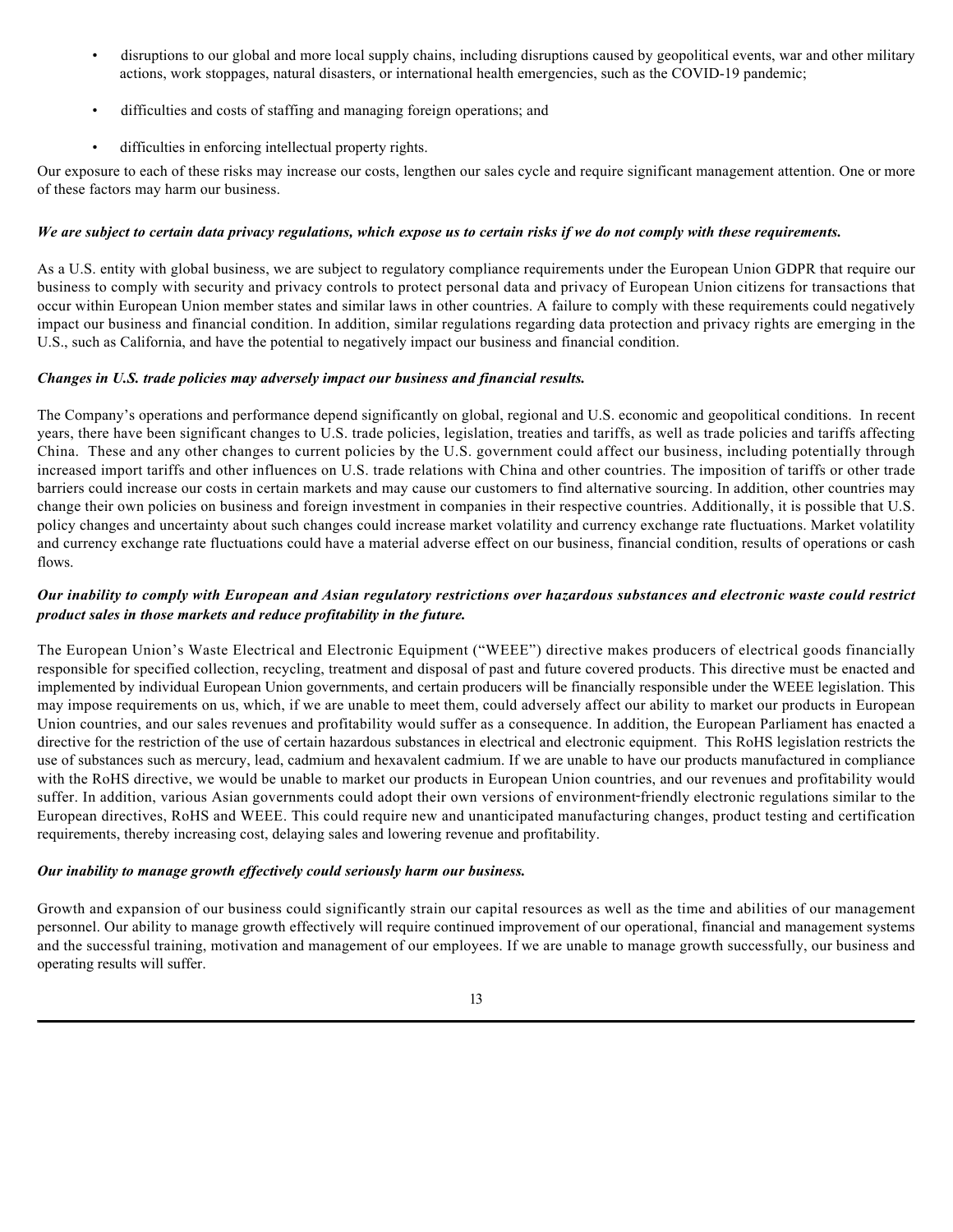- disruptions to our global and more local supply chains, including disruptions caused by geopolitical events, war and other military actions, work stoppages, natural disasters, or international health emergencies, such as the COVID-19 pandemic;
- difficulties and costs of staffing and managing foreign operations; and
- difficulties in enforcing intellectual property rights.

Our exposure to each of these risks may increase our costs, lengthen our sales cycle and require significant management attention. One or more of these factors may harm our business.

***We are subject to certain data privacy regulations, which expose us to certain risks if we do not comply with these requirements.***

As a U.S. entity with global business, we are subject to regulatory compliance requirements under the European Union GDPR that require our business to comply with security and privacy controls to protect personal data and privacy of European Union citizens for transactions that occur within European Union member states and similar laws in other countries. A failure to comply with these requirements could negatively impact our business and financial condition. In addition, similar regulations regarding data protection and privacy rights are emerging in the U.S., such as California, and have the potential to negatively impact our business and financial condition.

***Changes in U.S. trade policies may adversely impact our business and financial results.***

The Company's operations and performance depend significantly on global, regional and U.S. economic and geopolitical conditions. In recent years, there have been significant changes to U.S. trade policies, legislation, treaties and tariffs, as well as trade policies and tariffs affecting China. These and any other changes to current policies by the U.S. government could affect our business, including potentially through increased import tariffs and other influences on U.S. trade relations with China and other countries. The imposition of tariffs or other trade barriers could increase our costs in certain markets and may cause our customers to find alternative sourcing. In addition, other countries may change their own policies on business and foreign investment in companies in their respective countries. Additionally, it is possible that U.S. policy changes and uncertainty about such changes could increase market volatility and currency exchange rate fluctuations. Market volatility and currency exchange rate fluctuations could have a material adverse effect on our business, financial condition, results of operations or cash flows.

***Our inability to comply with European and Asian regulatory restrictions over hazardous substances and electronic waste could restrict product sales in those markets and reduce profitability in the future.***

The European Union's Waste Electrical and Electronic Equipment ("WEEE") directive makes producers of electrical goods financially responsible for specified collection, recycling, treatment and disposal of past and future covered products. This directive must be enacted and implemented by individual European Union governments, and certain producers will be financially responsible under the WEEE legislation. This may impose requirements on us, which, if we are unable to meet them, could adversely affect our ability to market our products in European Union countries, and our sales revenues and profitability would suffer as a consequence. In addition, the European Parliament has enacted a directive for the restriction of the use of certain hazardous substances in electrical and electronic equipment. This RoHS legislation restricts the use of substances such as mercury, lead, cadmium and hexavalent cadmium. If we are unable to have our products manufactured in compliance with the RoHS directive, we would be unable to market our products in European Union countries, and our revenues and profitability would suffer. In addition, various Asian governments could adopt their own versions of environment-friendly electronic regulations similar to the European directives, RoHS and WEEE. This could require new and unanticipated manufacturing changes, product testing and certification requirements, thereby increasing cost, delaying sales and lowering revenue and profitability.

***Our inability to manage growth effectively could seriously harm our business.***

Growth and expansion of our business could significantly strain our capital resources as well as the time and abilities of our management personnel. Our ability to manage growth effectively will require continued improvement of our operational, financial and management systems and the successful training, motivation and management of our employees. If we are unable to manage growth successfully, our business and operating results will suffer.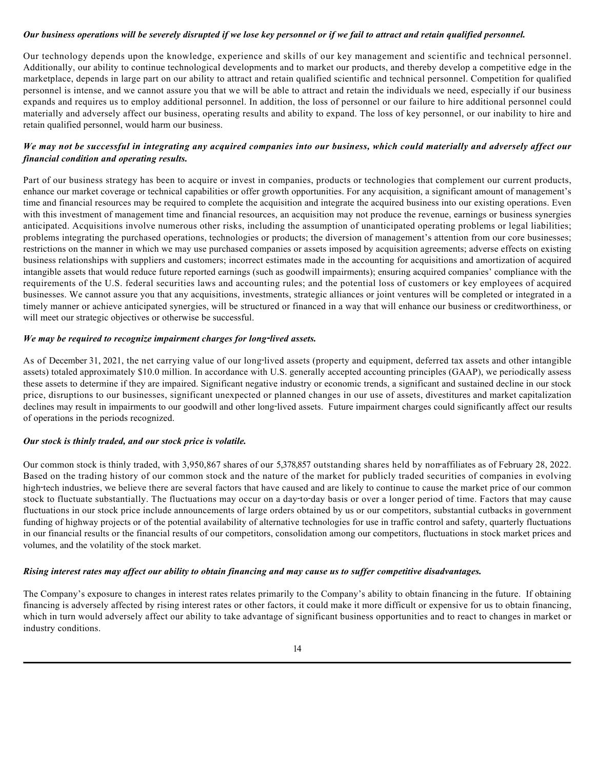***Our business operations will be severely disrupted if we lose key personnel or if we fail to attract and retain qualified personnel.***

Our technology depends upon the knowledge, experience and skills of our key management and scientific and technical personnel. Additionally, our ability to continue technological developments and to market our products, and thereby develop a competitive edge in the marketplace, depends in large part on our ability to attract and retain qualified scientific and technical personnel. Competition for qualified personnel is intense, and we cannot assure you that we will be able to attract and retain the individuals we need, especially if our business expands and requires us to employ additional personnel. In addition, the loss of personnel or our failure to hire additional personnel could materially and adversely affect our business, operating results and ability to expand. The loss of key personnel, or our inability to hire and retain qualified personnel, would harm our business.

***We may not be successful in integrating any acquired companies into our business, which could materially and adversely affect our financial condition and operating results.***

Part of our business strategy has been to acquire or invest in companies, products or technologies that complement our current products, enhance our market coverage or technical capabilities or offer growth opportunities. For any acquisition, a significant amount of management's time and financial resources may be required to complete the acquisition and integrate the acquired business into our existing operations. Even with this investment of management time and financial resources, an acquisition may not produce the revenue, earnings or business synergies anticipated. Acquisitions involve numerous other risks, including the assumption of unanticipated operating problems or legal liabilities; problems integrating the purchased operations, technologies or products; the diversion of management's attention from our core businesses; restrictions on the manner in which we may use purchased companies or assets imposed by acquisition agreements; adverse effects on existing business relationships with suppliers and customers; incorrect estimates made in the accounting for acquisitions and amortization of acquired intangible assets that would reduce future reported earnings (such as goodwill impairments); ensuring acquired companies' compliance with the requirements of the U.S. federal securities laws and accounting rules; and the potential loss of customers or key employees of acquired businesses. We cannot assure you that any acquisitions, investments, strategic alliances or joint ventures will be completed or integrated in a timely manner or achieve anticipated synergies, will be structured or financed in a way that will enhance our business or creditworthiness, or will meet our strategic objectives or otherwise be successful.

***We may be required to recognize impairment charges for long-lived assets.***

As of December 31, 2021, the net carrying value of our long-lived assets (property and equipment, deferred tax assets and other intangible assets) totaled approximately $10.0 million. In accordance with U.S. generally accepted accounting principles (GAAP), we periodically assess these assets to determine if they are impaired. Significant negative industry or economic trends, a significant and sustained decline in our stock price, disruptions to our businesses, significant unexpected or planned changes in our use of assets, divestitures and market capitalization declines may result in impairments to our goodwill and other long-lived assets. Future impairment charges could significantly affect our results of operations in the periods recognized.

***Our stock is thinly traded, and our stock price is volatile.***

Our common stock is thinly traded, with 3,950,867 shares of our 5,378,857 outstanding shares held by non-affiliates as of February 28, 2022. Based on the trading history of our common stock and the nature of the market for publicly traded securities of companies in evolving high-tech industries, we believe there are several factors that have caused and are likely to continue to cause the market price of our common stock to fluctuate substantially. The fluctuations may occur on a day-to-day basis or over a longer period of time. Factors that may cause fluctuations in our stock price include announcements of large orders obtained by us or our competitors, substantial cutbacks in government funding of highway projects or of the potential availability of alternative technologies for use in traffic control and safety, quarterly fluctuations in our financial results or the financial results of our competitors, consolidation among our competitors, fluctuations in stock market prices and volumes, and the volatility of the stock market.

***Rising interest rates may affect our ability to obtain financing and may cause us to suffer competitive disadvantages.***

The Company's exposure to changes in interest rates relates primarily to the Company's ability to obtain financing in the future. If obtaining financing is adversely affected by rising interest rates or other factors, it could make it more difficult or expensive for us to obtain financing, which in turn would adversely affect our ability to take advantage of significant business opportunities and to react to changes in market or industry conditions.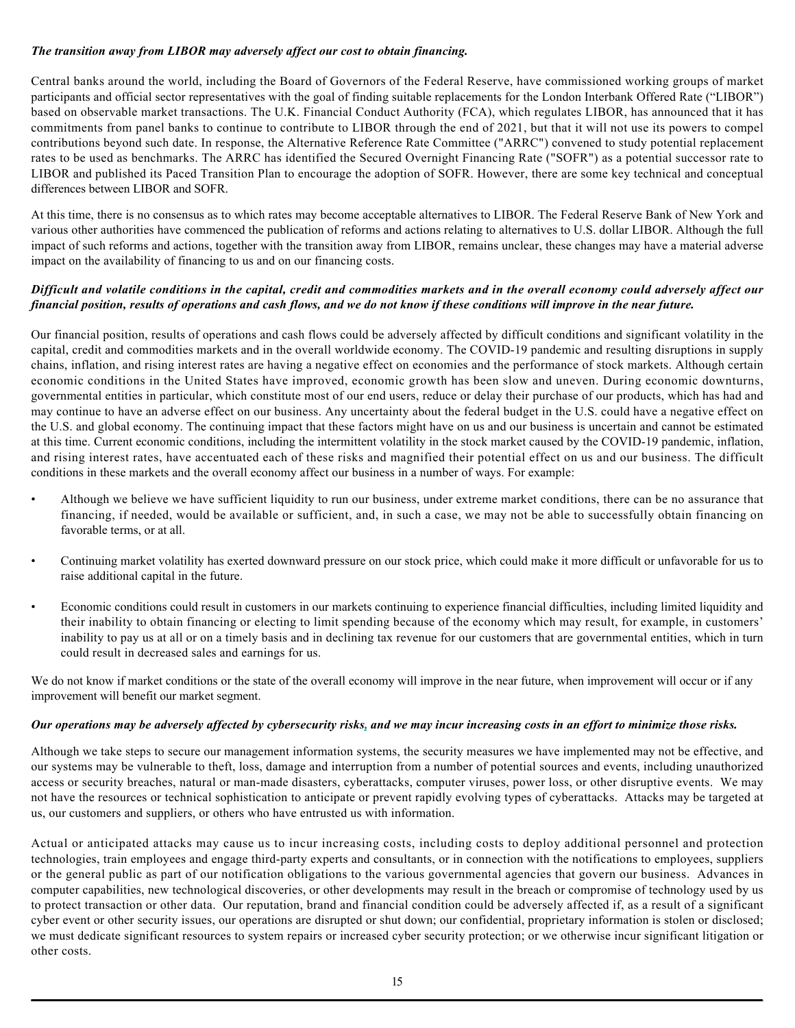***The transition away from LIBOR may adversely affect our cost to obtain financing.***

Central banks around the world, including the Board of Governors of the Federal Reserve, have commissioned working groups of market participants and official sector representatives with the goal of finding suitable replacements for the London Interbank Offered Rate ("LIBOR") based on observable market transactions. The U.K. Financial Conduct Authority (FCA), which regulates LIBOR, has announced that it has commitments from panel banks to continue to contribute to LIBOR through the end of 2021, but that it will not use its powers to compel contributions beyond such date. In response, the Alternative Reference Rate Committee ("ARRC") convened to study potential replacement rates to be used as benchmarks. The ARRC has identified the Secured Overnight Financing Rate ("SOFR") as a potential successor rate to LIBOR and published its Paced Transition Plan to encourage the adoption of SOFR. However, there are some key technical and conceptual differences between LIBOR and SOFR.

At this time, there is no consensus as to which rates may become acceptable alternatives to LIBOR. The Federal Reserve Bank of New York and various other authorities have commenced the publication of reforms and actions relating to alternatives to U.S. dollar LIBOR. Although the full impact of such reforms and actions, together with the transition away from LIBOR, remains unclear, these changes may have a material adverse impact on the availability of financing to us and on our financing costs.

***Difficult and volatile conditions in the capital, credit and commodities markets and in the overall economy could adversely affect our financial position, results of operations and cash flows, and we do not know if these conditions will improve in the near future.***

Our financial position, results of operations and cash flows could be adversely affected by difficult conditions and significant volatility in the capital, credit and commodities markets and in the overall worldwide economy. The COVID-19 pandemic and resulting disruptions in supply chains, inflation, and rising interest rates are having a negative effect on economies and the performance of stock markets. Although certain economic conditions in the United States have improved, economic growth has been slow and uneven. During economic downturns, governmental entities in particular, which constitute most of our end users, reduce or delay their purchase of our products, which has had and may continue to have an adverse effect on our business. Any uncertainty about the federal budget in the U.S. could have a negative effect on the U.S. and global economy. The continuing impact that these factors might have on us and our business is uncertain and cannot be estimated at this time. Current economic conditions, including the intermittent volatility in the stock market caused by the COVID-19 pandemic, inflation, and rising interest rates, have accentuated each of these risks and magnified their potential effect on us and our business. The difficult conditions in these markets and the overall economy affect our business in a number of ways. For example:

- Although we believe we have sufficient liquidity to run our business, under extreme market conditions, there can be no assurance that financing, if needed, would be available or sufficient, and, in such a case, we may not be able to successfully obtain financing on favorable terms, or at all.
- Continuing market volatility has exerted downward pressure on our stock price, which could make it more difficult or unfavorable for us to raise additional capital in the future.
- Economic conditions could result in customers in our markets continuing to experience financial difficulties, including limited liquidity and their inability to obtain financing or electing to limit spending because of the economy which may result, for example, in customers' inability to pay us at all or on a timely basis and in declining tax revenue for our customers that are governmental entities, which in turn could result in decreased sales and earnings for us.

We do not know if market conditions or the state of the overall economy will improve in the near future, when improvement will occur or if any improvement will benefit our market segment.

***Our operations may be adversely affected by cybersecurity risks, and we may incur increasing costs in an effort to minimize those risks.***

Although we take steps to secure our management information systems, the security measures we have implemented may not be effective, and our systems may be vulnerable to theft, loss, damage and interruption from a number of potential sources and events, including unauthorized access or security breaches, natural or man-made disasters, cyberattacks, computer viruses, power loss, or other disruptive events. We may not have the resources or technical sophistication to anticipate or prevent rapidly evolving types of cyberattacks. Attacks may be targeted at us, our customers and suppliers, or others who have entrusted us with information.

Actual or anticipated attacks may cause us to incur increasing costs, including costs to deploy additional personnel and protection technologies, train employees and engage third-party experts and consultants, or in connection with the notifications to employees, suppliers or the general public as part of our notification obligations to the various governmental agencies that govern our business. Advances in computer capabilities, new technological discoveries, or other developments may result in the breach or compromise of technology used by us to protect transaction or other data. Our reputation, brand and financial condition could be adversely affected if, as a result of a significant cyber event or other security issues, our operations are disrupted or shut down; our confidential, proprietary information is stolen or disclosed; we must dedicate significant resources to system repairs or increased cyber security protection; or we otherwise incur significant litigation or other costs.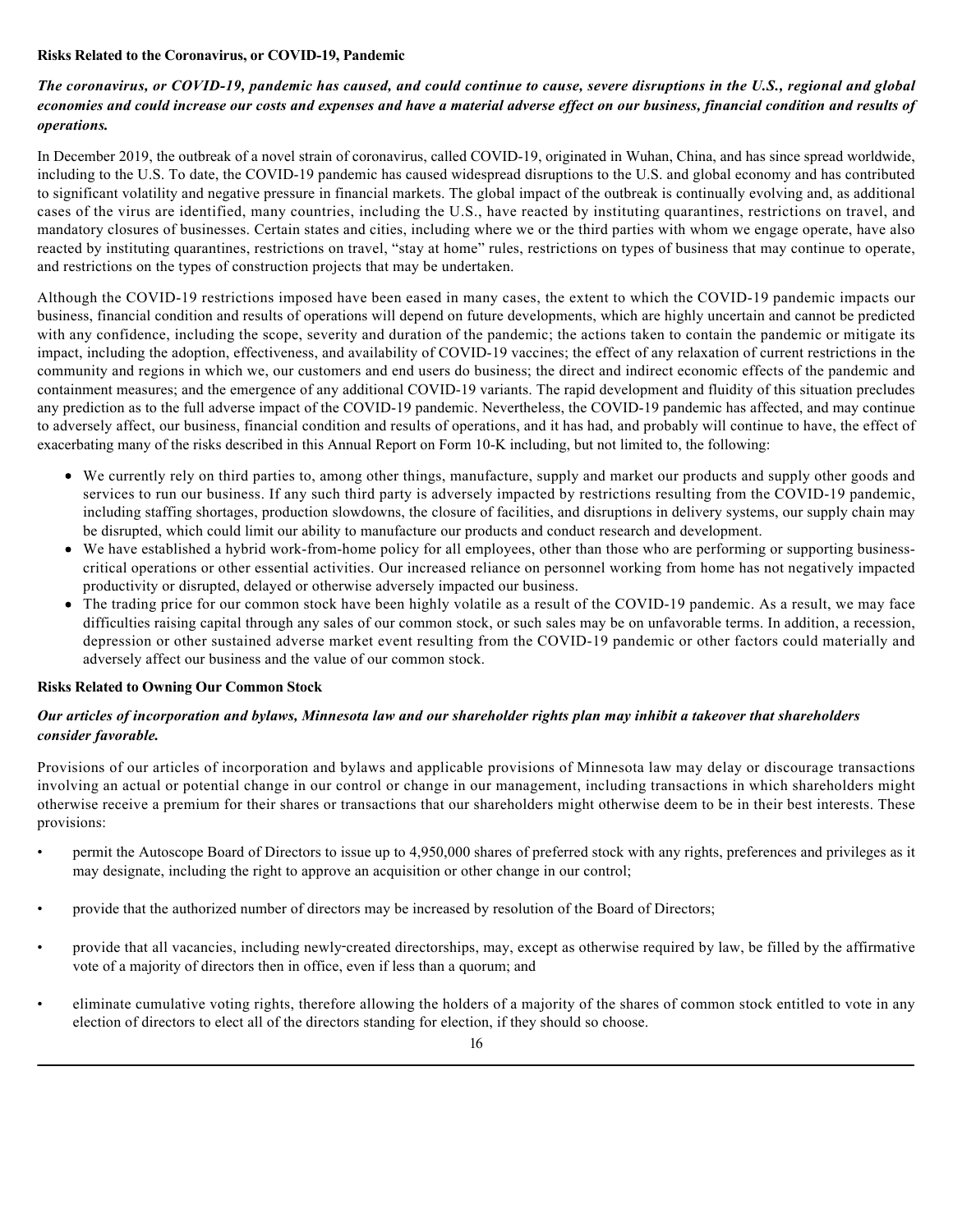**Risks Related to the Coronavirus, or COVID-19, Pandemic**

***The coronavirus, or COVID-19, pandemic has caused, and could continue to cause, severe disruptions in the U.S., regional and global economies and could increase our costs and expenses and have a material adverse effect on our business, financial condition and results of operations.***

In December 2019, the outbreak of a novel strain of coronavirus, called COVID-19, originated in Wuhan, China, and has since spread worldwide, including to the U.S. To date, the COVID-19 pandemic has caused widespread disruptions to the U.S. and global economy and has contributed to significant volatility and negative pressure in financial markets. The global impact of the outbreak is continually evolving and, as additional cases of the virus are identified, many countries, including the U.S., have reacted by instituting quarantines, restrictions on travel, and mandatory closures of businesses. Certain states and cities, including where we or the third parties with whom we engage operate, have also reacted by instituting quarantines, restrictions on travel, "stay at home" rules, restrictions on types of business that may continue to operate, and restrictions on the types of construction projects that may be undertaken.

Although the COVID-19 restrictions imposed have been eased in many cases, the extent to which the COVID-19 pandemic impacts our business, financial condition and results of operations will depend on future developments, which are highly uncertain and cannot be predicted with any confidence, including the scope, severity and duration of the pandemic; the actions taken to contain the pandemic or mitigate its impact, including the adoption, effectiveness, and availability of COVID-19 vaccines; the effect of any relaxation of current restrictions in the community and regions in which we, our customers and end users do business; the direct and indirect economic effects of the pandemic and containment measures; and the emergence of any additional COVID-19 variants. The rapid development and fluidity of this situation precludes any prediction as to the full adverse impact of the COVID-19 pandemic. Nevertheless, the COVID-19 pandemic has affected, and may continue to adversely affect, our business, financial condition and results of operations, and it has had, and probably will continue to have, the effect of exacerbating many of the risks described in this Annual Report on Form 10-K including, but not limited to, the following:

- We currently rely on third parties to, among other things, manufacture, supply and market our products and supply other goods and services to run our business. If any such third party is adversely impacted by restrictions resulting from the COVID-19 pandemic, including staffing shortages, production slowdowns, the closure of facilities, and disruptions in delivery systems, our supply chain may be disrupted, which could limit our ability to manufacture our products and conduct research and development.
- We have established a hybrid work-from-home policy for all employees, other than those who are performing or supporting business-critical operations or other essential activities. Our increased reliance on personnel working from home has not negatively impacted productivity or disrupted, delayed or otherwise adversely impacted our business.
- The trading price for our common stock have been highly volatile as a result of the COVID-19 pandemic. As a result, we may face difficulties raising capital through any sales of our common stock, or such sales may be on unfavorable terms. In addition, a recession, depression or other sustained adverse market event resulting from the COVID-19 pandemic or other factors could materially and adversely affect our business and the value of our common stock.

**Risks Related to Owning Our Common Stock**

***Our articles of incorporation and bylaws, Minnesota law and our shareholder rights plan may inhibit a takeover that shareholders consider favorable.***

Provisions of our articles of incorporation and bylaws and applicable provisions of Minnesota law may delay or discourage transactions involving an actual or potential change in our control or change in our management, including transactions in which shareholders might otherwise receive a premium for their shares or transactions that our shareholders might otherwise deem to be in their best interests. These provisions:

- permit the Autoscope Board of Directors to issue up to 4,950,000 shares of preferred stock with any rights, preferences and privileges as it may designate, including the right to approve an acquisition or other change in our control;
- provide that the authorized number of directors may be increased by resolution of the Board of Directors;
- provide that all vacancies, including newly-created directorships, may, except as otherwise required by law, be filled by the affirmative vote of a majority of directors then in office, even if less than a quorum; and
- eliminate cumulative voting rights, therefore allowing the holders of a majority of the shares of common stock entitled to vote in any election of directors to elect all of the directors standing for election, if they should so choose.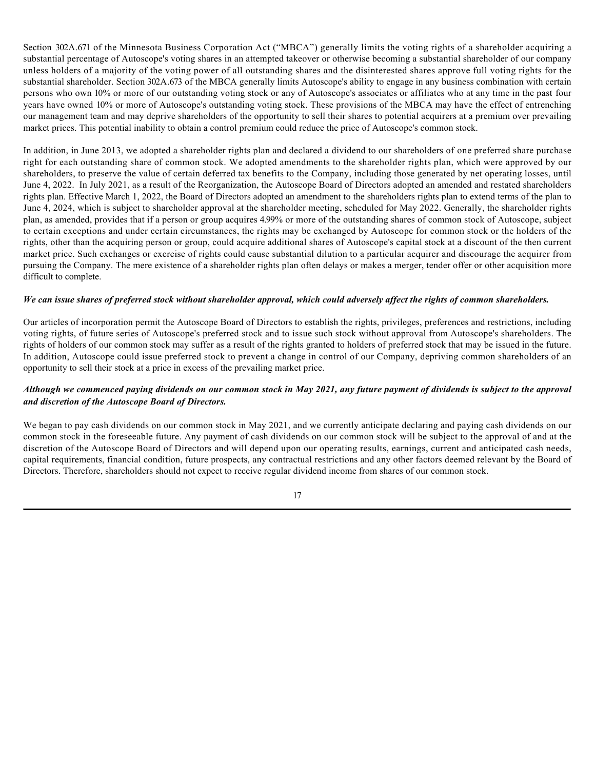Section 302A.671 of the Minnesota Business Corporation Act ("MBCA") generally limits the voting rights of a shareholder acquiring a substantial percentage of Autoscope's voting shares in an attempted takeover or otherwise becoming a substantial shareholder of our company unless holders of a majority of the voting power of all outstanding shares and the disinterested shares approve full voting rights for the substantial shareholder. Section 302A.673 of the MBCA generally limits Autoscope's ability to engage in any business combination with certain persons who own 10% or more of our outstanding voting stock or any of Autoscope's associates or affiliates who at any time in the past four years have owned 10% or more of Autoscope's outstanding voting stock. These provisions of the MBCA may have the effect of entrenching our management team and may deprive shareholders of the opportunity to sell their shares to potential acquirers at a premium over prevailing market prices. This potential inability to obtain a control premium could reduce the price of Autoscope's common stock.

In addition, in June 2013, we adopted a shareholder rights plan and declared a dividend to our shareholders of one preferred share purchase right for each outstanding share of common stock. We adopted amendments to the shareholder rights plan, which were approved by our shareholders, to preserve the value of certain deferred tax benefits to the Company, including those generated by net operating losses, until June 4, 2022. In July 2021, as a result of the Reorganization, the Autoscope Board of Directors adopted an amended and restated shareholders rights plan. Effective March 1, 2022, the Board of Directors adopted an amendment to the shareholders rights plan to extend terms of the plan to June 4, 2024, which is subject to shareholder approval at the shareholder meeting, scheduled for May 2022. Generally, the shareholder rights plan, as amended, provides that if a person or group acquires 4.99% or more of the outstanding shares of common stock of Autoscope, subject to certain exceptions and under certain circumstances, the rights may be exchanged by Autoscope for common stock or the holders of the rights, other than the acquiring person or group, could acquire additional shares of Autoscope's capital stock at a discount of the then current market price. Such exchanges or exercise of rights could cause substantial dilution to a particular acquirer and discourage the acquirer from pursuing the Company. The mere existence of a shareholder rights plan often delays or makes a merger, tender offer or other acquisition more difficult to complete.

***We can issue shares of preferred stock without shareholder approval, which could adversely affect the rights of common shareholders.***

Our articles of incorporation permit the Autoscope Board of Directors to establish the rights, privileges, preferences and restrictions, including voting rights, of future series of Autoscope's preferred stock and to issue such stock without approval from Autoscope's shareholders. The rights of holders of our common stock may suffer as a result of the rights granted to holders of preferred stock that may be issued in the future. In addition, Autoscope could issue preferred stock to prevent a change in control of our Company, depriving common shareholders of an opportunity to sell their stock at a price in excess of the prevailing market price.

***Although we commenced paying dividends on our common stock in May 2021, any future payment of dividends is subject to the approval and discretion of the Autoscope Board of Directors.***

We began to pay cash dividends on our common stock in May 2021, and we currently anticipate declaring and paying cash dividends on our common stock in the foreseeable future. Any payment of cash dividends on our common stock will be subject to the approval of and at the discretion of the Autoscope Board of Directors and will depend upon our operating results, earnings, current and anticipated cash needs, capital requirements, financial condition, future prospects, any contractual restrictions and any other factors deemed relevant by the Board of Directors. Therefore, shareholders should not expect to receive regular dividend income from shares of our common stock.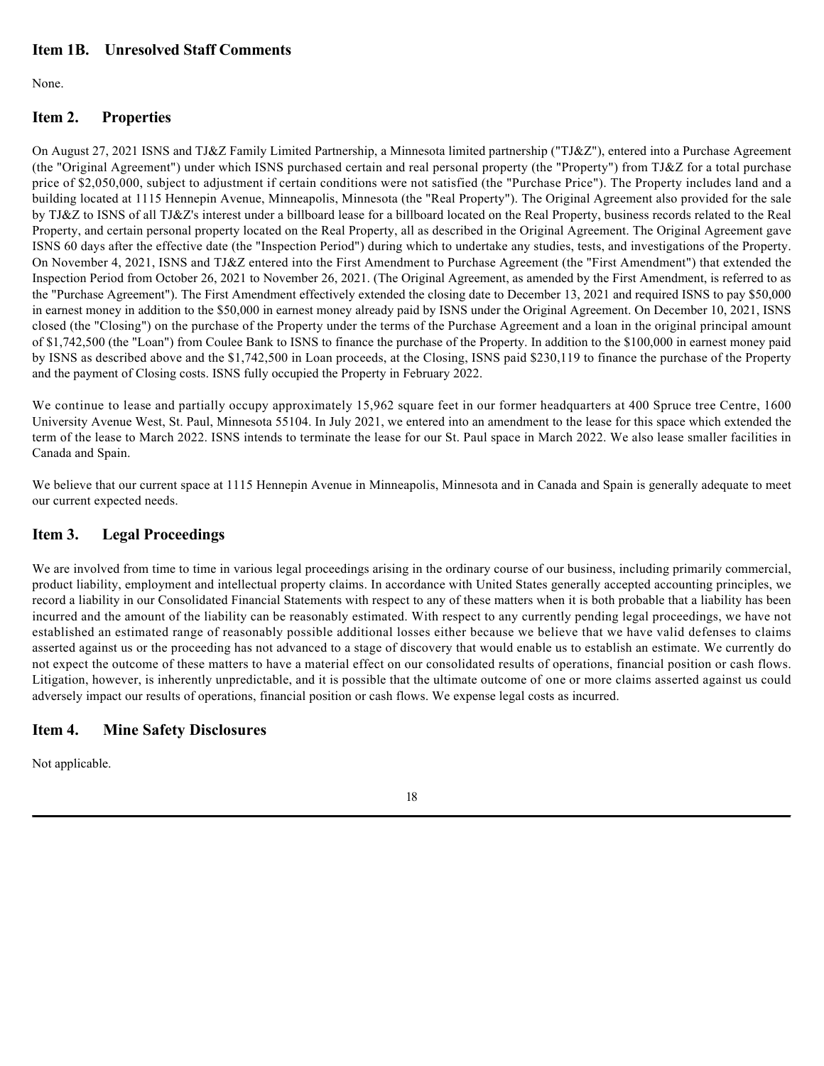## Item 1B. Unresolved Staff Comments

None.

## Item 2. Properties

On August 27, 2021 ISNS and TJ&Z Family Limited Partnership, a Minnesota limited partnership ("TJ&Z"), entered into a Purchase Agreement (the "Original Agreement") under which ISNS purchased certain and real personal property (the "Property") from TJ&Z for a total purchase price of $2,050,000, subject to adjustment if certain conditions were not satisfied (the "Purchase Price"). The Property includes land and a building located at 1115 Hennepin Avenue, Minneapolis, Minnesota (the "Real Property"). The Original Agreement also provided for the sale by TJ&Z to ISNS of all TJ&Z's interest under a billboard lease for a billboard located on the Real Property, business records related to the Real Property, and certain personal property located on the Real Property, all as described in the Original Agreement. The Original Agreement gave ISNS 60 days after the effective date (the "Inspection Period") during which to undertake any studies, tests, and investigations of the Property. On November 4, 2021, ISNS and TJ&Z entered into the First Amendment to Purchase Agreement (the "First Amendment") that extended the Inspection Period from October 26, 2021 to November 26, 2021. (The Original Agreement, as amended by the First Amendment, is referred to as the "Purchase Agreement"). The First Amendment effectively extended the closing date to December 13, 2021 and required ISNS to pay $50,000 in earnest money in addition to the $50,000 in earnest money already paid by ISNS under the Original Agreement. On December 10, 2021, ISNS closed (the "Closing") on the purchase of the Property under the terms of the Purchase Agreement and a loan in the original principal amount of $1,742,500 (the "Loan") from Coulee Bank to ISNS to finance the purchase of the Property. In addition to the $100,000 in earnest money paid by ISNS as described above and the $1,742,500 in Loan proceeds, at the Closing, ISNS paid $230,119 to finance the purchase of the Property and the payment of Closing costs. ISNS fully occupied the Property in February 2022.

We continue to lease and partially occupy approximately 15,962 square feet in our former headquarters at 400 Spruce tree Centre, 1600 University Avenue West, St. Paul, Minnesota 55104. In July 2021, we entered into an amendment to the lease for this space which extended the term of the lease to March 2022. ISNS intends to terminate the lease for our St. Paul space in March 2022. We also lease smaller facilities in Canada and Spain.

We believe that our current space at 1115 Hennepin Avenue in Minneapolis, Minnesota and in Canada and Spain is generally adequate to meet our current expected needs.

## Item 3. Legal Proceedings

We are involved from time to time in various legal proceedings arising in the ordinary course of our business, including primarily commercial, product liability, employment and intellectual property claims. In accordance with United States generally accepted accounting principles, we record a liability in our Consolidated Financial Statements with respect to any of these matters when it is both probable that a liability has been incurred and the amount of the liability can be reasonably estimated. With respect to any currently pending legal proceedings, we have not established an estimated range of reasonably possible additional losses either because we believe that we have valid defenses to claims asserted against us or the proceeding has not advanced to a stage of discovery that would enable us to establish an estimate. We currently do not expect the outcome of these matters to have a material effect on our consolidated results of operations, financial position or cash flows. Litigation, however, is inherently unpredictable, and it is possible that the ultimate outcome of one or more claims asserted against us could adversely impact our results of operations, financial position or cash flows. We expense legal costs as incurred.

## Item 4. Mine Safety Disclosures

Not applicable.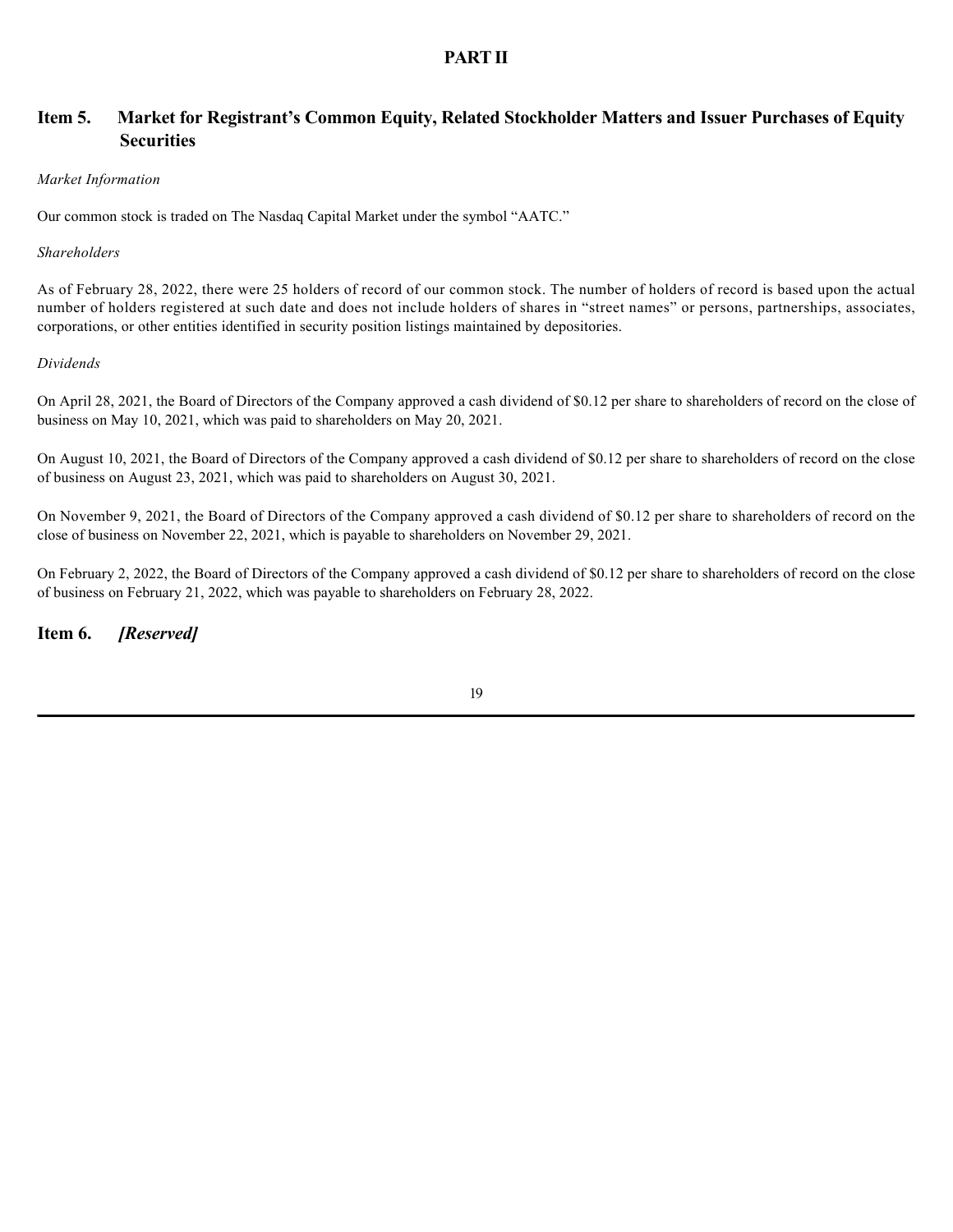# PART II

## Item 5. Market for Registrant's Common Equity, Related Stockholder Matters and Issuer Purchases of Equity Securities

*Market Information*

Our common stock is traded on The Nasdaq Capital Market under the symbol "AATC."

*Shareholders*

As of February 28, 2022, there were 25 holders of record of our common stock. The number of holders of record is based upon the actual number of holders registered at such date and does not include holders of shares in "street names" or persons, partnerships, associates, corporations, or other entities identified in security position listings maintained by depositories.

*Dividends*

On April 28, 2021, the Board of Directors of the Company approved a cash dividend of $0.12 per share to shareholders of record on the close of business on May 10, 2021, which was paid to shareholders on May 20, 2021.

On August 10, 2021, the Board of Directors of the Company approved a cash dividend of $0.12 per share to shareholders of record on the close of business on August 23, 2021, which was paid to shareholders on August 30, 2021.

On November 9, 2021, the Board of Directors of the Company approved a cash dividend of $0.12 per share to shareholders of record on the close of business on November 22, 2021, which is payable to shareholders on November 29, 2021.

On February 2, 2022, the Board of Directors of the Company approved a cash dividend of $0.12 per share to shareholders of record on the close of business on February 21, 2022, which was payable to shareholders on February 28, 2022.

## Item 6. *[Reserved]*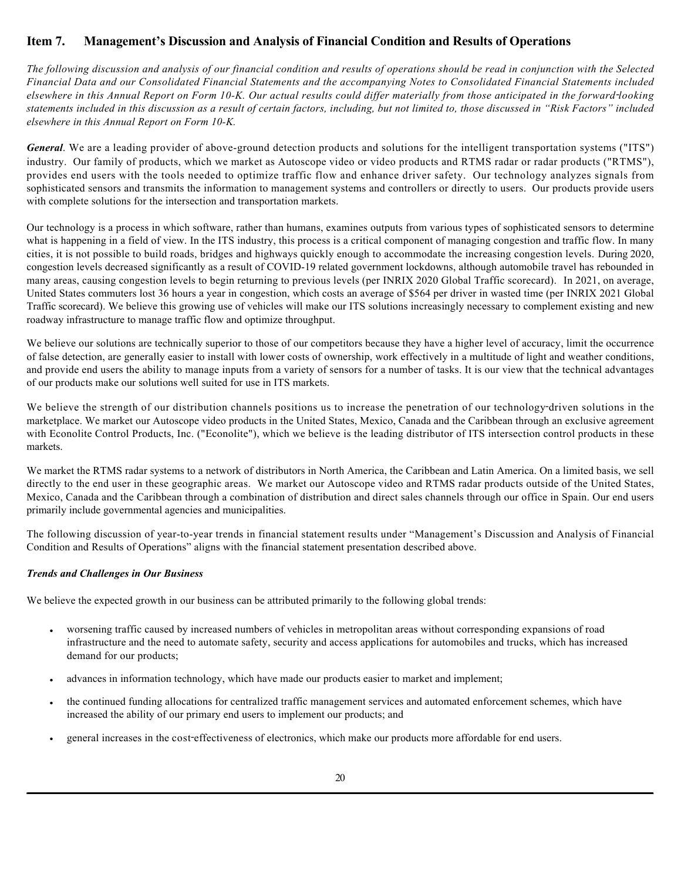## Item 7. Management's Discussion and Analysis of Financial Condition and Results of Operations

*The following discussion and analysis of our financial condition and results of operations should be read in conjunction with the Selected Financial Data and our Consolidated Financial Statements and the accompanying Notes to Consolidated Financial Statements included elsewhere in this Annual Report on Form 10-K. Our actual results could differ materially from those anticipated in the forward-looking statements included in this discussion as a result of certain factors, including, but not limited to, those discussed in "Risk Factors" included elsewhere in this Annual Report on Form 10-K.*

***General***. We are a leading provider of above-ground detection products and solutions for the intelligent transportation systems ("ITS") industry. Our family of products, which we market as Autoscope video or video products and RTMS radar or radar products ("RTMS"), provides end users with the tools needed to optimize traffic flow and enhance driver safety. Our technology analyzes signals from sophisticated sensors and transmits the information to management systems and controllers or directly to users. Our products provide users with complete solutions for the intersection and transportation markets.

Our technology is a process in which software, rather than humans, examines outputs from various types of sophisticated sensors to determine what is happening in a field of view. In the ITS industry, this process is a critical component of managing congestion and traffic flow. In many cities, it is not possible to build roads, bridges and highways quickly enough to accommodate the increasing congestion levels. During 2020, congestion levels decreased significantly as a result of COVID-19 related government lockdowns, although automobile travel has rebounded in many areas, causing congestion levels to begin returning to previous levels (per INRIX 2020 Global Traffic scorecard). In 2021, on average, United States commuters lost 36 hours a year in congestion, which costs an average of $564 per driver in wasted time (per INRIX 2021 Global Traffic scorecard). We believe this growing use of vehicles will make our ITS solutions increasingly necessary to complement existing and new roadway infrastructure to manage traffic flow and optimize throughput.

We believe our solutions are technically superior to those of our competitors because they have a higher level of accuracy, limit the occurrence of false detection, are generally easier to install with lower costs of ownership, work effectively in a multitude of light and weather conditions, and provide end users the ability to manage inputs from a variety of sensors for a number of tasks. It is our view that the technical advantages of our products make our solutions well suited for use in ITS markets.

We believe the strength of our distribution channels positions us to increase the penetration of our technology-driven solutions in the marketplace. We market our Autoscope video products in the United States, Mexico, Canada and the Caribbean through an exclusive agreement with Econolite Control Products, Inc. ("Econolite"), which we believe is the leading distributor of ITS intersection control products in these markets.

We market the RTMS radar systems to a network of distributors in North America, the Caribbean and Latin America. On a limited basis, we sell directly to the end user in these geographic areas. We market our Autoscope video and RTMS radar products outside of the United States, Mexico, Canada and the Caribbean through a combination of distribution and direct sales channels through our office in Spain. Our end users primarily include governmental agencies and municipalities.

The following discussion of year-to-year trends in financial statement results under "Management's Discussion and Analysis of Financial Condition and Results of Operations" aligns with the financial statement presentation described above.

***Trends and Challenges in Our Business***

We believe the expected growth in our business can be attributed primarily to the following global trends:

- worsening traffic caused by increased numbers of vehicles in metropolitan areas without corresponding expansions of road infrastructure and the need to automate safety, security and access applications for automobiles and trucks, which has increased demand for our products;
- advances in information technology, which have made our products easier to market and implement;
- the continued funding allocations for centralized traffic management services and automated enforcement schemes, which have increased the ability of our primary end users to implement our products; and
- general increases in the cost-effectiveness of electronics, which make our products more affordable for end users.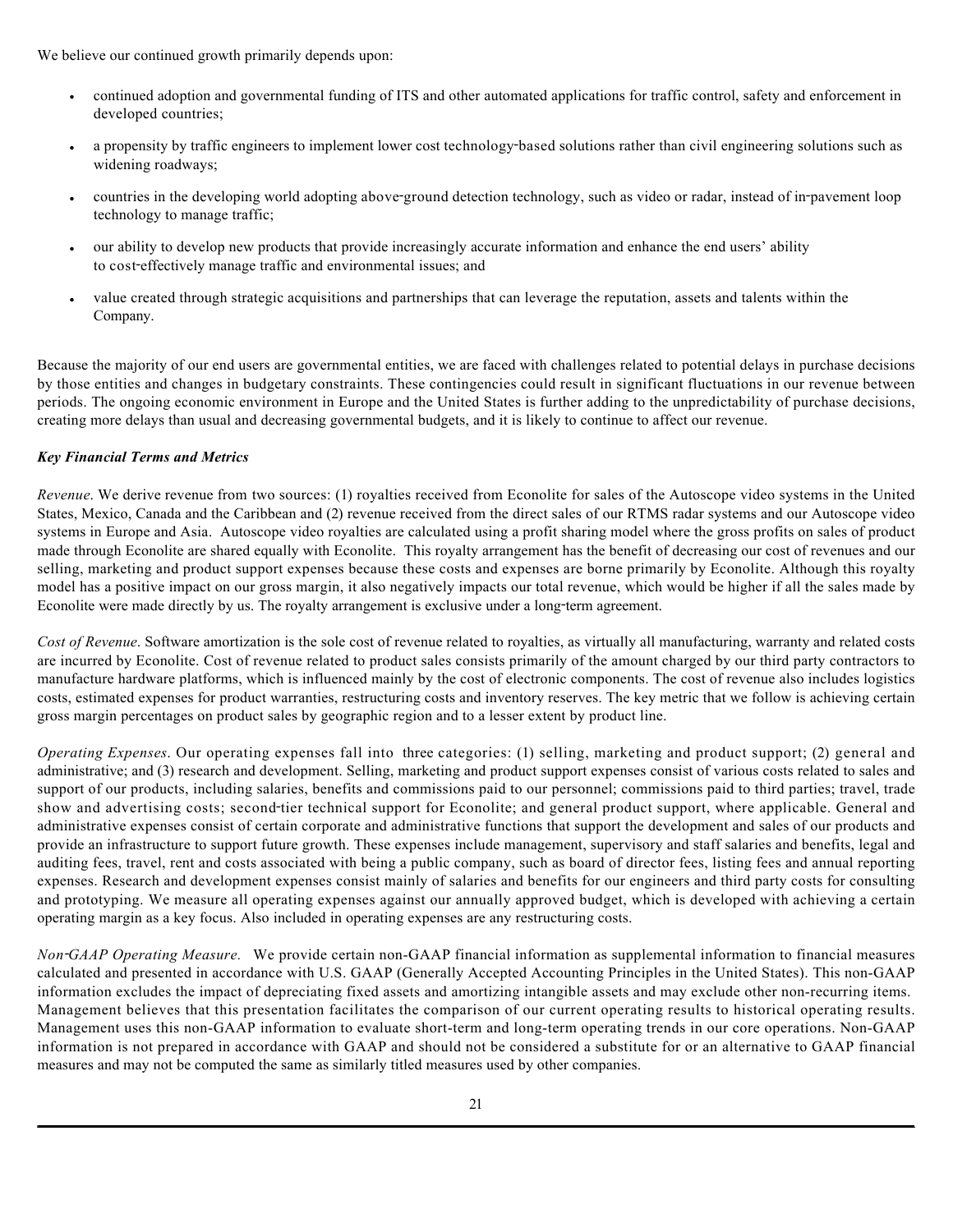We believe our continued growth primarily depends upon:

- continued adoption and governmental funding of ITS and other automated applications for traffic control, safety and enforcement in developed countries;
- a propensity by traffic engineers to implement lower cost technology-based solutions rather than civil engineering solutions such as widening roadways;
- countries in the developing world adopting above-ground detection technology, such as video or radar, instead of in-pavement loop technology to manage traffic;
- our ability to develop new products that provide increasingly accurate information and enhance the end users' ability to cost-effectively manage traffic and environmental issues; and
- value created through strategic acquisitions and partnerships that can leverage the reputation, assets and talents within the Company.

Because the majority of our end users are governmental entities, we are faced with challenges related to potential delays in purchase decisions by those entities and changes in budgetary constraints. These contingencies could result in significant fluctuations in our revenue between periods. The ongoing economic environment in Europe and the United States is further adding to the unpredictability of purchase decisions, creating more delays than usual and decreasing governmental budgets, and it is likely to continue to affect our revenue.

***Key Financial Terms and Metrics***

*Revenue*. We derive revenue from two sources: (1) royalties received from Econolite for sales of the Autoscope video systems in the United States, Mexico, Canada and the Caribbean and (2) revenue received from the direct sales of our RTMS radar systems and our Autoscope video systems in Europe and Asia. Autoscope video royalties are calculated using a profit sharing model where the gross profits on sales of product made through Econolite are shared equally with Econolite. This royalty arrangement has the benefit of decreasing our cost of revenues and our selling, marketing and product support expenses because these costs and expenses are borne primarily by Econolite. Although this royalty model has a positive impact on our gross margin, it also negatively impacts our total revenue, which would be higher if all the sales made by Econolite were made directly by us. The royalty arrangement is exclusive under a long-term agreement.

*Cost of Revenue*. Software amortization is the sole cost of revenue related to royalties, as virtually all manufacturing, warranty and related costs are incurred by Econolite. Cost of revenue related to product sales consists primarily of the amount charged by our third party contractors to manufacture hardware platforms, which is influenced mainly by the cost of electronic components. The cost of revenue also includes logistics costs, estimated expenses for product warranties, restructuring costs and inventory reserves. The key metric that we follow is achieving certain gross margin percentages on product sales by geographic region and to a lesser extent by product line.

*Operating Expenses*. Our operating expenses fall into three categories: (1) selling, marketing and product support; (2) general and administrative; and (3) research and development. Selling, marketing and product support expenses consist of various costs related to sales and support of our products, including salaries, benefits and commissions paid to our personnel; commissions paid to third parties; travel, trade show and advertising costs; second-tier technical support for Econolite; and general product support, where applicable. General and administrative expenses consist of certain corporate and administrative functions that support the development and sales of our products and provide an infrastructure to support future growth. These expenses include management, supervisory and staff salaries and benefits, legal and auditing fees, travel, rent and costs associated with being a public company, such as board of director fees, listing fees and annual reporting expenses. Research and development expenses consist mainly of salaries and benefits for our engineers and third party costs for consulting and prototyping. We measure all operating expenses against our annually approved budget, which is developed with achieving a certain operating margin as a key focus. Also included in operating expenses are any restructuring costs.

*Non-GAAP Operating Measure.* We provide certain non-GAAP financial information as supplemental information to financial measures calculated and presented in accordance with U.S. GAAP (Generally Accepted Accounting Principles in the United States). This non-GAAP information excludes the impact of depreciating fixed assets and amortizing intangible assets and may exclude other non-recurring items. Management believes that this presentation facilitates the comparison of our current operating results to historical operating results. Management uses this non-GAAP information to evaluate short-term and long-term operating trends in our core operations. Non-GAAP information is not prepared in accordance with GAAP and should not be considered a substitute for or an alternative to GAAP financial measures and may not be computed the same as similarly titled measures used by other companies.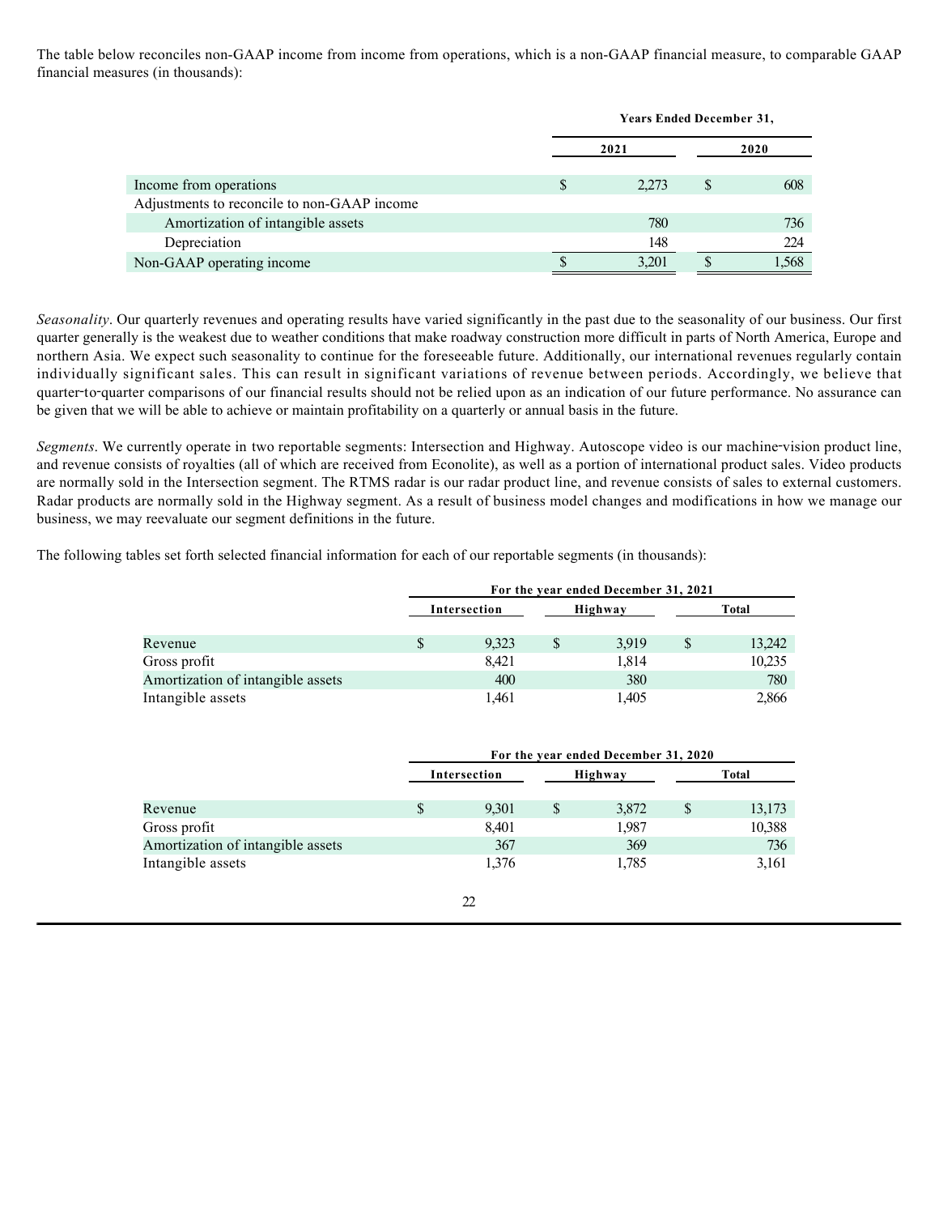The table below reconciles non-GAAP income from income from operations, which is a non-GAAP financial measure, to comparable GAAP financial measures (in thousands):

| | Years Ended December 31, | |
|---|---|---|
| | 2021 | 2020 |
| Income from operations | $ 2,273 | $ 608 |
| Adjustments to reconcile to non-GAAP income | | |
| Amortization of intangible assets | 780 | 736 |
| Depreciation | 148 | 224 |
| Non-GAAP operating income | $ 3,201 | $ 1,568 |

*Seasonality*. Our quarterly revenues and operating results have varied significantly in the past due to the seasonality of our business. Our first quarter generally is the weakest due to weather conditions that make roadway construction more difficult in parts of North America, Europe and northern Asia. We expect such seasonality to continue for the foreseeable future. Additionally, our international revenues regularly contain individually significant sales. This can result in significant variations of revenue between periods. Accordingly, we believe that quarter-to-quarter comparisons of our financial results should not be relied upon as an indication of our future performance. No assurance can be given that we will be able to achieve or maintain profitability on a quarterly or annual basis in the future.

*Segments*. We currently operate in two reportable segments: Intersection and Highway. Autoscope video is our machine-vision product line, and revenue consists of royalties (all of which are received from Econolite), as well as a portion of international product sales. Video products are normally sold in the Intersection segment. The RTMS radar is our radar product line, and revenue consists of sales to external customers. Radar products are normally sold in the Highway segment. As a result of business model changes and modifications in how we manage our business, we may reevaluate our segment definitions in the future.

The following tables set forth selected financial information for each of our reportable segments (in thousands):

| | For the year ended December 31, 2021 | | |
|---|---|---|---|
| | Intersection | Highway | Total |
| Revenue | $ 9,323 | $ 3,919 | $ 13,242 |
| Gross profit | 8,421 | 1,814 | 10,235 |
| Amortization of intangible assets | 400 | 380 | 780 |
| Intangible assets | 1,461 | 1,405 | 2,866 |

| | For the year ended December 31, 2020 | | |
|---|---|---|---|
| | Intersection | Highway | Total |
| Revenue | $ 9,301 | $ 3,872 | $ 13,173 |
| Gross profit | 8,401 | 1,987 | 10,388 |
| Amortization of intangible assets | 367 | 369 | 736 |
| Intangible assets | 1,376 | 1,785 | 3,161 |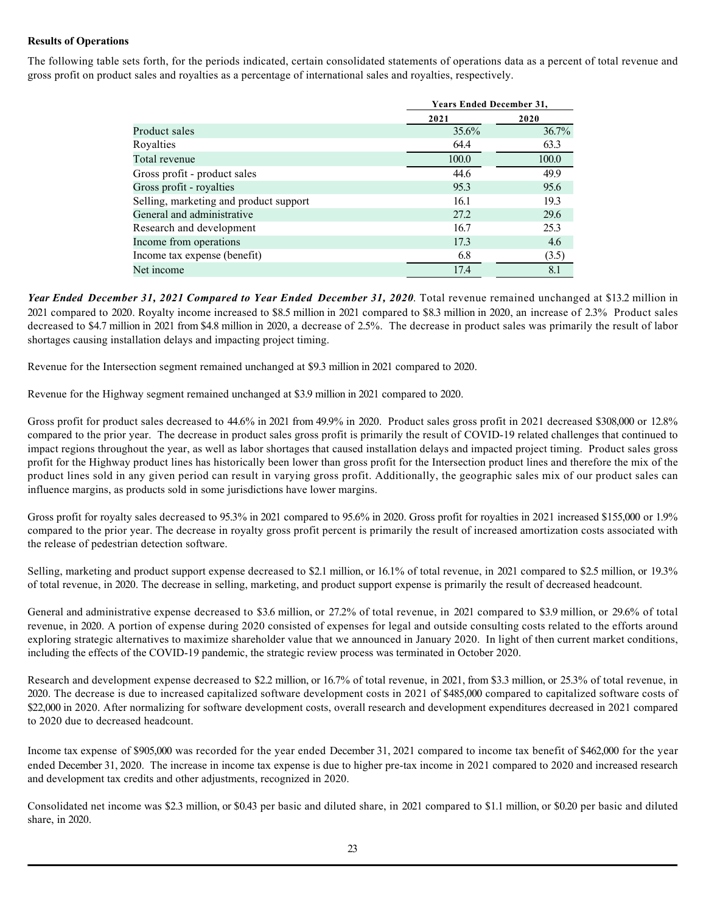**Results of Operations**

The following table sets forth, for the periods indicated, certain consolidated statements of operations data as a percent of total revenue and gross profit on product sales and royalties as a percentage of international sales and royalties, respectively.

| | Years Ended December 31, | |
|---|---|---|
| | 2021 | 2020 |
| Product sales | 35.6% | 36.7% |
| Royalties | 64.4 | 63.3 |
| Total revenue | 100.0 | 100.0 |
| Gross profit - product sales | 44.6 | 49.9 |
| Gross profit - royalties | 95.3 | 95.6 |
| Selling, marketing and product support | 16.1 | 19.3 |
| General and administrative | 27.2 | 29.6 |
| Research and development | 16.7 | 25.3 |
| Income from operations | 17.3 | 4.6 |
| Income tax expense (benefit) | 6.8 | (3.5) |
| Net income | 17.4 | 8.1 |

***Year Ended December 31, 2021 Compared to Year Ended December 31, 2020***. Total revenue remained unchanged at $13.2 million in 2021 compared to 2020. Royalty income increased to $8.5 million in 2021 compared to $8.3 million in 2020, an increase of 2.3% Product sales decreased to $4.7 million in 2021 from $4.8 million in 2020, a decrease of 2.5%. The decrease in product sales was primarily the result of labor shortages causing installation delays and impacting project timing.

Revenue for the Intersection segment remained unchanged at $9.3 million in 2021 compared to 2020.

Revenue for the Highway segment remained unchanged at $3.9 million in 2021 compared to 2020.

Gross profit for product sales decreased to 44.6% in 2021 from 49.9% in 2020. Product sales gross profit in 2021 decreased $308,000 or 12.8% compared to the prior year. The decrease in product sales gross profit is primarily the result of COVID-19 related challenges that continued to impact regions throughout the year, as well as labor shortages that caused installation delays and impacted project timing. Product sales gross profit for the Highway product lines has historically been lower than gross profit for the Intersection product lines and therefore the mix of the product lines sold in any given period can result in varying gross profit. Additionally, the geographic sales mix of our product sales can influence margins, as products sold in some jurisdictions have lower margins.

Gross profit for royalty sales decreased to 95.3% in 2021 compared to 95.6% in 2020. Gross profit for royalties in 2021 increased $155,000 or 1.9% compared to the prior year. The decrease in royalty gross profit percent is primarily the result of increased amortization costs associated with the release of pedestrian detection software.

Selling, marketing and product support expense decreased to $2.1 million, or 16.1% of total revenue, in 2021 compared to $2.5 million, or 19.3% of total revenue, in 2020. The decrease in selling, marketing, and product support expense is primarily the result of decreased headcount.

General and administrative expense decreased to $3.6 million, or 27.2% of total revenue, in 2021 compared to $3.9 million, or 29.6% of total revenue, in 2020. A portion of expense during 2020 consisted of expenses for legal and outside consulting costs related to the efforts around exploring strategic alternatives to maximize shareholder value that we announced in January 2020. In light of then current market conditions, including the effects of the COVID-19 pandemic, the strategic review process was terminated in October 2020.

Research and development expense decreased to $2.2 million, or 16.7% of total revenue, in 2021, from $3.3 million, or 25.3% of total revenue, in 2020. The decrease is due to increased capitalized software development costs in 2021 of $485,000 compared to capitalized software costs of $22,000 in 2020. After normalizing for software development costs, overall research and development expenditures decreased in 2021 compared to 2020 due to decreased headcount.

Income tax expense of $905,000 was recorded for the year ended December 31, 2021 compared to income tax benefit of $462,000 for the year ended December 31, 2020. The increase in income tax expense is due to higher pre-tax income in 2021 compared to 2020 and increased research and development tax credits and other adjustments, recognized in 2020.

Consolidated net income was $2.3 million, or $0.43 per basic and diluted share, in 2021 compared to $1.1 million, or $0.20 per basic and diluted share, in 2020.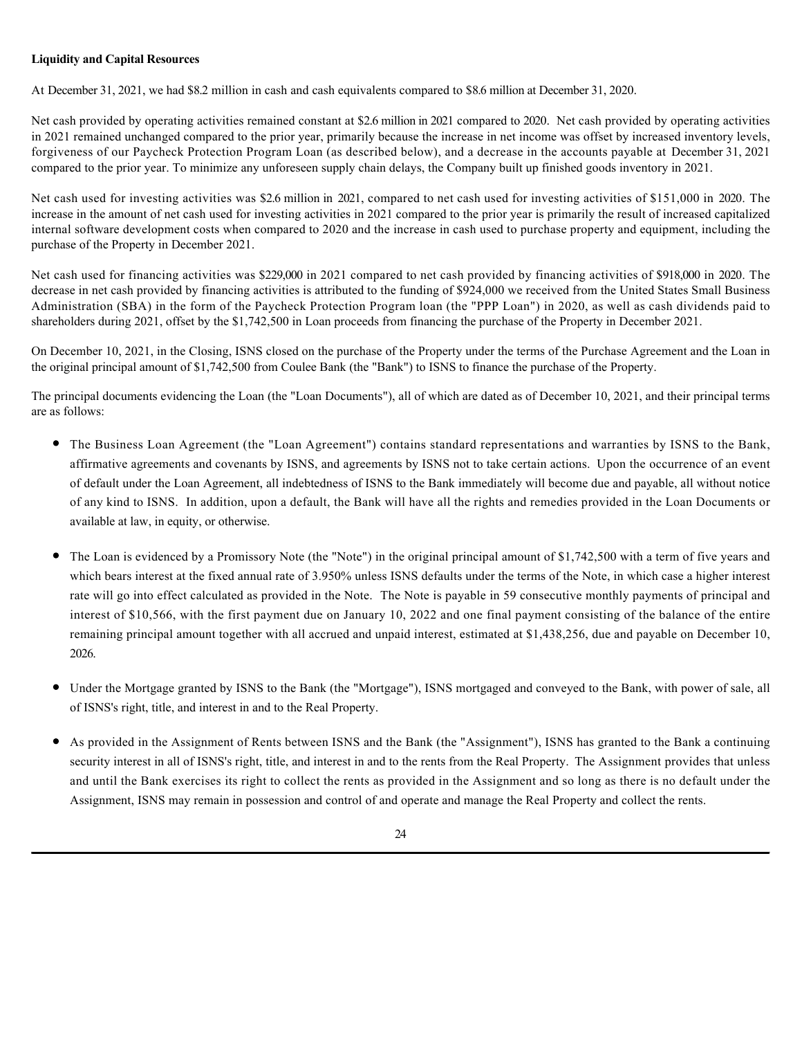**Liquidity and Capital Resources**

At December 31, 2021, we had $8.2 million in cash and cash equivalents compared to $8.6 million at December 31, 2020.

Net cash provided by operating activities remained constant at $2.6 million in 2021 compared to 2020. Net cash provided by operating activities in 2021 remained unchanged compared to the prior year, primarily because the increase in net income was offset by increased inventory levels, forgiveness of our Paycheck Protection Program Loan (as described below), and a decrease in the accounts payable at December 31, 2021 compared to the prior year. To minimize any unforeseen supply chain delays, the Company built up finished goods inventory in 2021.

Net cash used for investing activities was $2.6 million in 2021, compared to net cash used for investing activities of $151,000 in 2020. The increase in the amount of net cash used for investing activities in 2021 compared to the prior year is primarily the result of increased capitalized internal software development costs when compared to 2020 and the increase in cash used to purchase property and equipment, including the purchase of the Property in December 2021.

Net cash used for financing activities was $229,000 in 2021 compared to net cash provided by financing activities of $918,000 in 2020. The decrease in net cash provided by financing activities is attributed to the funding of $924,000 we received from the United States Small Business Administration (SBA) in the form of the Paycheck Protection Program loan (the "PPP Loan") in 2020, as well as cash dividends paid to shareholders during 2021, offset by the $1,742,500 in Loan proceeds from financing the purchase of the Property in December 2021.

On December 10, 2021, in the Closing, ISNS closed on the purchase of the Property under the terms of the Purchase Agreement and the Loan in the original principal amount of $1,742,500 from Coulee Bank (the "Bank") to ISNS to finance the purchase of the Property.

The principal documents evidencing the Loan (the "Loan Documents"), all of which are dated as of December 10, 2021, and their principal terms are as follows:

- The Business Loan Agreement (the "Loan Agreement") contains standard representations and warranties by ISNS to the Bank, affirmative agreements and covenants by ISNS, and agreements by ISNS not to take certain actions. Upon the occurrence of an event of default under the Loan Agreement, all indebtedness of ISNS to the Bank immediately will become due and payable, all without notice of any kind to ISNS. In addition, upon a default, the Bank will have all the rights and remedies provided in the Loan Documents or available at law, in equity, or otherwise.

- The Loan is evidenced by a Promissory Note (the "Note") in the original principal amount of $1,742,500 with a term of five years and which bears interest at the fixed annual rate of 3.950% unless ISNS defaults under the terms of the Note, in which case a higher interest rate will go into effect calculated as provided in the Note. The Note is payable in 59 consecutive monthly payments of principal and interest of $10,566, with the first payment due on January 10, 2022 and one final payment consisting of the balance of the entire remaining principal amount together with all accrued and unpaid interest, estimated at $1,438,256, due and payable on December 10, 2026.

- Under the Mortgage granted by ISNS to the Bank (the "Mortgage"), ISNS mortgaged and conveyed to the Bank, with power of sale, all of ISNS's right, title, and interest in and to the Real Property.

- As provided in the Assignment of Rents between ISNS and the Bank (the "Assignment"), ISNS has granted to the Bank a continuing security interest in all of ISNS's right, title, and interest in and to the rents from the Real Property. The Assignment provides that unless and until the Bank exercises its right to collect the rents as provided in the Assignment and so long as there is no default under the Assignment, ISNS may remain in possession and control of and operate and manage the Real Property and collect the rents.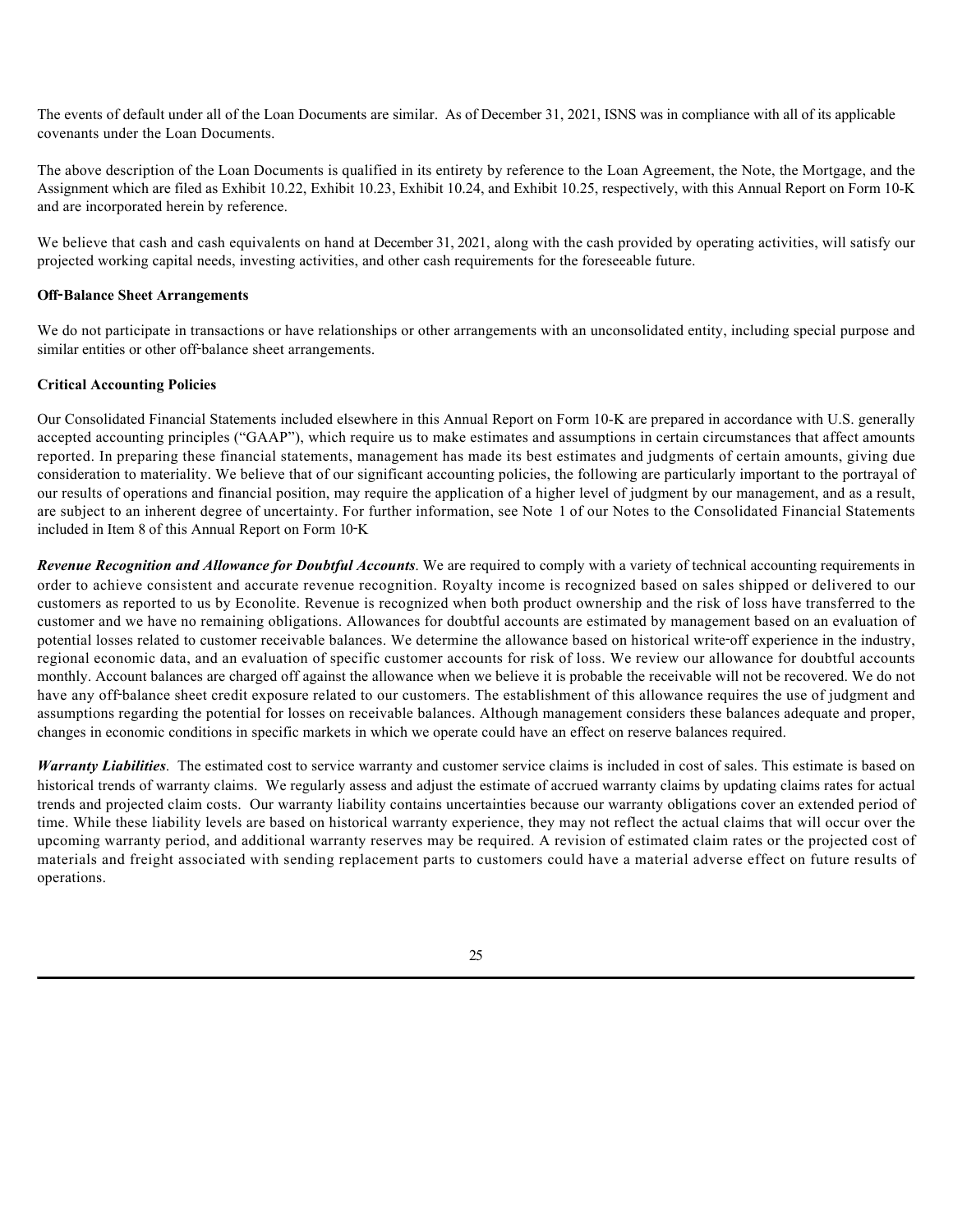The events of default under all of the Loan Documents are similar. As of December 31, 2021, ISNS was in compliance with all of its applicable covenants under the Loan Documents.

The above description of the Loan Documents is qualified in its entirety by reference to the Loan Agreement, the Note, the Mortgage, and the Assignment which are filed as Exhibit 10.22, Exhibit 10.23, Exhibit 10.24, and Exhibit 10.25, respectively, with this Annual Report on Form 10-K and are incorporated herein by reference.

We believe that cash and cash equivalents on hand at December 31, 2021, along with the cash provided by operating activities, will satisfy our projected working capital needs, investing activities, and other cash requirements for the foreseeable future.

**Off-Balance Sheet Arrangements**

We do not participate in transactions or have relationships or other arrangements with an unconsolidated entity, including special purpose and similar entities or other off-balance sheet arrangements.

**Critical Accounting Policies**

Our Consolidated Financial Statements included elsewhere in this Annual Report on Form 10-K are prepared in accordance with U.S. generally accepted accounting principles ("GAAP"), which require us to make estimates and assumptions in certain circumstances that affect amounts reported. In preparing these financial statements, management has made its best estimates and judgments of certain amounts, giving due consideration to materiality. We believe that of our significant accounting policies, the following are particularly important to the portrayal of our results of operations and financial position, may require the application of a higher level of judgment by our management, and as a result, are subject to an inherent degree of uncertainty. For further information, see Note 1 of our Notes to the Consolidated Financial Statements included in Item 8 of this Annual Report on Form 10-K

***Revenue Recognition and Allowance for Doubtful Accounts***. We are required to comply with a variety of technical accounting requirements in order to achieve consistent and accurate revenue recognition. Royalty income is recognized based on sales shipped or delivered to our customers as reported to us by Econolite. Revenue is recognized when both product ownership and the risk of loss have transferred to the customer and we have no remaining obligations. Allowances for doubtful accounts are estimated by management based on an evaluation of potential losses related to customer receivable balances. We determine the allowance based on historical write-off experience in the industry, regional economic data, and an evaluation of specific customer accounts for risk of loss. We review our allowance for doubtful accounts monthly. Account balances are charged off against the allowance when we believe it is probable the receivable will not be recovered. We do not have any off-balance sheet credit exposure related to our customers. The establishment of this allowance requires the use of judgment and assumptions regarding the potential for losses on receivable balances. Although management considers these balances adequate and proper, changes in economic conditions in specific markets in which we operate could have an effect on reserve balances required.

***Warranty Liabilities***. The estimated cost to service warranty and customer service claims is included in cost of sales. This estimate is based on historical trends of warranty claims. We regularly assess and adjust the estimate of accrued warranty claims by updating claims rates for actual trends and projected claim costs. Our warranty liability contains uncertainties because our warranty obligations cover an extended period of time. While these liability levels are based on historical warranty experience, they may not reflect the actual claims that will occur over the upcoming warranty period, and additional warranty reserves may be required. A revision of estimated claim rates or the projected cost of materials and freight associated with sending replacement parts to customers could have a material adverse effect on future results of operations.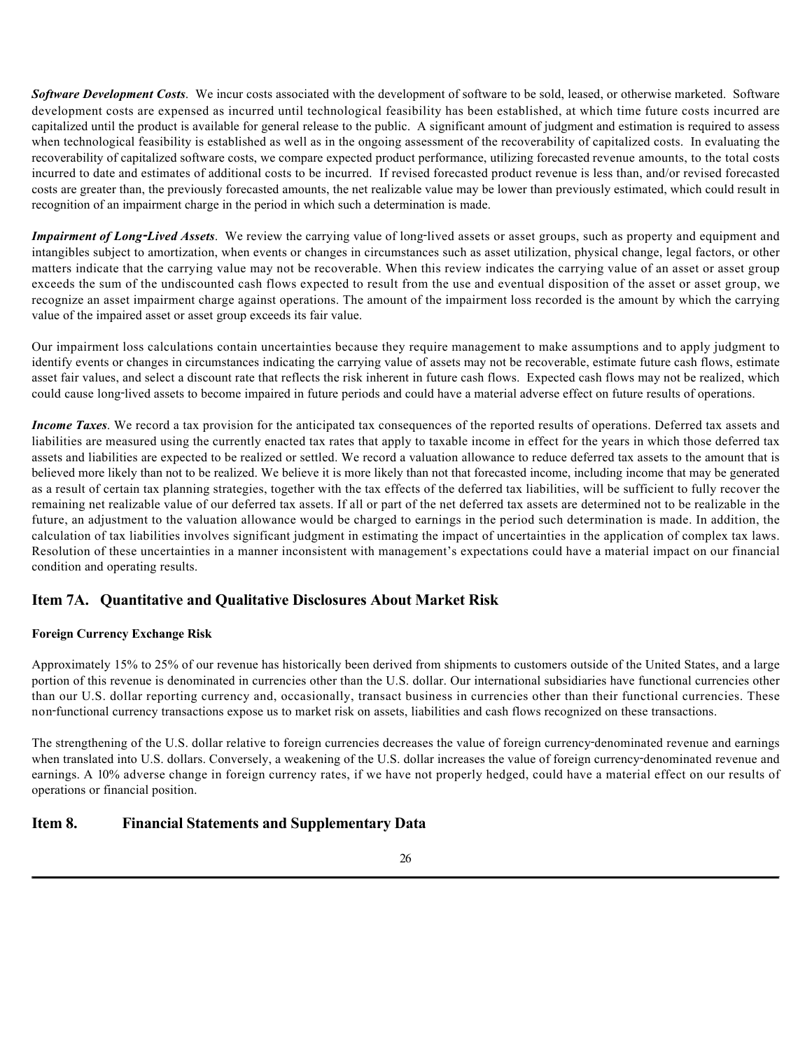***Software Development Costs***. We incur costs associated with the development of software to be sold, leased, or otherwise marketed. Software development costs are expensed as incurred until technological feasibility has been established, at which time future costs incurred are capitalized until the product is available for general release to the public. A significant amount of judgment and estimation is required to assess when technological feasibility is established as well as in the ongoing assessment of the recoverability of capitalized costs. In evaluating the recoverability of capitalized software costs, we compare expected product performance, utilizing forecasted revenue amounts, to the total costs incurred to date and estimates of additional costs to be incurred. If revised forecasted product revenue is less than, and/or revised forecasted costs are greater than, the previously forecasted amounts, the net realizable value may be lower than previously estimated, which could result in recognition of an impairment charge in the period in which such a determination is made.

***Impairment of Long-Lived Assets***. We review the carrying value of long-lived assets or asset groups, such as property and equipment and intangibles subject to amortization, when events or changes in circumstances such as asset utilization, physical change, legal factors, or other matters indicate that the carrying value may not be recoverable. When this review indicates the carrying value of an asset or asset group exceeds the sum of the undiscounted cash flows expected to result from the use and eventual disposition of the asset or asset group, we recognize an asset impairment charge against operations. The amount of the impairment loss recorded is the amount by which the carrying value of the impaired asset or asset group exceeds its fair value.

Our impairment loss calculations contain uncertainties because they require management to make assumptions and to apply judgment to identify events or changes in circumstances indicating the carrying value of assets may not be recoverable, estimate future cash flows, estimate asset fair values, and select a discount rate that reflects the risk inherent in future cash flows. Expected cash flows may not be realized, which could cause long-lived assets to become impaired in future periods and could have a material adverse effect on future results of operations.

***Income Taxes***. We record a tax provision for the anticipated tax consequences of the reported results of operations. Deferred tax assets and liabilities are measured using the currently enacted tax rates that apply to taxable income in effect for the years in which those deferred tax assets and liabilities are expected to be realized or settled. We record a valuation allowance to reduce deferred tax assets to the amount that is believed more likely than not to be realized. We believe it is more likely than not that forecasted income, including income that may be generated as a result of certain tax planning strategies, together with the tax effects of the deferred tax liabilities, will be sufficient to fully recover the remaining net realizable value of our deferred tax assets. If all or part of the net deferred tax assets are determined not to be realizable in the future, an adjustment to the valuation allowance would be charged to earnings in the period such determination is made. In addition, the calculation of tax liabilities involves significant judgment in estimating the impact of uncertainties in the application of complex tax laws. Resolution of these uncertainties in a manner inconsistent with management's expectations could have a material impact on our financial condition and operating results.

## Item 7A. Quantitative and Qualitative Disclosures About Market Risk

**Foreign Currency Exchange Risk**

Approximately 15% to 25% of our revenue has historically been derived from shipments to customers outside of the United States, and a large portion of this revenue is denominated in currencies other than the U.S. dollar. Our international subsidiaries have functional currencies other than our U.S. dollar reporting currency and, occasionally, transact business in currencies other than their functional currencies. These non-functional currency transactions expose us to market risk on assets, liabilities and cash flows recognized on these transactions.

The strengthening of the U.S. dollar relative to foreign currencies decreases the value of foreign currency-denominated revenue and earnings when translated into U.S. dollars. Conversely, a weakening of the U.S. dollar increases the value of foreign currency-denominated revenue and earnings. A 10% adverse change in foreign currency rates, if we have not properly hedged, could have a material effect on our results of operations or financial position.

## Item 8. Financial Statements and Supplementary Data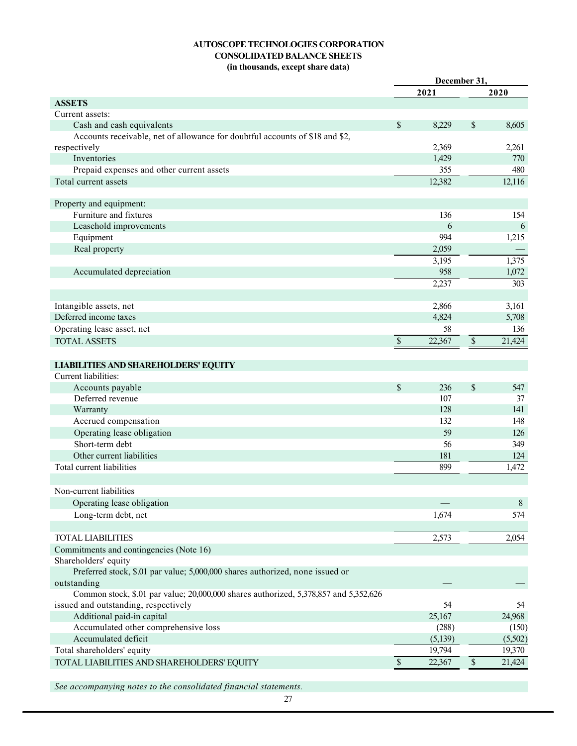**AUTOSCOPE TECHNOLOGIES CORPORATION**
**CONSOLIDATED BALANCE SHEETS**
**(in thousands, except share data)**

| | December 31, 2021 | December 31, 2020 |
|---|---|---|
| **ASSETS** | | |
| Current assets: | | |
| Cash and cash equivalents | $ 8,229 | $ 8,605 |
| Accounts receivable, net of allowance for doubtful accounts of $18 and $2, respectively | 2,369 | 2,261 |
| Inventories | 1,429 | 770 |
| Prepaid expenses and other current assets | 355 | 480 |
| Total current assets | 12,382 | 12,116 |
| | | |
| Property and equipment: | | |
| Furniture and fixtures | 136 | 154 |
| Leasehold improvements | 6 | 6 |
| Equipment | 994 | 1,215 |
| Real property | 2,059 | — |
| | 3,195 | 1,375 |
| Accumulated depreciation | 958 | 1,072 |
| | 2,237 | 303 |
| | | |
| Intangible assets, net | 2,866 | 3,161 |
| Deferred income taxes | 4,824 | 5,708 |
| Operating lease asset, net | 58 | 136 |
| TOTAL ASSETS | $ 22,367 | $ 21,424 |
| | | |
| **LIABILITIES AND SHAREHOLDERS' EQUITY** | | |
| Current liabilities: | | |
| Accounts payable | $ 236 | $ 547 |
| Deferred revenue | 107 | 37 |
| Warranty | 128 | 141 |
| Accrued compensation | 132 | 148 |
| Operating lease obligation | 59 | 126 |
| Short-term debt | 56 | 349 |
| Other current liabilities | 181 | 124 |
| Total current liabilities | 899 | 1,472 |
| | | |
| Non-current liabilities | | |
| Operating lease obligation | — | 8 |
| Long-term debt, net | 1,674 | 574 |
| | | |
| TOTAL LIABILITIES | 2,573 | 2,054 |
| Commitments and contingencies (Note 16) | | |
| Shareholders' equity | | |
| Preferred stock, $.01 par value; 5,000,000 shares authorized, none issued or outstanding | — | — |
| Common stock, $.01 par value; 20,000,000 shares authorized, 5,378,857 and 5,352,626 issued and outstanding, respectively | 54 | 54 |
| Additional paid-in capital | 25,167 | 24,968 |
| Accumulated other comprehensive loss | (288) | (150) |
| Accumulated deficit | (5,139) | (5,502) |
| Total shareholders' equity | 19,794 | 19,370 |
| TOTAL LIABILITIES AND SHAREHOLDERS' EQUITY | $ 22,367 | $ 21,424 |

*See accompanying notes to the consolidated financial statements.*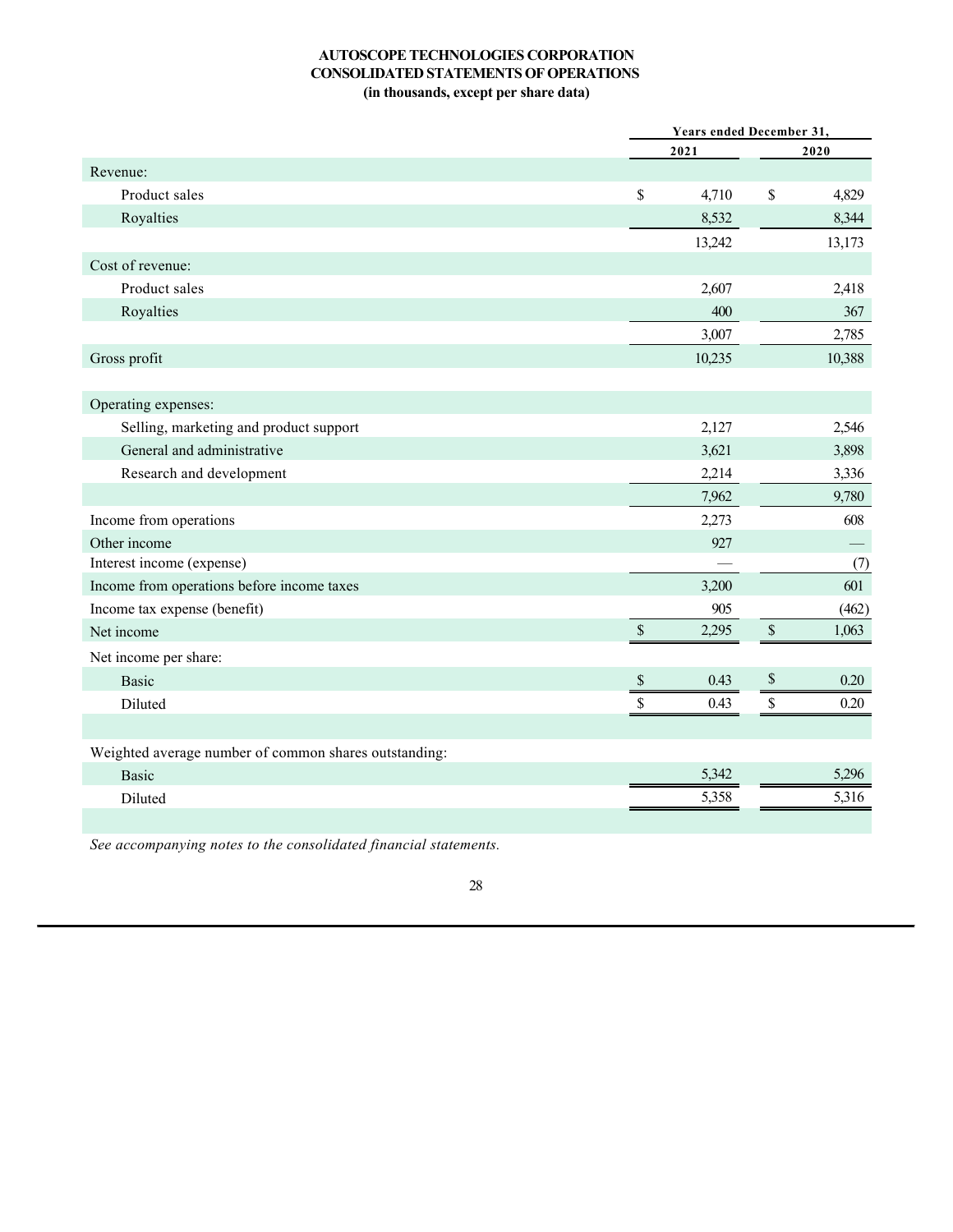# AUTOSCOPE TECHNOLOGIES CORPORATION
## CONSOLIDATED STATEMENTS OF OPERATIONS
### (in thousands, except per share data)

| | Years ended December 31, | |
|---|---|---|
| | 2021 | 2020 |
| Revenue: | | |
| Product sales | $ 4,710 | $ 4,829 |
| Royalties | 8,532 | 8,344 |
| | 13,242 | 13,173 |
| Cost of revenue: | | |
| Product sales | 2,607 | 2,418 |
| Royalties | 400 | 367 |
| | 3,007 | 2,785 |
| Gross profit | 10,235 | 10,388 |
| | | |
| Operating expenses: | | |
| Selling, marketing and product support | 2,127 | 2,546 |
| General and administrative | 3,621 | 3,898 |
| Research and development | 2,214 | 3,336 |
| | 7,962 | 9,780 |
| Income from operations | 2,273 | 608 |
| Other income | 927 | — |
| Interest income (expense) | — | (7) |
| Income from operations before income taxes | 3,200 | 601 |
| Income tax expense (benefit) | 905 | (462) |
| Net income | $ 2,295 | $ 1,063 |
| Net income per share: | | |
| Basic | $ 0.43 | $ 0.20 |
| Diluted | $ 0.43 | $ 0.20 |
| | | |
| Weighted average number of common shares outstanding: | | |
| Basic | 5,342 | 5,296 |
| Diluted | 5,358 | 5,316 |

*See accompanying notes to the consolidated financial statements.*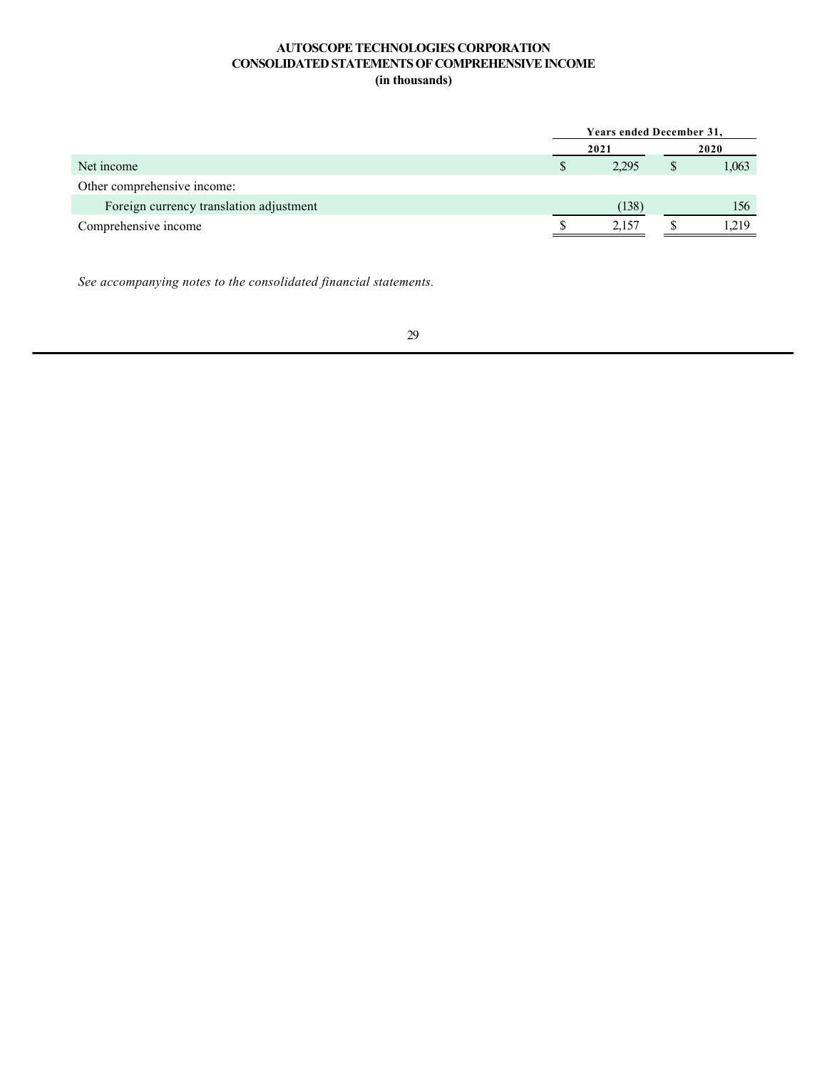**AUTOSCOPE TECHNOLOGIES CORPORATION**
**CONSOLIDATED STATEMENTS OF COMPREHENSIVE INCOME**
**(in thousands)**

| | Years ended December 31, | |
|---|---|---|
| | 2021 | 2020 |
| Net income | $ 2,295 | $ 1,063 |
| Other comprehensive income: | | |
| Foreign currency translation adjustment | (138) | 156 |
| Comprehensive income | $ 2,157 | $ 1,219 |

*See accompanying notes to the consolidated financial statements.*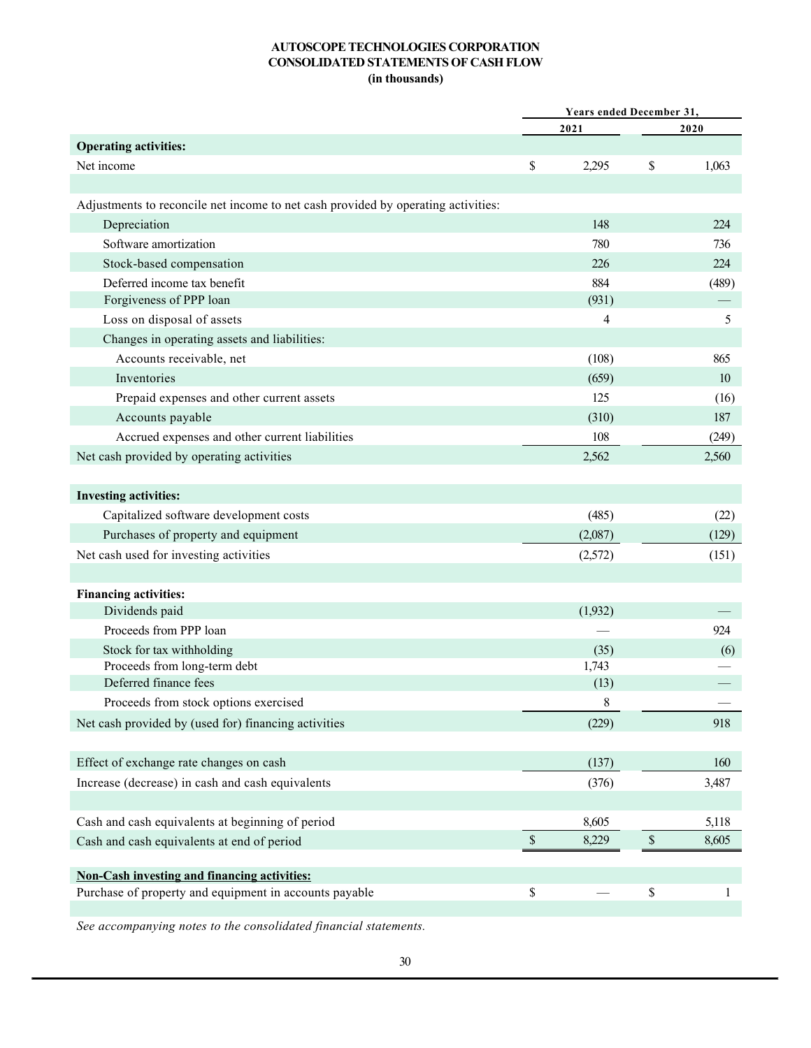**AUTOSCOPE TECHNOLOGIES CORPORATION**
**CONSOLIDATED STATEMENTS OF CASH FLOW**
**(in thousands)**

| | Years ended December 31, | |
|---|---|---|
| | 2021 | 2020 |
| **Operating activities:** | | |
| Net income | $ 2,295 | $ 1,063 |
| | | |
| Adjustments to reconcile net income to net cash provided by operating activities: | | |
| Depreciation | 148 | 224 |
| Software amortization | 780 | 736 |
| Stock-based compensation | 226 | 224 |
| Deferred income tax benefit | 884 | (489) |
| Forgiveness of PPP loan | (931) | — |
| Loss on disposal of assets | 4 | 5 |
| Changes in operating assets and liabilities: | | |
| Accounts receivable, net | (108) | 865 |
| Inventories | (659) | 10 |
| Prepaid expenses and other current assets | 125 | (16) |
| Accounts payable | (310) | 187 |
| Accrued expenses and other current liabilities | 108 | (249) |
| Net cash provided by operating activities | 2,562 | 2,560 |
| | | |
| **Investing activities:** | | |
| Capitalized software development costs | (485) | (22) |
| Purchases of property and equipment | (2,087) | (129) |
| Net cash used for investing activities | (2,572) | (151) |
| | | |
| **Financing activities:** | | |
| Dividends paid | (1,932) | — |
| Proceeds from PPP loan | — | 924 |
| Stock for tax withholding | (35) | (6) |
| Proceeds from long-term debt | 1,743 | — |
| Deferred finance fees | (13) | — |
| Proceeds from stock options exercised | 8 | — |
| Net cash provided by (used for) financing activities | (229) | 918 |
| | | |
| Effect of exchange rate changes on cash | (137) | 160 |
| Increase (decrease) in cash and cash equivalents | (376) | 3,487 |
| | | |
| Cash and cash equivalents at beginning of period | 8,605 | 5,118 |
| Cash and cash equivalents at end of period | $ 8,229 | $ 8,605 |
| | | |
| **Non-Cash investing and financing activities:** | | |
| Purchase of property and equipment in accounts payable | $ — | $ 1 |

*See accompanying notes to the consolidated financial statements.*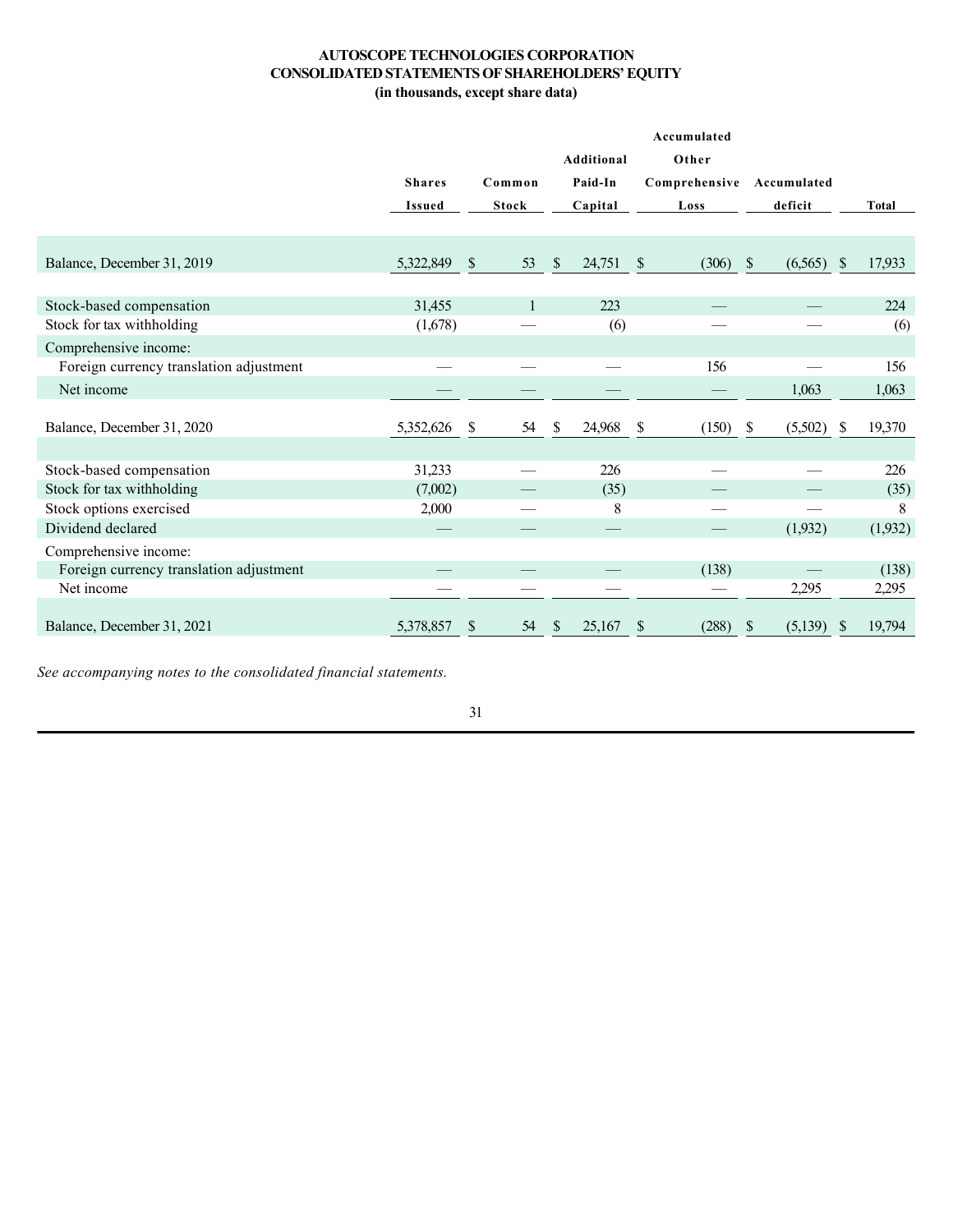# AUTOSCOPE TECHNOLOGIES CORPORATION
## CONSOLIDATED STATEMENTS OF SHAREHOLDERS' EQUITY
### (in thousands, except share data)

| | Shares Issued | Common Stock | Additional Paid-In Capital | Accumulated Other Comprehensive Loss | Accumulated deficit | Total |
|---|---|---|---|---|---|---|
| Balance, December 31, 2019 | 5,322,849 | $ 53 | $ 24,751 | $ (306) | $ (6,565) | $ 17,933 |
| Stock-based compensation | 31,455 | 1 | 223 | — | — | 224 |
| Stock for tax withholding | (1,678) | — | (6) | — | — | (6) |
| Comprehensive income: | | | | | | |
| Foreign currency translation adjustment | — | — | — | 156 | — | 156 |
| Net income | — | — | — | — | 1,063 | 1,063 |
| Balance, December 31, 2020 | 5,352,626 | $ 54 | $ 24,968 | $ (150) | $ (5,502) | $ 19,370 |
| Stock-based compensation | 31,233 | — | 226 | — | — | 226 |
| Stock for tax withholding | (7,002) | — | (35) | — | — | (35) |
| Stock options exercised | 2,000 | — | 8 | — | — | 8 |
| Dividend declared | — | — | — | — | (1,932) | (1,932) |
| Comprehensive income: | | | | | | |
| Foreign currency translation adjustment | — | — | — | (138) | — | (138) |
| Net income | — | — | — | — | 2,295 | 2,295 |
| Balance, December 31, 2021 | 5,378,857 | $ 54 | $ 25,167 | $ (288) | $ (5,139) | $ 19,794 |

*See accompanying notes to the consolidated financial statements.*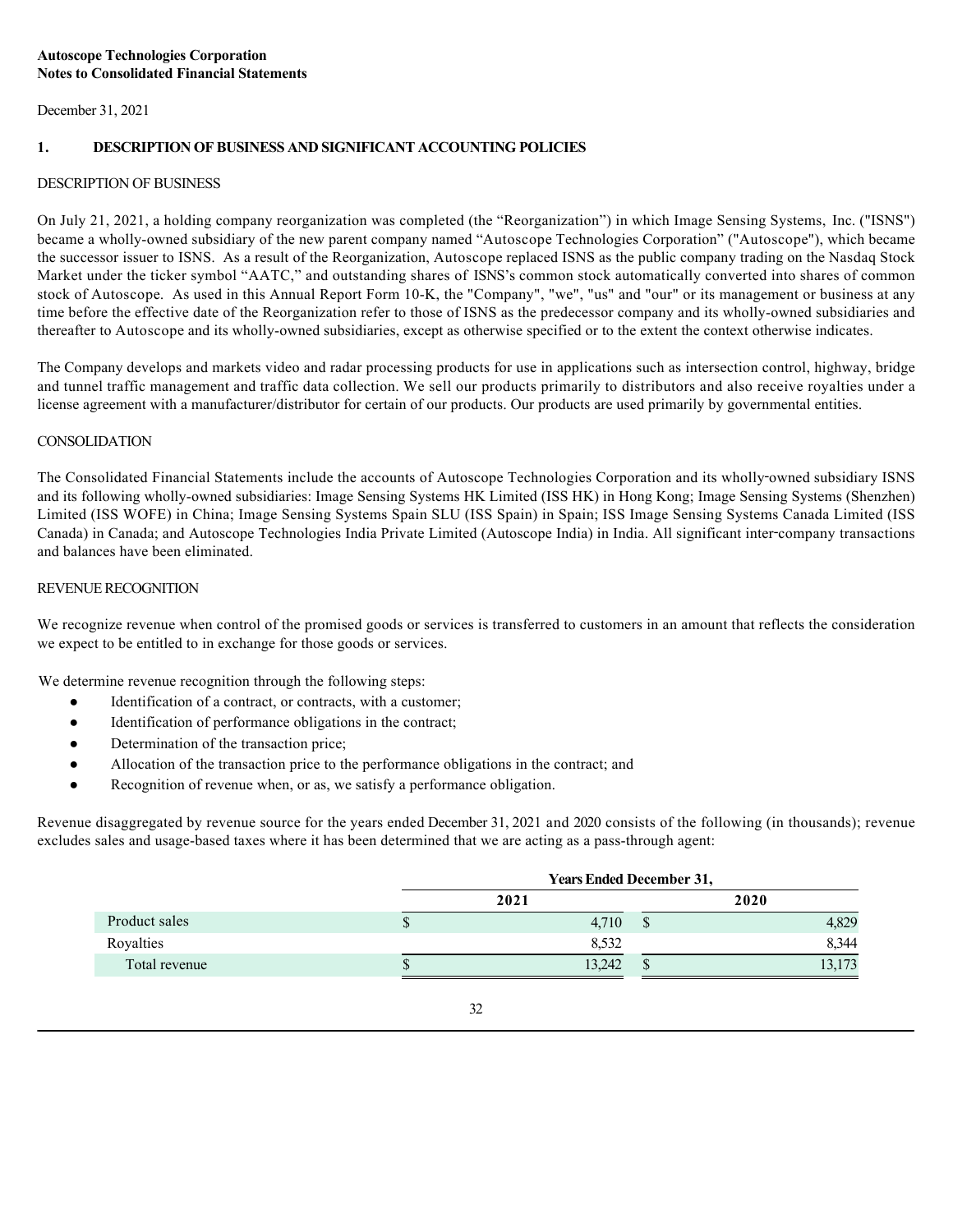**Autoscope Technologies Corporation**
**Notes to Consolidated Financial Statements**

December 31, 2021

## 1. DESCRIPTION OF BUSINESS AND SIGNIFICANT ACCOUNTING POLICIES

### DESCRIPTION OF BUSINESS

On July 21, 2021, a holding company reorganization was completed (the "Reorganization") in which Image Sensing Systems, Inc. ("ISNS") became a wholly-owned subsidiary of the new parent company named "Autoscope Technologies Corporation" ("Autoscope"), which became the successor issuer to ISNS. As a result of the Reorganization, Autoscope replaced ISNS as the public company trading on the Nasdaq Stock Market under the ticker symbol "AATC," and outstanding shares of ISNS's common stock automatically converted into shares of common stock of Autoscope. As used in this Annual Report Form 10-K, the "Company", "we", "us" and "our" or its management or business at any time before the effective date of the Reorganization refer to those of ISNS as the predecessor company and its wholly-owned subsidiaries and thereafter to Autoscope and its wholly-owned subsidiaries, except as otherwise specified or to the extent the context otherwise indicates.

The Company develops and markets video and radar processing products for use in applications such as intersection control, highway, bridge and tunnel traffic management and traffic data collection. We sell our products primarily to distributors and also receive royalties under a license agreement with a manufacturer/distributor for certain of our products. Our products are used primarily by governmental entities.

### CONSOLIDATION

The Consolidated Financial Statements include the accounts of Autoscope Technologies Corporation and its wholly-owned subsidiary ISNS and its following wholly-owned subsidiaries: Image Sensing Systems HK Limited (ISS HK) in Hong Kong; Image Sensing Systems (Shenzhen) Limited (ISS WOFE) in China; Image Sensing Systems Spain SLU (ISS Spain) in Spain; ISS Image Sensing Systems Canada Limited (ISS Canada) in Canada; and Autoscope Technologies India Private Limited (Autoscope India) in India. All significant inter-company transactions and balances have been eliminated.

### REVENUE RECOGNITION

We recognize revenue when control of the promised goods or services is transferred to customers in an amount that reflects the consideration we expect to be entitled to in exchange for those goods or services.

We determine revenue recognition through the following steps:

- Identification of a contract, or contracts, with a customer;
- Identification of performance obligations in the contract;
- Determination of the transaction price;
- Allocation of the transaction price to the performance obligations in the contract; and
- Recognition of revenue when, or as, we satisfy a performance obligation.

Revenue disaggregated by revenue source for the years ended December 31, 2021 and 2020 consists of the following (in thousands); revenue excludes sales and usage-based taxes where it has been determined that we are acting as a pass-through agent:

| | Years Ended December 31, | |
|---|---|---|
| | 2021 | 2020 |
| Product sales | $ 4,710 | $ 4,829 |
| Royalties | 8,532 | 8,344 |
| Total revenue | $ 13,242 | $ 13,173 |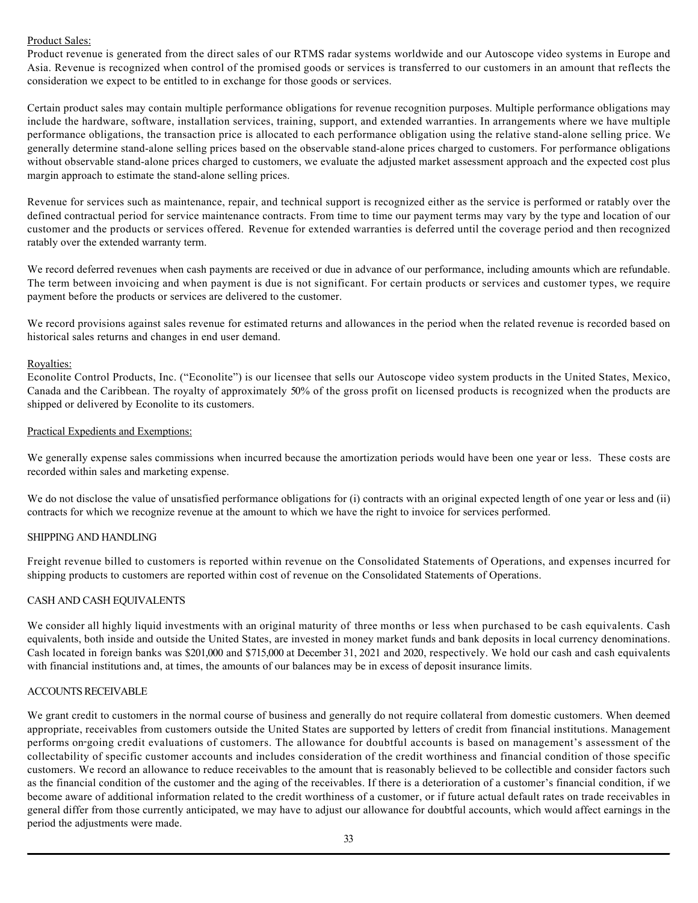Product Sales:

Product revenue is generated from the direct sales of our RTMS radar systems worldwide and our Autoscope video systems in Europe and Asia. Revenue is recognized when control of the promised goods or services is transferred to our customers in an amount that reflects the consideration we expect to be entitled to in exchange for those goods or services.

Certain product sales may contain multiple performance obligations for revenue recognition purposes. Multiple performance obligations may include the hardware, software, installation services, training, support, and extended warranties. In arrangements where we have multiple performance obligations, the transaction price is allocated to each performance obligation using the relative stand-alone selling price. We generally determine stand-alone selling prices based on the observable stand-alone prices charged to customers. For performance obligations without observable stand-alone prices charged to customers, we evaluate the adjusted market assessment approach and the expected cost plus margin approach to estimate the stand-alone selling prices.

Revenue for services such as maintenance, repair, and technical support is recognized either as the service is performed or ratably over the defined contractual period for service maintenance contracts. From time to time our payment terms may vary by the type and location of our customer and the products or services offered. Revenue for extended warranties is deferred until the coverage period and then recognized ratably over the extended warranty term.

We record deferred revenues when cash payments are received or due in advance of our performance, including amounts which are refundable. The term between invoicing and when payment is due is not significant. For certain products or services and customer types, we require payment before the products or services are delivered to the customer.

We record provisions against sales revenue for estimated returns and allowances in the period when the related revenue is recorded based on historical sales returns and changes in end user demand.

Royalties:

Econolite Control Products, Inc. ("Econolite") is our licensee that sells our Autoscope video system products in the United States, Mexico, Canada and the Caribbean. The royalty of approximately 50% of the gross profit on licensed products is recognized when the products are shipped or delivered by Econolite to its customers.

Practical Expedients and Exemptions:

We generally expense sales commissions when incurred because the amortization periods would have been one year or less. These costs are recorded within sales and marketing expense.

We do not disclose the value of unsatisfied performance obligations for (i) contracts with an original expected length of one year or less and (ii) contracts for which we recognize revenue at the amount to which we have the right to invoice for services performed.

## SHIPPING AND HANDLING

Freight revenue billed to customers is reported within revenue on the Consolidated Statements of Operations, and expenses incurred for shipping products to customers are reported within cost of revenue on the Consolidated Statements of Operations.

## CASH AND CASH EQUIVALENTS

We consider all highly liquid investments with an original maturity of three months or less when purchased to be cash equivalents. Cash equivalents, both inside and outside the United States, are invested in money market funds and bank deposits in local currency denominations. Cash located in foreign banks was $201,000 and $715,000 at December 31, 2021 and 2020, respectively. We hold our cash and cash equivalents with financial institutions and, at times, the amounts of our balances may be in excess of deposit insurance limits.

## ACCOUNTS RECEIVABLE

We grant credit to customers in the normal course of business and generally do not require collateral from domestic customers. When deemed appropriate, receivables from customers outside the United States are supported by letters of credit from financial institutions. Management performs on-going credit evaluations of customers. The allowance for doubtful accounts is based on management's assessment of the collectability of specific customer accounts and includes consideration of the credit worthiness and financial condition of those specific customers. We record an allowance to reduce receivables to the amount that is reasonably believed to be collectible and consider factors such as the financial condition of the customer and the aging of the receivables. If there is a deterioration of a customer's financial condition, if we become aware of additional information related to the credit worthiness of a customer, or if future actual default rates on trade receivables in general differ from those currently anticipated, we may have to adjust our allowance for doubtful accounts, which would affect earnings in the period the adjustments were made.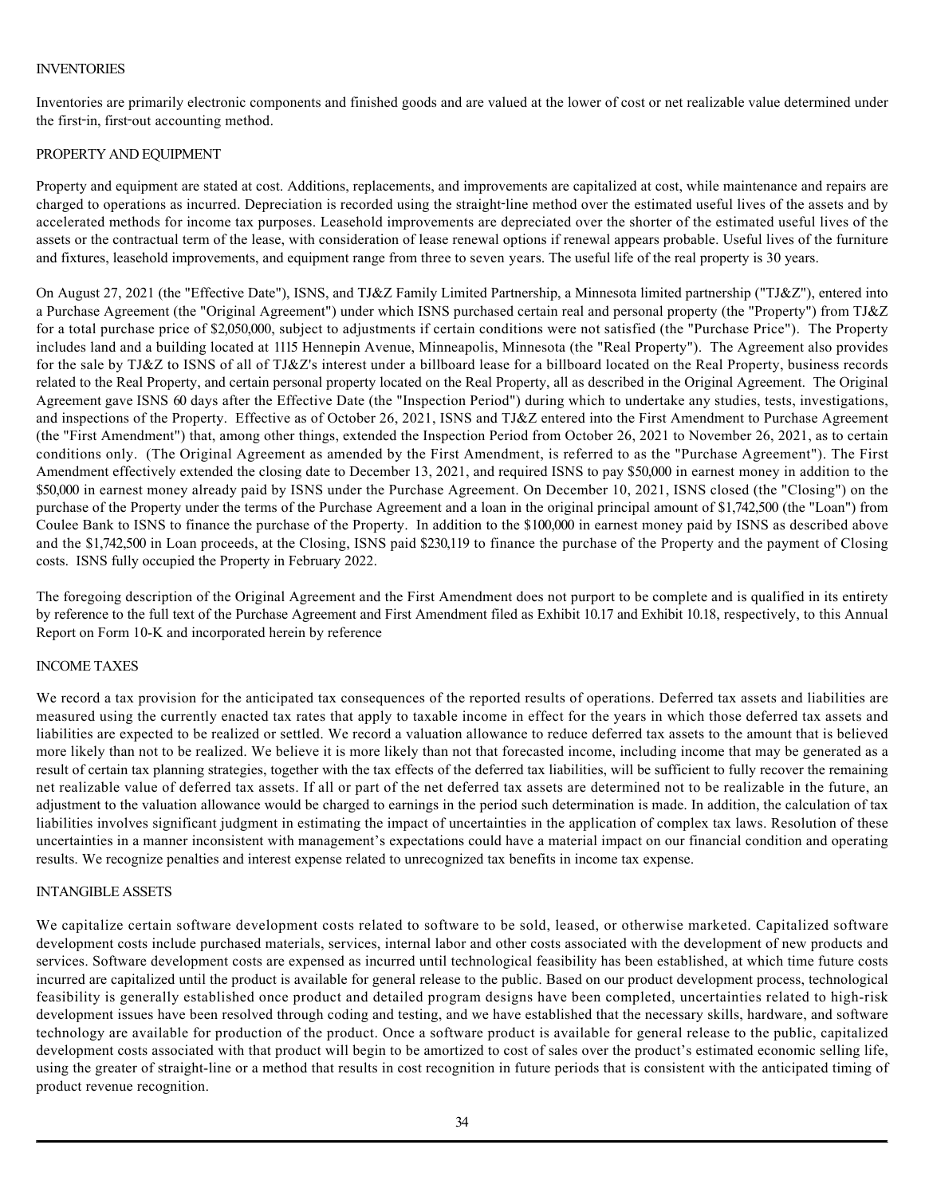INVENTORIES

Inventories are primarily electronic components and finished goods and are valued at the lower of cost or net realizable value determined under the first-in, first-out accounting method.

PROPERTY AND EQUIPMENT

Property and equipment are stated at cost. Additions, replacements, and improvements are capitalized at cost, while maintenance and repairs are charged to operations as incurred. Depreciation is recorded using the straight-line method over the estimated useful lives of the assets and by accelerated methods for income tax purposes. Leasehold improvements are depreciated over the shorter of the estimated useful lives of the assets or the contractual term of the lease, with consideration of lease renewal options if renewal appears probable. Useful lives of the furniture and fixtures, leasehold improvements, and equipment range from three to seven years. The useful life of the real property is 30 years.

On August 27, 2021 (the "Effective Date"), ISNS, and TJ&Z Family Limited Partnership, a Minnesota limited partnership ("TJ&Z"), entered into a Purchase Agreement (the "Original Agreement") under which ISNS purchased certain real and personal property (the "Property") from TJ&Z for a total purchase price of $2,050,000, subject to adjustments if certain conditions were not satisfied (the "Purchase Price"). The Property includes land and a building located at 1115 Hennepin Avenue, Minneapolis, Minnesota (the "Real Property"). The Agreement also provides for the sale by TJ&Z to ISNS of all of TJ&Z's interest under a billboard lease for a billboard located on the Real Property, business records related to the Real Property, and certain personal property located on the Real Property, all as described in the Original Agreement. The Original Agreement gave ISNS 60 days after the Effective Date (the "Inspection Period") during which to undertake any studies, tests, investigations, and inspections of the Property. Effective as of October 26, 2021, ISNS and TJ&Z entered into the First Amendment to Purchase Agreement (the "First Amendment") that, among other things, extended the Inspection Period from October 26, 2021 to November 26, 2021, as to certain conditions only. (The Original Agreement as amended by the First Amendment, is referred to as the "Purchase Agreement"). The First Amendment effectively extended the closing date to December 13, 2021, and required ISNS to pay $50,000 in earnest money in addition to the $50,000 in earnest money already paid by ISNS under the Purchase Agreement. On December 10, 2021, ISNS closed (the "Closing") on the purchase of the Property under the terms of the Purchase Agreement and a loan in the original principal amount of $1,742,500 (the "Loan") from Coulee Bank to ISNS to finance the purchase of the Property. In addition to the $100,000 in earnest money paid by ISNS as described above and the $1,742,500 in Loan proceeds, at the Closing, ISNS paid $230,119 to finance the purchase of the Property and the payment of Closing costs. ISNS fully occupied the Property in February 2022.

The foregoing description of the Original Agreement and the First Amendment does not purport to be complete and is qualified in its entirety by reference to the full text of the Purchase Agreement and First Amendment filed as Exhibit 10.17 and Exhibit 10.18, respectively, to this Annual Report on Form 10-K and incorporated herein by reference

INCOME TAXES

We record a tax provision for the anticipated tax consequences of the reported results of operations. Deferred tax assets and liabilities are measured using the currently enacted tax rates that apply to taxable income in effect for the years in which those deferred tax assets and liabilities are expected to be realized or settled. We record a valuation allowance to reduce deferred tax assets to the amount that is believed more likely than not to be realized. We believe it is more likely than not that forecasted income, including income that may be generated as a result of certain tax planning strategies, together with the tax effects of the deferred tax liabilities, will be sufficient to fully recover the remaining net realizable value of deferred tax assets. If all or part of the net deferred tax assets are determined not to be realizable in the future, an adjustment to the valuation allowance would be charged to earnings in the period such determination is made. In addition, the calculation of tax liabilities involves significant judgment in estimating the impact of uncertainties in the application of complex tax laws. Resolution of these uncertainties in a manner inconsistent with management's expectations could have a material impact on our financial condition and operating results. We recognize penalties and interest expense related to unrecognized tax benefits in income tax expense.

INTANGIBLE ASSETS

We capitalize certain software development costs related to software to be sold, leased, or otherwise marketed. Capitalized software development costs include purchased materials, services, internal labor and other costs associated with the development of new products and services. Software development costs are expensed as incurred until technological feasibility has been established, at which time future costs incurred are capitalized until the product is available for general release to the public. Based on our product development process, technological feasibility is generally established once product and detailed program designs have been completed, uncertainties related to high-risk development issues have been resolved through coding and testing, and we have established that the necessary skills, hardware, and software technology are available for production of the product. Once a software product is available for general release to the public, capitalized development costs associated with that product will begin to be amortized to cost of sales over the product's estimated economic selling life, using the greater of straight-line or a method that results in cost recognition in future periods that is consistent with the anticipated timing of product revenue recognition.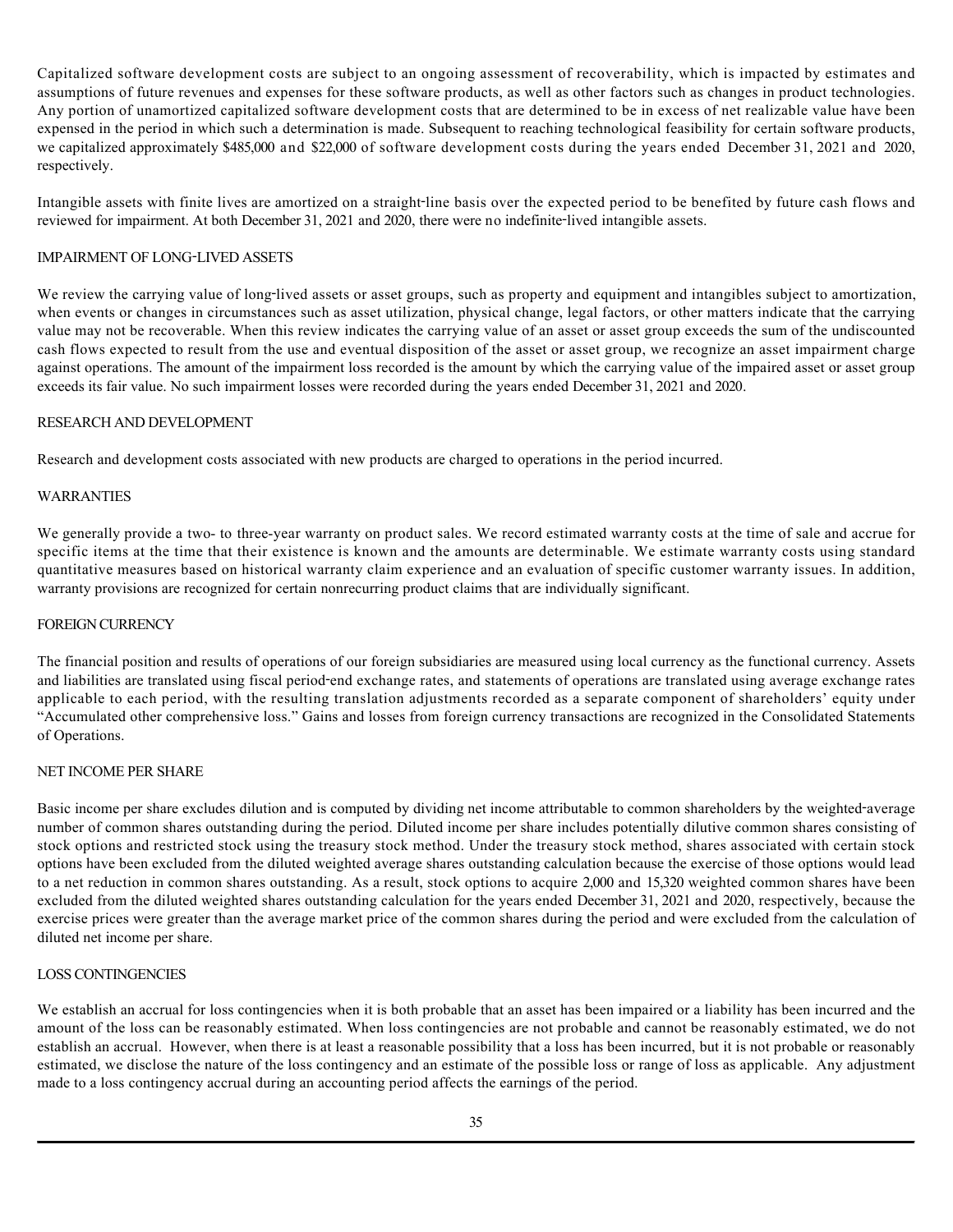Capitalized software development costs are subject to an ongoing assessment of recoverability, which is impacted by estimates and assumptions of future revenues and expenses for these software products, as well as other factors such as changes in product technologies. Any portion of unamortized capitalized software development costs that are determined to be in excess of net realizable value have been expensed in the period in which such a determination is made. Subsequent to reaching technological feasibility for certain software products, we capitalized approximately $485,000 and $22,000 of software development costs during the years ended December 31, 2021 and 2020, respectively.

Intangible assets with finite lives are amortized on a straight-line basis over the expected period to be benefited by future cash flows and reviewed for impairment. At both December 31, 2021 and 2020, there were no indefinite-lived intangible assets.

## IMPAIRMENT OF LONG-LIVED ASSETS

We review the carrying value of long-lived assets or asset groups, such as property and equipment and intangibles subject to amortization, when events or changes in circumstances such as asset utilization, physical change, legal factors, or other matters indicate that the carrying value may not be recoverable. When this review indicates the carrying value of an asset or asset group exceeds the sum of the undiscounted cash flows expected to result from the use and eventual disposition of the asset or asset group, we recognize an asset impairment charge against operations. The amount of the impairment loss recorded is the amount by which the carrying value of the impaired asset or asset group exceeds its fair value. No such impairment losses were recorded during the years ended December 31, 2021 and 2020.

## RESEARCH AND DEVELOPMENT

Research and development costs associated with new products are charged to operations in the period incurred.

## WARRANTIES

We generally provide a two- to three-year warranty on product sales. We record estimated warranty costs at the time of sale and accrue for specific items at the time that their existence is known and the amounts are determinable. We estimate warranty costs using standard quantitative measures based on historical warranty claim experience and an evaluation of specific customer warranty issues. In addition, warranty provisions are recognized for certain nonrecurring product claims that are individually significant.

## FOREIGN CURRENCY

The financial position and results of operations of our foreign subsidiaries are measured using local currency as the functional currency. Assets and liabilities are translated using fiscal period-end exchange rates, and statements of operations are translated using average exchange rates applicable to each period, with the resulting translation adjustments recorded as a separate component of shareholders' equity under "Accumulated other comprehensive loss." Gains and losses from foreign currency transactions are recognized in the Consolidated Statements of Operations.

## NET INCOME PER SHARE

Basic income per share excludes dilution and is computed by dividing net income attributable to common shareholders by the weighted-average number of common shares outstanding during the period. Diluted income per share includes potentially dilutive common shares consisting of stock options and restricted stock using the treasury stock method. Under the treasury stock method, shares associated with certain stock options have been excluded from the diluted weighted average shares outstanding calculation because the exercise of those options would lead to a net reduction in common shares outstanding. As a result, stock options to acquire 2,000 and 15,320 weighted common shares have been excluded from the diluted weighted shares outstanding calculation for the years ended December 31, 2021 and 2020, respectively, because the exercise prices were greater than the average market price of the common shares during the period and were excluded from the calculation of diluted net income per share.

## LOSS CONTINGENCIES

We establish an accrual for loss contingencies when it is both probable that an asset has been impaired or a liability has been incurred and the amount of the loss can be reasonably estimated. When loss contingencies are not probable and cannot be reasonably estimated, we do not establish an accrual. However, when there is at least a reasonable possibility that a loss has been incurred, but it is not probable or reasonably estimated, we disclose the nature of the loss contingency and an estimate of the possible loss or range of loss as applicable. Any adjustment made to a loss contingency accrual during an accounting period affects the earnings of the period.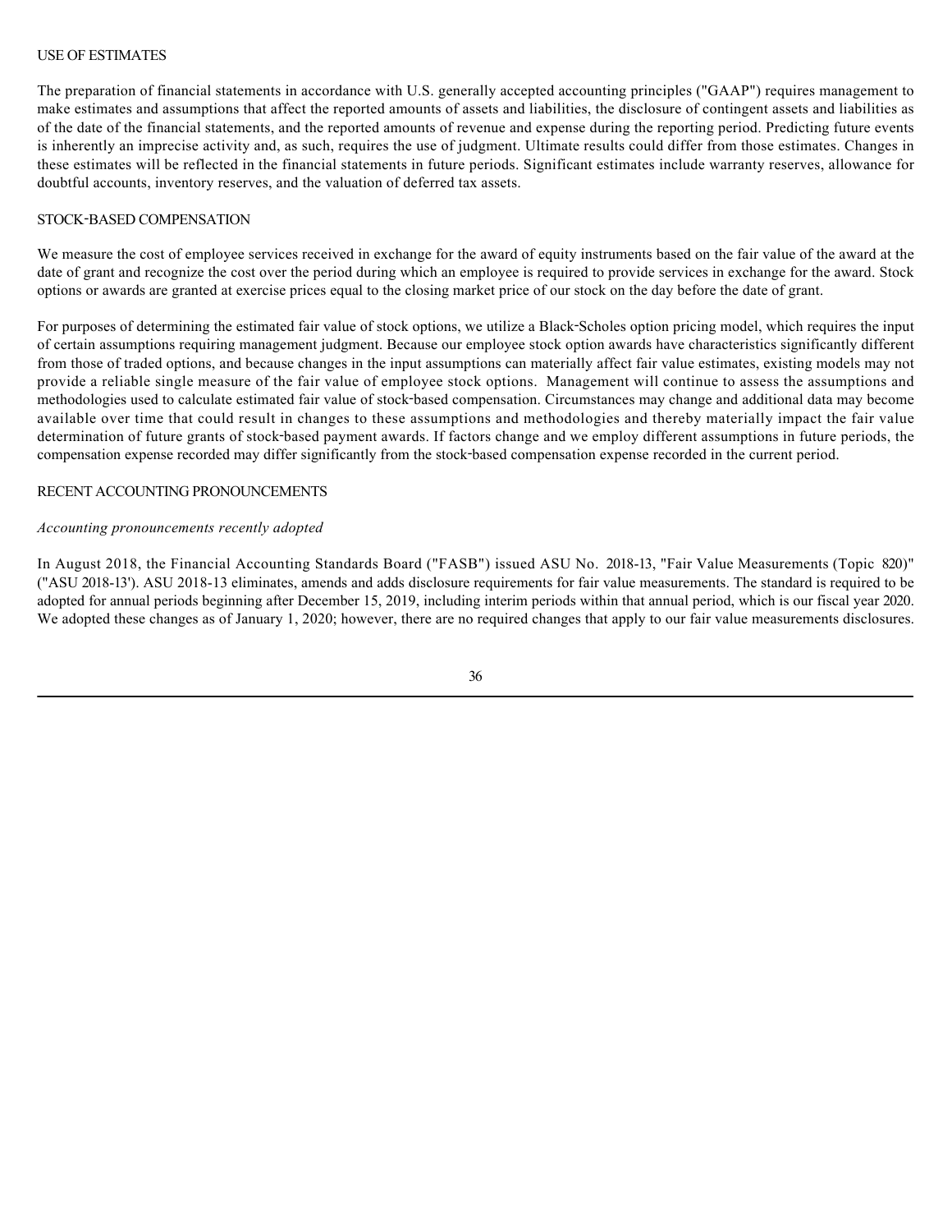## USE OF ESTIMATES

The preparation of financial statements in accordance with U.S. generally accepted accounting principles ("GAAP") requires management to make estimates and assumptions that affect the reported amounts of assets and liabilities, the disclosure of contingent assets and liabilities as of the date of the financial statements, and the reported amounts of revenue and expense during the reporting period. Predicting future events is inherently an imprecise activity and, as such, requires the use of judgment. Ultimate results could differ from those estimates. Changes in these estimates will be reflected in the financial statements in future periods. Significant estimates include warranty reserves, allowance for doubtful accounts, inventory reserves, and the valuation of deferred tax assets.

## STOCK-BASED COMPENSATION

We measure the cost of employee services received in exchange for the award of equity instruments based on the fair value of the award at the date of grant and recognize the cost over the period during which an employee is required to provide services in exchange for the award. Stock options or awards are granted at exercise prices equal to the closing market price of our stock on the day before the date of grant.

For purposes of determining the estimated fair value of stock options, we utilize a Black-Scholes option pricing model, which requires the input of certain assumptions requiring management judgment. Because our employee stock option awards have characteristics significantly different from those of traded options, and because changes in the input assumptions can materially affect fair value estimates, existing models may not provide a reliable single measure of the fair value of employee stock options. Management will continue to assess the assumptions and methodologies used to calculate estimated fair value of stock-based compensation. Circumstances may change and additional data may become available over time that could result in changes to these assumptions and methodologies and thereby materially impact the fair value determination of future grants of stock-based payment awards. If factors change and we employ different assumptions in future periods, the compensation expense recorded may differ significantly from the stock-based compensation expense recorded in the current period.

## RECENT ACCOUNTING PRONOUNCEMENTS

*Accounting pronouncements recently adopted*

In August 2018, the Financial Accounting Standards Board ("FASB") issued ASU No. 2018-13, "Fair Value Measurements (Topic 820)" ("ASU 2018-13'). ASU 2018-13 eliminates, amends and adds disclosure requirements for fair value measurements. The standard is required to be adopted for annual periods beginning after December 15, 2019, including interim periods within that annual period, which is our fiscal year 2020. We adopted these changes as of January 1, 2020; however, there are no required changes that apply to our fair value measurements disclosures.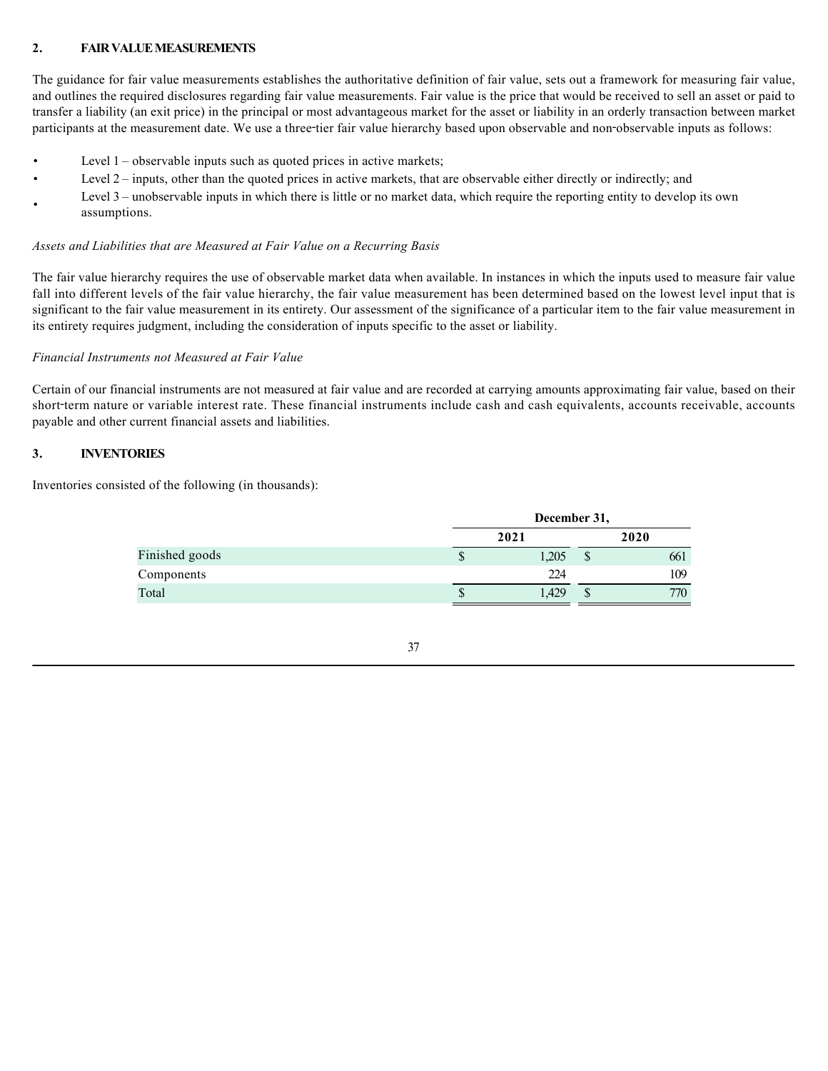## 2. FAIR VALUE MEASUREMENTS

The guidance for fair value measurements establishes the authoritative definition of fair value, sets out a framework for measuring fair value, and outlines the required disclosures regarding fair value measurements. Fair value is the price that would be received to sell an asset or paid to transfer a liability (an exit price) in the principal or most advantageous market for the asset or liability in an orderly transaction between market participants at the measurement date. We use a three-tier fair value hierarchy based upon observable and non-observable inputs as follows:

- Level 1 – observable inputs such as quoted prices in active markets;
- Level 2 – inputs, other than the quoted prices in active markets, that are observable either directly or indirectly; and
- Level 3 – unobservable inputs in which there is little or no market data, which require the reporting entity to develop its own assumptions.

*Assets and Liabilities that are Measured at Fair Value on a Recurring Basis*

The fair value hierarchy requires the use of observable market data when available. In instances in which the inputs used to measure fair value fall into different levels of the fair value hierarchy, the fair value measurement has been determined based on the lowest level input that is significant to the fair value measurement in its entirety. Our assessment of the significance of a particular item to the fair value measurement in its entirety requires judgment, including the consideration of inputs specific to the asset or liability.

*Financial Instruments not Measured at Fair Value*

Certain of our financial instruments are not measured at fair value and are recorded at carrying amounts approximating fair value, based on their short-term nature or variable interest rate. These financial instruments include cash and cash equivalents, accounts receivable, accounts payable and other current financial assets and liabilities.

## 3. INVENTORIES

Inventories consisted of the following (in thousands):

| | December 31, | |
|---|---|---|
| | 2021 | 2020 |
| Finished goods | $ 1,205 | $ 661 |
| Components | 224 | 109 |
| Total | $ 1,429 | $ 770 |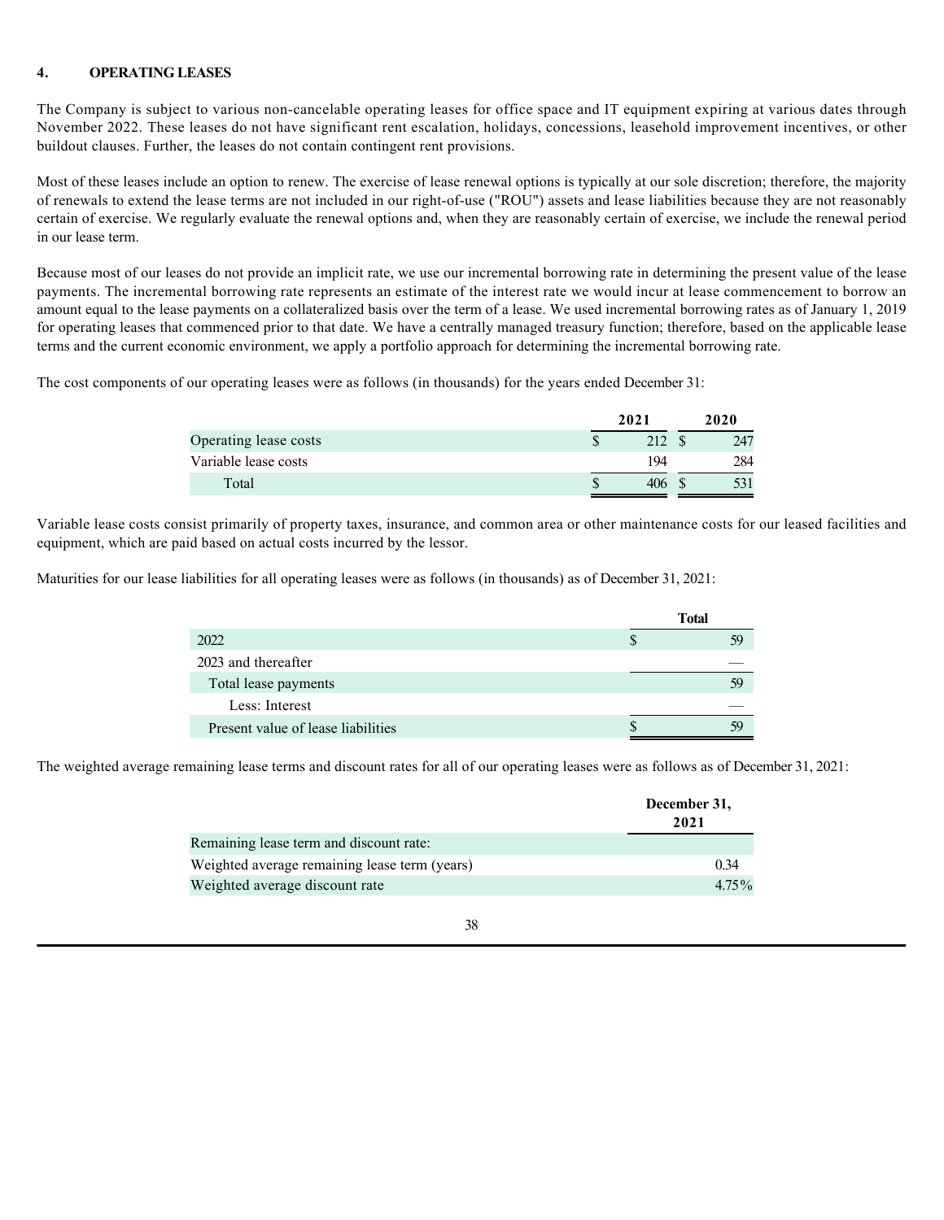## 4. OPERATING LEASES

The Company is subject to various non-cancelable operating leases for office space and IT equipment expiring at various dates through November 2022. These leases do not have significant rent escalation, holidays, concessions, leasehold improvement incentives, or other buildout clauses. Further, the leases do not contain contingent rent provisions.

Most of these leases include an option to renew. The exercise of lease renewal options is typically at our sole discretion; therefore, the majority of renewals to extend the lease terms are not included in our right-of-use ("ROU") assets and lease liabilities because they are not reasonably certain of exercise. We regularly evaluate the renewal options and, when they are reasonably certain of exercise, we include the renewal period in our lease term.

Because most of our leases do not provide an implicit rate, we use our incremental borrowing rate in determining the present value of the lease payments. The incremental borrowing rate represents an estimate of the interest rate we would incur at lease commencement to borrow an amount equal to the lease payments on a collateralized basis over the term of a lease. We used incremental borrowing rates as of January 1, 2019 for operating leases that commenced prior to that date. We have a centrally managed treasury function; therefore, based on the applicable lease terms and the current economic environment, we apply a portfolio approach for determining the incremental borrowing rate.

The cost components of our operating leases were as follows (in thousands) for the years ended December 31:

| | 2021 | 2020 |
|---|---|---|
| Operating lease costs | $ 212 | $ 247 |
| Variable lease costs | 194 | 284 |
| Total | $ 406 | $ 531 |

Variable lease costs consist primarily of property taxes, insurance, and common area or other maintenance costs for our leased facilities and equipment, which are paid based on actual costs incurred by the lessor.

Maturities for our lease liabilities for all operating leases were as follows (in thousands) as of December 31, 2021:

| | Total |
|---|---|
| 2022 | $ 59 |
| 2023 and thereafter | — |
| Total lease payments | 59 |
| Less: Interest | — |
| Present value of lease liabilities | $ 59 |

The weighted average remaining lease terms and discount rates for all of our operating leases were as follows as of December 31, 2021:

| | December 31, 2021 |
|---|---|
| Remaining lease term and discount rate: | |
| Weighted average remaining lease term (years) | 0.34 |
| Weighted average discount rate | 4.75% |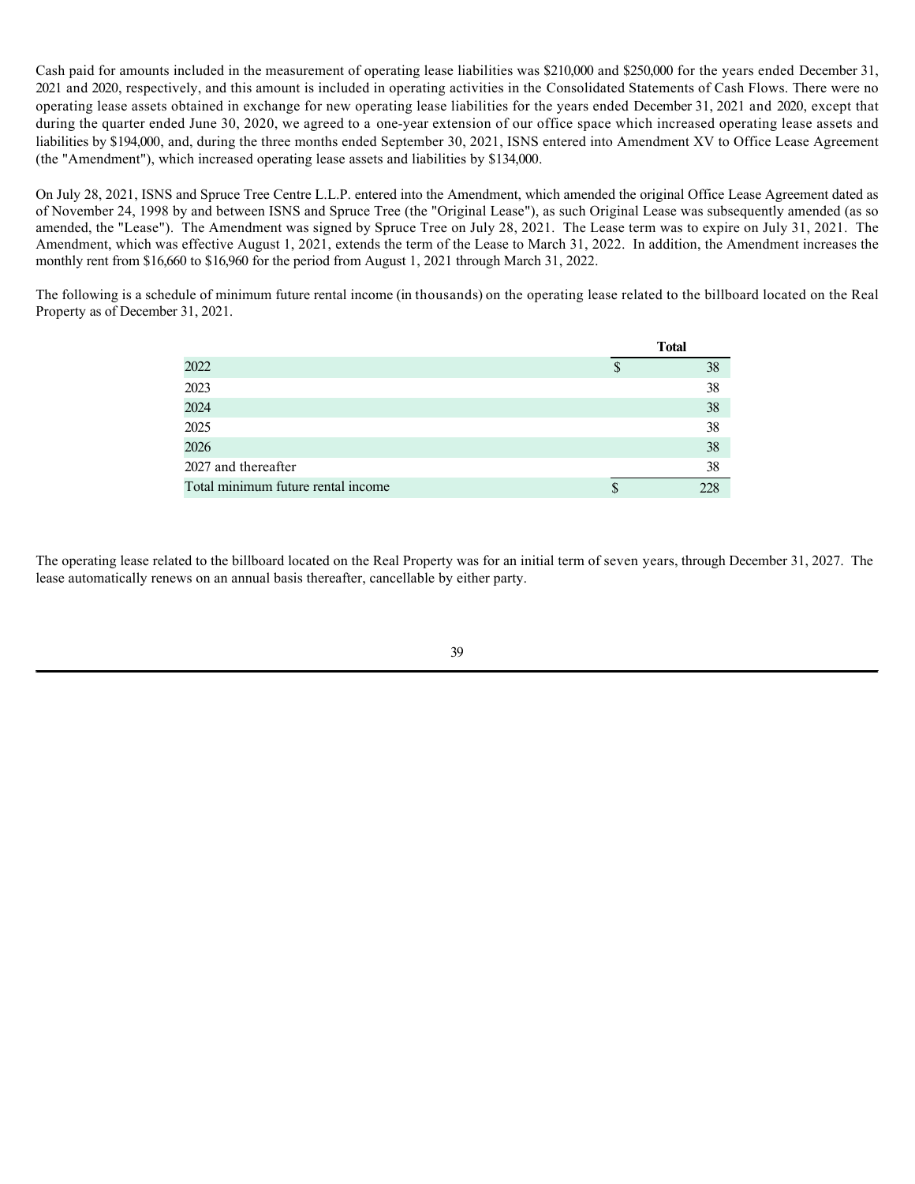Cash paid for amounts included in the measurement of operating lease liabilities was $210,000 and $250,000 for the years ended December 31, 2021 and 2020, respectively, and this amount is included in operating activities in the Consolidated Statements of Cash Flows. There were no operating lease assets obtained in exchange for new operating lease liabilities for the years ended December 31, 2021 and 2020, except that during the quarter ended June 30, 2020, we agreed to a one-year extension of our office space which increased operating lease assets and liabilities by $194,000, and, during the three months ended September 30, 2021, ISNS entered into Amendment XV to Office Lease Agreement (the "Amendment"), which increased operating lease assets and liabilities by $134,000.

On July 28, 2021, ISNS and Spruce Tree Centre L.L.P. entered into the Amendment, which amended the original Office Lease Agreement dated as of November 24, 1998 by and between ISNS and Spruce Tree (the "Original Lease"), as such Original Lease was subsequently amended (as so amended, the "Lease"). The Amendment was signed by Spruce Tree on July 28, 2021. The Lease term was to expire on July 31, 2021. The Amendment, which was effective August 1, 2021, extends the term of the Lease to March 31, 2022. In addition, the Amendment increases the monthly rent from $16,660 to $16,960 for the period from August 1, 2021 through March 31, 2022.

The following is a schedule of minimum future rental income (in thousands) on the operating lease related to the billboard located on the Real Property as of December 31, 2021.

| | Total |
|---|---|
| 2022 | $ 38 |
| 2023 | 38 |
| 2024 | 38 |
| 2025 | 38 |
| 2026 | 38 |
| 2027 and thereafter | 38 |
| Total minimum future rental income | $ 228 |

The operating lease related to the billboard located on the Real Property was for an initial term of seven years, through December 31, 2027. The lease automatically renews on an annual basis thereafter, cancellable by either party.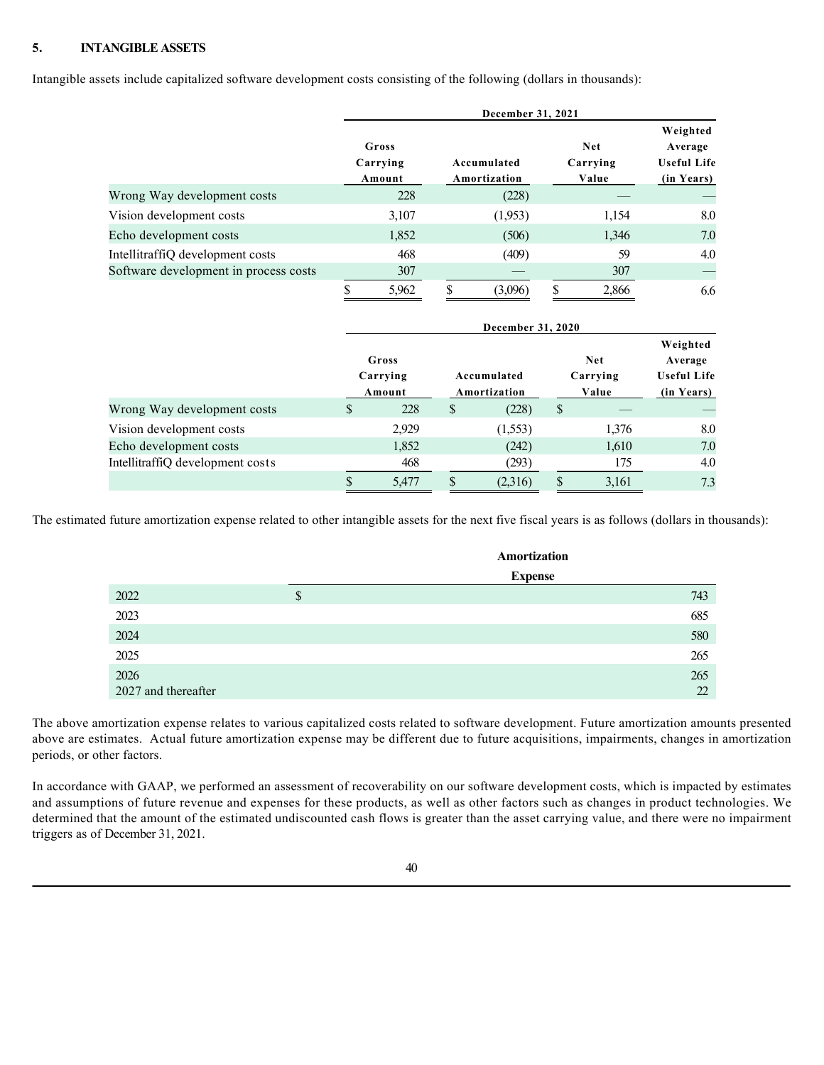## 5. INTANGIBLE ASSETS

Intangible assets include capitalized software development costs consisting of the following (dollars in thousands):

| | December 31, 2021 | | | |
|---|---|---|---|---|
| | Gross Carrying Amount | Accumulated Amortization | Net Carrying Value | Weighted Average Useful Life (in Years) |
| Wrong Way development costs | 228 | (228) | — | — |
| Vision development costs | 3,107 | (1,953) | 1,154 | 8.0 |
| Echo development costs | 1,852 | (506) | 1,346 | 7.0 |
| IntellitraffiQ development costs | 468 | (409) | 59 | 4.0 |
| Software development in process costs | 307 | — | 307 | — |
| | $ 5,962 | $ (3,096) | $ 2,866 | 6.6 |

| | December 31, 2020 | | | |
|---|---|---|---|---|
| | Gross Carrying Amount | Accumulated Amortization | Net Carrying Value | Weighted Average Useful Life (in Years) |
| Wrong Way development costs | $ 228 | $ (228) | $ — | — |
| Vision development costs | 2,929 | (1,553) | 1,376 | 8.0 |
| Echo development costs | 1,852 | (242) | 1,610 | 7.0 |
| IntellitraffiQ development costs | 468 | (293) | 175 | 4.0 |
| | $ 5,477 | $ (2,316) | $ 3,161 | 7.3 |

The estimated future amortization expense related to other intangible assets for the next five fiscal years is as follows (dollars in thousands):

| | Amortization Expense |
|---|---|
| 2022 | $ 743 |
| 2023 | 685 |
| 2024 | 580 |
| 2025 | 265 |
| 2026 | 265 |
| 2027 and thereafter | 22 |

The above amortization expense relates to various capitalized costs related to software development. Future amortization amounts presented above are estimates. Actual future amortization expense may be different due to future acquisitions, impairments, changes in amortization periods, or other factors.

In accordance with GAAP, we performed an assessment of recoverability on our software development costs, which is impacted by estimates and assumptions of future revenue and expenses for these products, as well as other factors such as changes in product technologies. We determined that the amount of the estimated undiscounted cash flows is greater than the asset carrying value, and there were no impairment triggers as of December 31, 2021.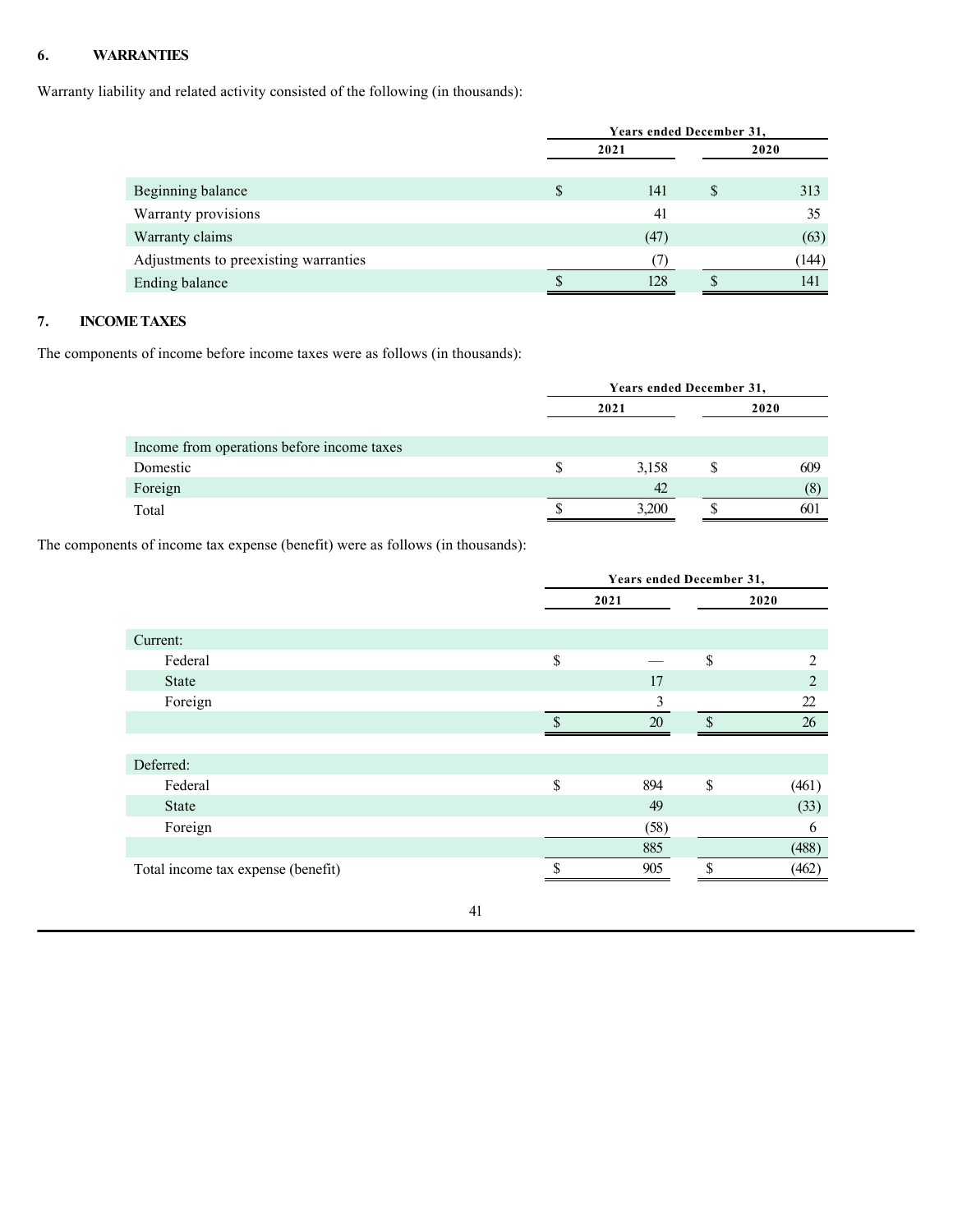## 6. WARRANTIES

Warranty liability and related activity consisted of the following (in thousands):

| | Years ended December 31, | |
|---|---|---|
| | 2021 | 2020 |
| Beginning balance | $ 141 | $ 313 |
| Warranty provisions | 41 | 35 |
| Warranty claims | (47) | (63) |
| Adjustments to preexisting warranties | (7) | (144) |
| Ending balance | $ 128 | $ 141 |

## 7. INCOME TAXES

The components of income before income taxes were as follows (in thousands):

| | Years ended December 31, | |
|---|---|---|
| | 2021 | 2020 |
| Income from operations before income taxes | | |
| Domestic | $ 3,158 | $ 609 |
| Foreign | 42 | (8) |
| Total | $ 3,200 | $ 601 |

The components of income tax expense (benefit) were as follows (in thousands):

| | Years ended December 31, | |
|---|---|---|
| | 2021 | 2020 |
| Current: | | |
| Federal | $ — | $ 2 |
| State | 17 | 2 |
| Foreign | 3 | 22 |
| | $ 20 | $ 26 |
| Deferred: | | |
| Federal | $ 894 | $ (461) |
| State | 49 | (33) |
| Foreign | (58) | 6 |
| | 885 | (488) |
| Total income tax expense (benefit) | $ 905 | $ (462) |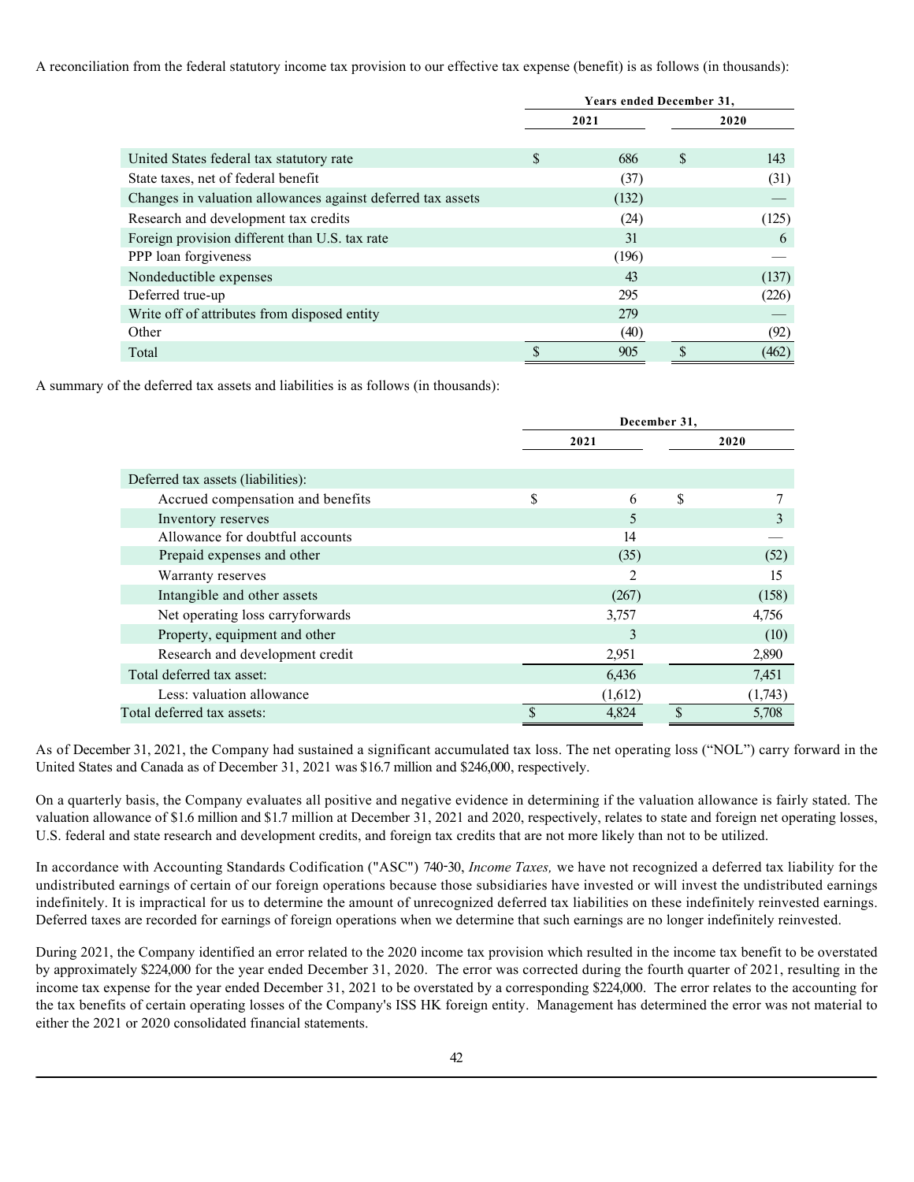A reconciliation from the federal statutory income tax provision to our effective tax expense (benefit) is as follows (in thousands):

| | Years ended December 31, | |
|---|---|---|
| | 2021 | 2020 |
| United States federal tax statutory rate | $ 686 | $ 143 |
| State taxes, net of federal benefit | (37) | (31) |
| Changes in valuation allowances against deferred tax assets | (132) | — |
| Research and development tax credits | (24) | (125) |
| Foreign provision different than U.S. tax rate | 31 | 6 |
| PPP loan forgiveness | (196) | — |
| Nondeductible expenses | 43 | (137) |
| Deferred true-up | 295 | (226) |
| Write off of attributes from disposed entity | 279 | — |
| Other | (40) | (92) |
| Total | $ 905 | $ (462) |

A summary of the deferred tax assets and liabilities is as follows (in thousands):

| | December 31, | |
|---|---|---|
| | 2021 | 2020 |
| Deferred tax assets (liabilities): | | |
| Accrued compensation and benefits | $ 6 | $ 7 |
| Inventory reserves | 5 | 3 |
| Allowance for doubtful accounts | 14 | — |
| Prepaid expenses and other | (35) | (52) |
| Warranty reserves | 2 | 15 |
| Intangible and other assets | (267) | (158) |
| Net operating loss carryforwards | 3,757 | 4,756 |
| Property, equipment and other | 3 | (10) |
| Research and development credit | 2,951 | 2,890 |
| Total deferred tax asset: | 6,436 | 7,451 |
| Less: valuation allowance | (1,612) | (1,743) |
| Total deferred tax assets: | $ 4,824 | $ 5,708 |

As of December 31, 2021, the Company had sustained a significant accumulated tax loss. The net operating loss ("NOL") carry forward in the United States and Canada as of December 31, 2021 was $16.7 million and $246,000, respectively.

On a quarterly basis, the Company evaluates all positive and negative evidence in determining if the valuation allowance is fairly stated. The valuation allowance of $1.6 million and $1.7 million at December 31, 2021 and 2020, respectively, relates to state and foreign net operating losses, U.S. federal and state research and development credits, and foreign tax credits that are not more likely than not to be utilized.

In accordance with Accounting Standards Codification ("ASC") 740-30, *Income Taxes,* we have not recognized a deferred tax liability for the undistributed earnings of certain of our foreign operations because those subsidiaries have invested or will invest the undistributed earnings indefinitely. It is impractical for us to determine the amount of unrecognized deferred tax liabilities on these indefinitely reinvested earnings. Deferred taxes are recorded for earnings of foreign operations when we determine that such earnings are no longer indefinitely reinvested.

During 2021, the Company identified an error related to the 2020 income tax provision which resulted in the income tax benefit to be overstated by approximately $224,000 for the year ended December 31, 2020. The error was corrected during the fourth quarter of 2021, resulting in the income tax expense for the year ended December 31, 2021 to be overstated by a corresponding $224,000. The error relates to the accounting for the tax benefits of certain operating losses of the Company's ISS HK foreign entity. Management has determined the error was not material to either the 2021 or 2020 consolidated financial statements.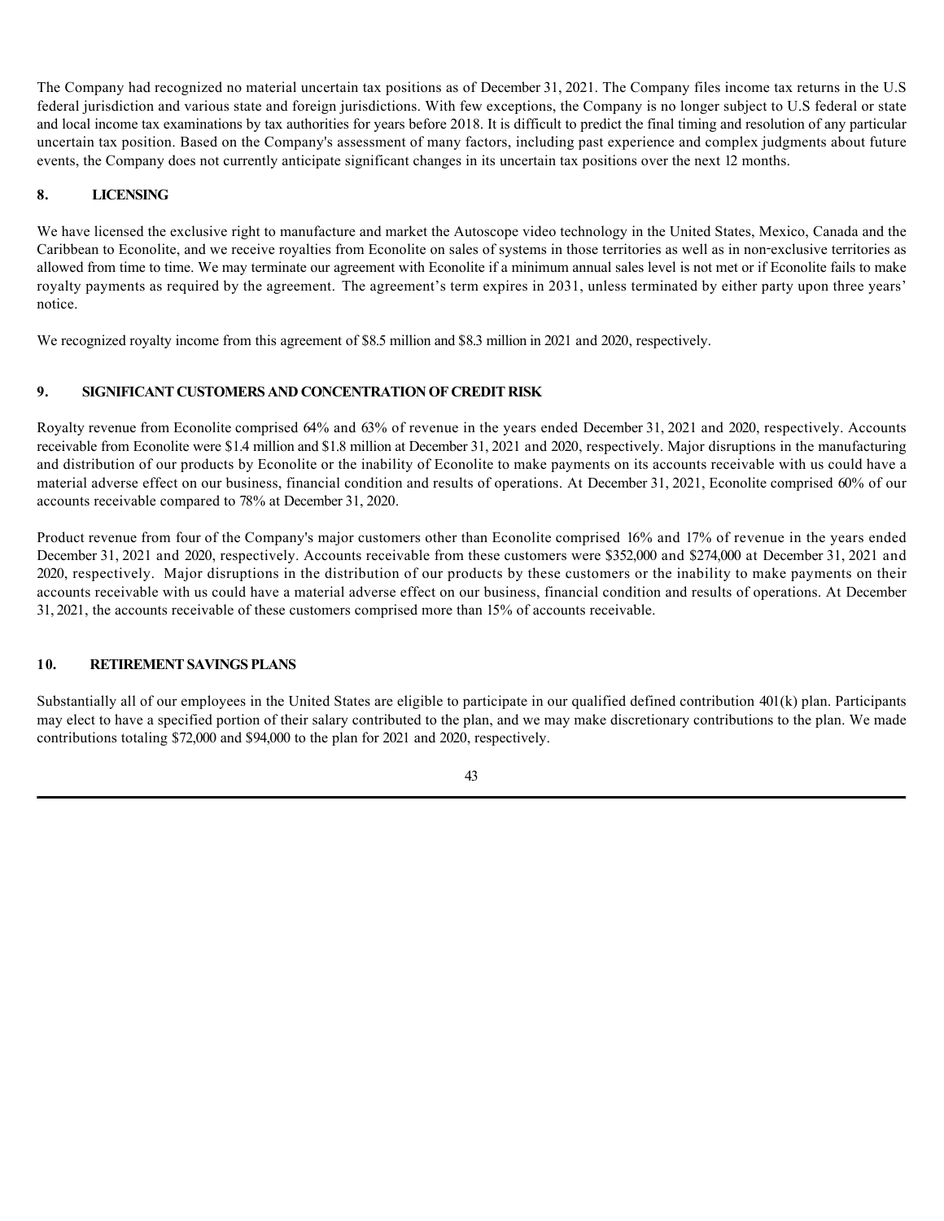The Company had recognized no material uncertain tax positions as of December 31, 2021. The Company files income tax returns in the U.S federal jurisdiction and various state and foreign jurisdictions. With few exceptions, the Company is no longer subject to U.S federal or state and local income tax examinations by tax authorities for years before 2018. It is difficult to predict the final timing and resolution of any particular uncertain tax position. Based on the Company's assessment of many factors, including past experience and complex judgments about future events, the Company does not currently anticipate significant changes in its uncertain tax positions over the next 12 months.

## 8. LICENSING

We have licensed the exclusive right to manufacture and market the Autoscope video technology in the United States, Mexico, Canada and the Caribbean to Econolite, and we receive royalties from Econolite on sales of systems in those territories as well as in non-exclusive territories as allowed from time to time. We may terminate our agreement with Econolite if a minimum annual sales level is not met or if Econolite fails to make royalty payments as required by the agreement. The agreement's term expires in 2031, unless terminated by either party upon three years' notice.

We recognized royalty income from this agreement of $8.5 million and $8.3 million in 2021 and 2020, respectively.

## 9. SIGNIFICANT CUSTOMERS AND CONCENTRATION OF CREDIT RISK

Royalty revenue from Econolite comprised 64% and 63% of revenue in the years ended December 31, 2021 and 2020, respectively. Accounts receivable from Econolite were $1.4 million and $1.8 million at December 31, 2021 and 2020, respectively. Major disruptions in the manufacturing and distribution of our products by Econolite or the inability of Econolite to make payments on its accounts receivable with us could have a material adverse effect on our business, financial condition and results of operations. At December 31, 2021, Econolite comprised 60% of our accounts receivable compared to 78% at December 31, 2020.

Product revenue from four of the Company's major customers other than Econolite comprised 16% and 17% of revenue in the years ended December 31, 2021 and 2020, respectively. Accounts receivable from these customers were $352,000 and $274,000 at December 31, 2021 and 2020, respectively. Major disruptions in the distribution of our products by these customers or the inability to make payments on their accounts receivable with us could have a material adverse effect on our business, financial condition and results of operations. At December 31, 2021, the accounts receivable of these customers comprised more than 15% of accounts receivable.

## 10. RETIREMENT SAVINGS PLANS

Substantially all of our employees in the United States are eligible to participate in our qualified defined contribution 401(k) plan. Participants may elect to have a specified portion of their salary contributed to the plan, and we may make discretionary contributions to the plan. We made contributions totaling $72,000 and $94,000 to the plan for 2021 and 2020, respectively.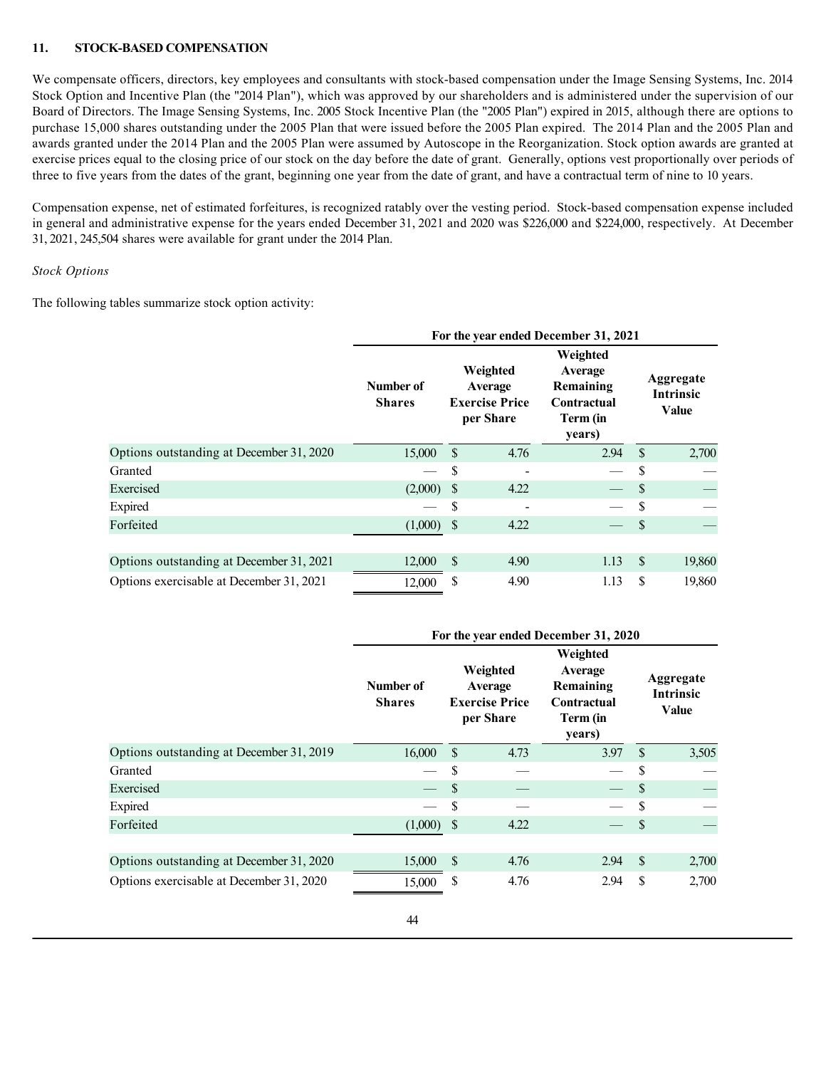## 11. STOCK-BASED COMPENSATION

We compensate officers, directors, key employees and consultants with stock-based compensation under the Image Sensing Systems, Inc. 2014 Stock Option and Incentive Plan (the "2014 Plan"), which was approved by our shareholders and is administered under the supervision of our Board of Directors. The Image Sensing Systems, Inc. 2005 Stock Incentive Plan (the "2005 Plan") expired in 2015, although there are options to purchase 15,000 shares outstanding under the 2005 Plan that were issued before the 2005 Plan expired. The 2014 Plan and the 2005 Plan and awards granted under the 2014 Plan and the 2005 Plan were assumed by Autoscope in the Reorganization. Stock option awards are granted at exercise prices equal to the closing price of our stock on the day before the date of grant. Generally, options vest proportionally over periods of three to five years from the dates of the grant, beginning one year from the date of grant, and have a contractual term of nine to 10 years.

Compensation expense, net of estimated forfeitures, is recognized ratably over the vesting period. Stock-based compensation expense included in general and administrative expense for the years ended December 31, 2021 and 2020 was $226,000 and $224,000, respectively. At December 31, 2021, 245,504 shares were available for grant under the 2014 Plan.

*Stock Options*

The following tables summarize stock option activity:

| | For the year ended December 31, 2021 | | | |
|---|---|---|---|---|
| | Number of Shares | Weighted Average Exercise Price per Share | Weighted Average Remaining Contractual Term (in years) | Aggregate Intrinsic Value |
| Options outstanding at December 31, 2020 | 15,000 | $ 4.76 | 2.94 | $ 2,700 |
| Granted | — | $ - | — | $ — |
| Exercised | (2,000) | $ 4.22 | — | $ — |
| Expired | — | $ - | — | $ — |
| Forfeited | (1,000) | $ 4.22 | — | $ — |
| Options outstanding at December 31, 2021 | 12,000 | $ 4.90 | 1.13 | $ 19,860 |
| Options exercisable at December 31, 2021 | 12,000 | $ 4.90 | 1.13 | $ 19,860 |

| | For the year ended December 31, 2020 | | | |
|---|---|---|---|---|
| | Number of Shares | Weighted Average Exercise Price per Share | Weighted Average Remaining Contractual Term (in years) | Aggregate Intrinsic Value |
| Options outstanding at December 31, 2019 | 16,000 | $ 4.73 | 3.97 | $ 3,505 |
| Granted | — | $ — | — | $ — |
| Exercised | — | $ — | — | $ — |
| Expired | — | $ — | — | $ — |
| Forfeited | (1,000) | $ 4.22 | — | $ — |
| Options outstanding at December 31, 2020 | 15,000 | $ 4.76 | 2.94 | $ 2,700 |
| Options exercisable at December 31, 2020 | 15,000 | $ 4.76 | 2.94 | $ 2,700 |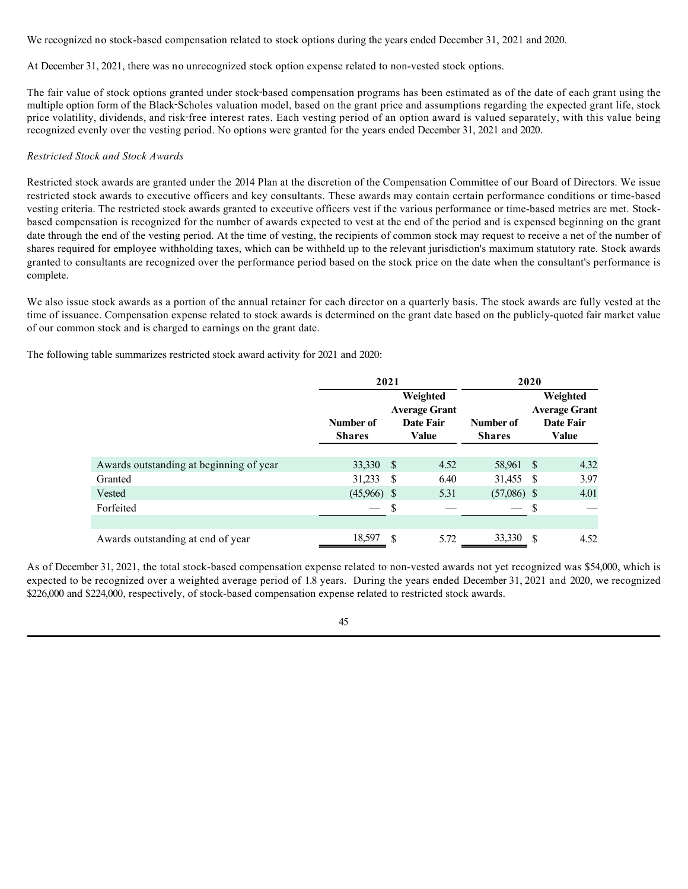We recognized no stock-based compensation related to stock options during the years ended December 31, 2021 and 2020.

At December 31, 2021, there was no unrecognized stock option expense related to non-vested stock options.

The fair value of stock options granted under stock-based compensation programs has been estimated as of the date of each grant using the multiple option form of the Black-Scholes valuation model, based on the grant price and assumptions regarding the expected grant life, stock price volatility, dividends, and risk-free interest rates. Each vesting period of an option award is valued separately, with this value being recognized evenly over the vesting period. No options were granted for the years ended December 31, 2021 and 2020.

*Restricted Stock and Stock Awards*

Restricted stock awards are granted under the 2014 Plan at the discretion of the Compensation Committee of our Board of Directors. We issue restricted stock awards to executive officers and key consultants. These awards may contain certain performance conditions or time-based vesting criteria. The restricted stock awards granted to executive officers vest if the various performance or time-based metrics are met. Stock-based compensation is recognized for the number of awards expected to vest at the end of the period and is expensed beginning on the grant date through the end of the vesting period. At the time of vesting, the recipients of common stock may request to receive a net of the number of shares required for employee withholding taxes, which can be withheld up to the relevant jurisdiction's maximum statutory rate. Stock awards granted to consultants are recognized over the performance period based on the stock price on the date when the consultant's performance is complete.

We also issue stock awards as a portion of the annual retainer for each director on a quarterly basis. The stock awards are fully vested at the time of issuance. Compensation expense related to stock awards is determined on the grant date based on the publicly-quoted fair market value of our common stock and is charged to earnings on the grant date.

The following table summarizes restricted stock award activity for 2021 and 2020:

| | 2021 | | 2020 | |
|---|---|---|---|---|
| | **Number of Shares** | **Weighted Average Grant Date Fair Value** | **Number of Shares** | **Weighted Average Grant Date Fair Value** |
| Awards outstanding at beginning of year | 33,330 | $ 4.52 | 58,961 | $ 4.32 |
| Granted | 31,233 | $ 6.40 | 31,455 | $ 3.97 |
| Vested | (45,966) | $ 5.31 | (57,086) | $ 4.01 |
| Forfeited | — | $ — | — | $ — |
| Awards outstanding at end of year | 18,597 | $ 5.72 | 33,330 | $ 4.52 |

As of December 31, 2021, the total stock-based compensation expense related to non-vested awards not yet recognized was $54,000, which is expected to be recognized over a weighted average period of 1.8 years. During the years ended December 31, 2021 and 2020, we recognized $226,000 and $224,000, respectively, of stock-based compensation expense related to restricted stock awards.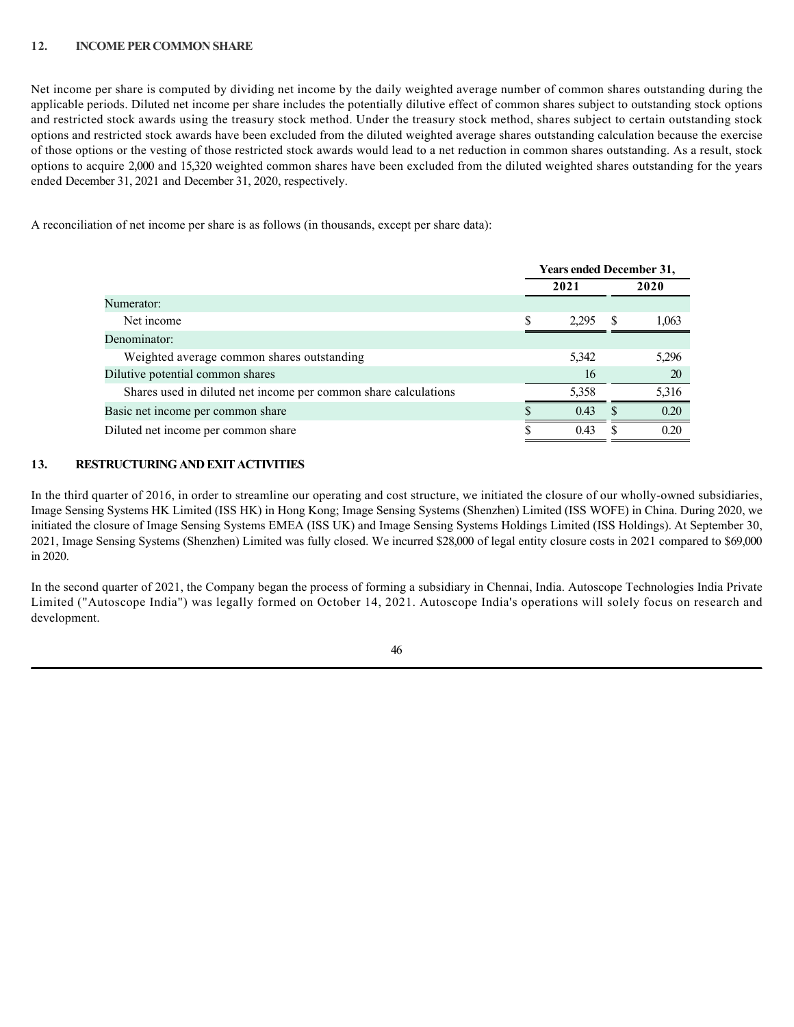## 12. INCOME PER COMMON SHARE

Net income per share is computed by dividing net income by the daily weighted average number of common shares outstanding during the applicable periods. Diluted net income per share includes the potentially dilutive effect of common shares subject to outstanding stock options and restricted stock awards using the treasury stock method. Under the treasury stock method, shares subject to certain outstanding stock options and restricted stock awards have been excluded from the diluted weighted average shares outstanding calculation because the exercise of those options or the vesting of those restricted stock awards would lead to a net reduction in common shares outstanding. As a result, stock options to acquire 2,000 and 15,320 weighted common shares have been excluded from the diluted weighted shares outstanding for the years ended December 31, 2021 and December 31, 2020, respectively.

A reconciliation of net income per share is as follows (in thousands, except per share data):

| | Years ended December 31, | |
|---|---|---|
| | 2021 | 2020 |
| Numerator: | | |
| Net income | $ 2,295 | $ 1,063 |
| Denominator: | | |
| Weighted average common shares outstanding | 5,342 | 5,296 |
| Dilutive potential common shares | 16 | 20 |
| Shares used in diluted net income per common share calculations | 5,358 | 5,316 |
| Basic net income per common share | $ 0.43 | $ 0.20 |
| Diluted net income per common share | $ 0.43 | $ 0.20 |

## 13. RESTRUCTURING AND EXIT ACTIVITIES

In the third quarter of 2016, in order to streamline our operating and cost structure, we initiated the closure of our wholly-owned subsidiaries, Image Sensing Systems HK Limited (ISS HK) in Hong Kong; Image Sensing Systems (Shenzhen) Limited (ISS WOFE) in China. During 2020, we initiated the closure of Image Sensing Systems EMEA (ISS UK) and Image Sensing Systems Holdings Limited (ISS Holdings). At September 30, 2021, Image Sensing Systems (Shenzhen) Limited was fully closed. We incurred $28,000 of legal entity closure costs in 2021 compared to $69,000 in 2020.

In the second quarter of 2021, the Company began the process of forming a subsidiary in Chennai, India. Autoscope Technologies India Private Limited ("Autoscope India") was legally formed on October 14, 2021. Autoscope India's operations will solely focus on research and development.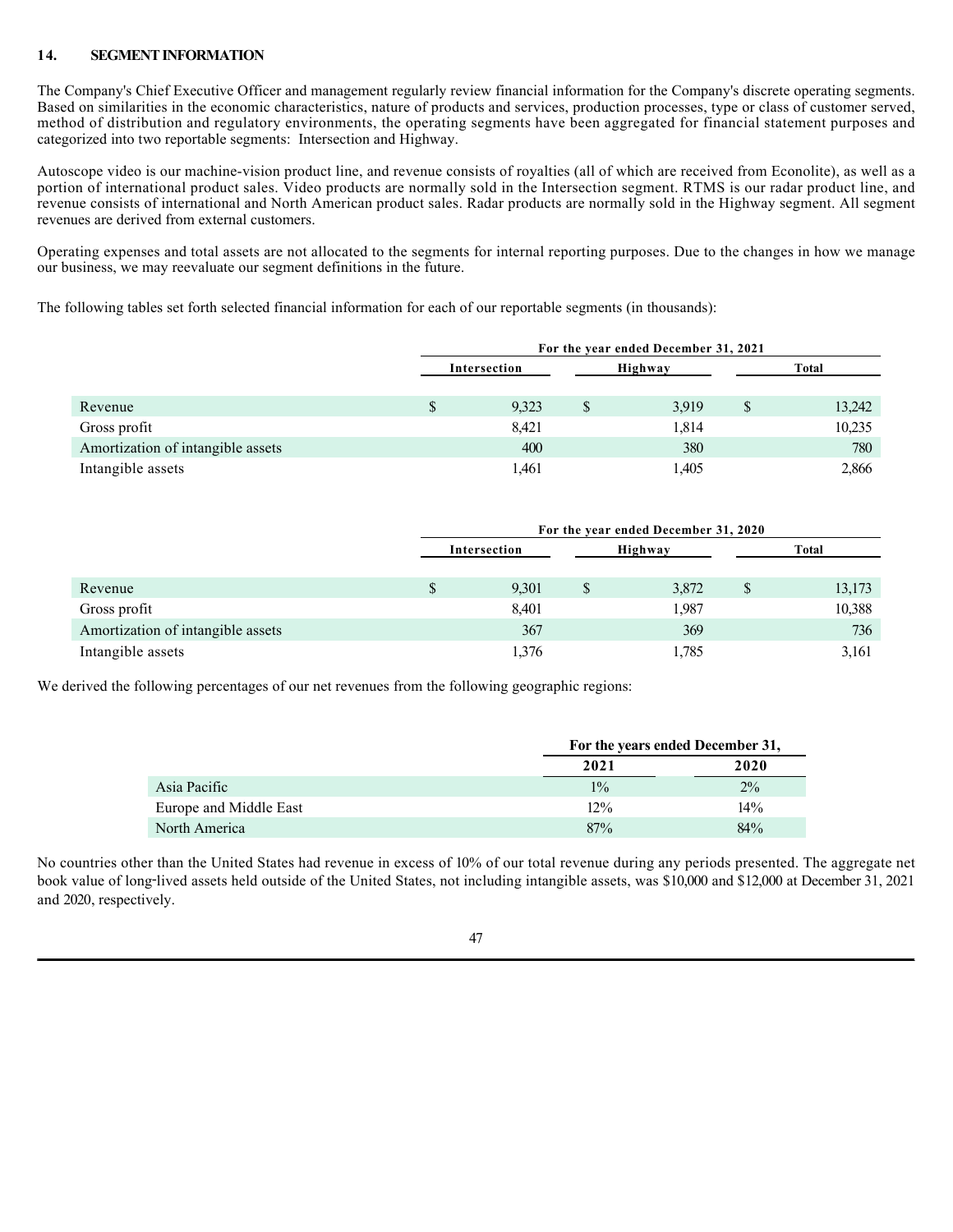## 14. SEGMENT INFORMATION

The Company's Chief Executive Officer and management regularly review financial information for the Company's discrete operating segments. Based on similarities in the economic characteristics, nature of products and services, production processes, type or class of customer served, method of distribution and regulatory environments, the operating segments have been aggregated for financial statement purposes and categorized into two reportable segments: Intersection and Highway.

Autoscope video is our machine-vision product line, and revenue consists of royalties (all of which are received from Econolite), as well as a portion of international product sales. Video products are normally sold in the Intersection segment. RTMS is our radar product line, and revenue consists of international and North American product sales. Radar products are normally sold in the Highway segment. All segment revenues are derived from external customers.

Operating expenses and total assets are not allocated to the segments for internal reporting purposes. Due to the changes in how we manage our business, we may reevaluate our segment definitions in the future.

The following tables set forth selected financial information for each of our reportable segments (in thousands):

| | For the year ended December 31, 2021 | | |
|---|---|---|---|
| | Intersection | Highway | Total |
| Revenue | $ 9,323 | $ 3,919 | $ 13,242 |
| Gross profit | 8,421 | 1,814 | 10,235 |
| Amortization of intangible assets | 400 | 380 | 780 |
| Intangible assets | 1,461 | 1,405 | 2,866 |

| | For the year ended December 31, 2020 | | |
|---|---|---|---|
| | Intersection | Highway | Total |
| Revenue | $ 9,301 | $ 3,872 | $ 13,173 |
| Gross profit | 8,401 | 1,987 | 10,388 |
| Amortization of intangible assets | 367 | 369 | 736 |
| Intangible assets | 1,376 | 1,785 | 3,161 |

We derived the following percentages of our net revenues from the following geographic regions:

| | For the years ended December 31, | |
|---|---|---|
| | 2021 | 2020 |
| Asia Pacific | 1% | 2% |
| Europe and Middle East | 12% | 14% |
| North America | 87% | 84% |

No countries other than the United States had revenue in excess of 10% of our total revenue during any periods presented. The aggregate net book value of long-lived assets held outside of the United States, not including intangible assets, was $10,000 and $12,000 at December 31, 2021 and 2020, respectively.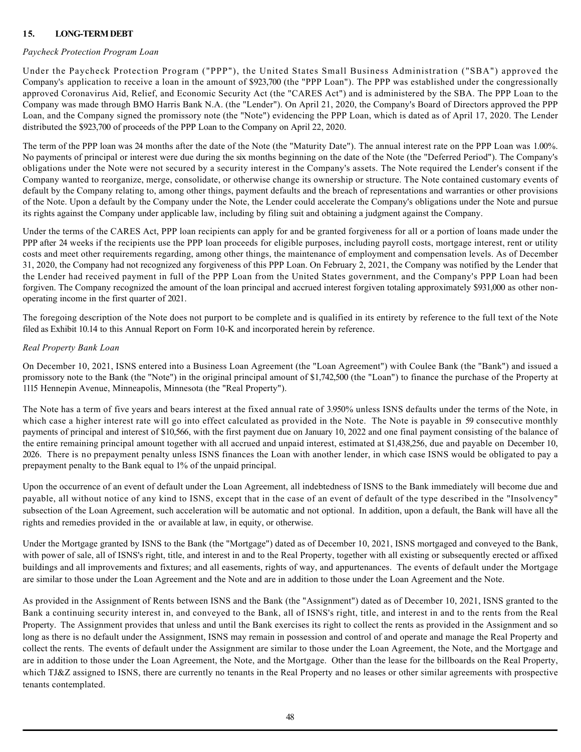## 15. LONG-TERM DEBT

*Paycheck Protection Program Loan*

Under the Paycheck Protection Program ("PPP"), the United States Small Business Administration ("SBA") approved the Company's application to receive a loan in the amount of $923,700 (the "PPP Loan"). The PPP was established under the congressionally approved Coronavirus Aid, Relief, and Economic Security Act (the "CARES Act") and is administered by the SBA. The PPP Loan to the Company was made through BMO Harris Bank N.A. (the "Lender"). On April 21, 2020, the Company's Board of Directors approved the PPP Loan, and the Company signed the promissory note (the "Note") evidencing the PPP Loan, which is dated as of April 17, 2020. The Lender distributed the $923,700 of proceeds of the PPP Loan to the Company on April 22, 2020.

The term of the PPP loan was 24 months after the date of the Note (the "Maturity Date"). The annual interest rate on the PPP Loan was 1.00%. No payments of principal or interest were due during the six months beginning on the date of the Note (the "Deferred Period"). The Company's obligations under the Note were not secured by a security interest in the Company's assets. The Note required the Lender's consent if the Company wanted to reorganize, merge, consolidate, or otherwise change its ownership or structure. The Note contained customary events of default by the Company relating to, among other things, payment defaults and the breach of representations and warranties or other provisions of the Note. Upon a default by the Company under the Note, the Lender could accelerate the Company's obligations under the Note and pursue its rights against the Company under applicable law, including by filing suit and obtaining a judgment against the Company.

Under the terms of the CARES Act, PPP loan recipients can apply for and be granted forgiveness for all or a portion of loans made under the PPP after 24 weeks if the recipients use the PPP loan proceeds for eligible purposes, including payroll costs, mortgage interest, rent or utility costs and meet other requirements regarding, among other things, the maintenance of employment and compensation levels. As of December 31, 2020, the Company had not recognized any forgiveness of this PPP Loan. On February 2, 2021, the Company was notified by the Lender that the Lender had received payment in full of the PPP Loan from the United States government, and the Company's PPP Loan had been forgiven. The Company recognized the amount of the loan principal and accrued interest forgiven totaling approximately $931,000 as other non-operating income in the first quarter of 2021.

The foregoing description of the Note does not purport to be complete and is qualified in its entirety by reference to the full text of the Note filed as Exhibit 10.14 to this Annual Report on Form 10-K and incorporated herein by reference.

*Real Property Bank Loan*

On December 10, 2021, ISNS entered into a Business Loan Agreement (the "Loan Agreement") with Coulee Bank (the "Bank") and issued a promissory note to the Bank (the "Note") in the original principal amount of $1,742,500 (the "Loan") to finance the purchase of the Property at 1115 Hennepin Avenue, Minneapolis, Minnesota (the "Real Property").

The Note has a term of five years and bears interest at the fixed annual rate of 3.950% unless ISNS defaults under the terms of the Note, in which case a higher interest rate will go into effect calculated as provided in the Note. The Note is payable in 59 consecutive monthly payments of principal and interest of $10,566, with the first payment due on January 10, 2022 and one final payment consisting of the balance of the entire remaining principal amount together with all accrued and unpaid interest, estimated at $1,438,256, due and payable on December 10, 2026. There is no prepayment penalty unless ISNS finances the Loan with another lender, in which case ISNS would be obligated to pay a prepayment penalty to the Bank equal to 1% of the unpaid principal.

Upon the occurrence of an event of default under the Loan Agreement, all indebtedness of ISNS to the Bank immediately will become due and payable, all without notice of any kind to ISNS, except that in the case of an event of default of the type described in the "Insolvency" subsection of the Loan Agreement, such acceleration will be automatic and not optional. In addition, upon a default, the Bank will have all the rights and remedies provided in the or available at law, in equity, or otherwise.

Under the Mortgage granted by ISNS to the Bank (the "Mortgage") dated as of December 10, 2021, ISNS mortgaged and conveyed to the Bank, with power of sale, all of ISNS's right, title, and interest in and to the Real Property, together with all existing or subsequently erected or affixed buildings and all improvements and fixtures; and all easements, rights of way, and appurtenances. The events of default under the Mortgage are similar to those under the Loan Agreement and the Note and are in addition to those under the Loan Agreement and the Note.

As provided in the Assignment of Rents between ISNS and the Bank (the "Assignment") dated as of December 10, 2021, ISNS granted to the Bank a continuing security interest in, and conveyed to the Bank, all of ISNS's right, title, and interest in and to the rents from the Real Property. The Assignment provides that unless and until the Bank exercises its right to collect the rents as provided in the Assignment and so long as there is no default under the Assignment, ISNS may remain in possession and control of and operate and manage the Real Property and collect the rents. The events of default under the Assignment are similar to those under the Loan Agreement, the Note, and the Mortgage and are in addition to those under the Loan Agreement, the Note, and the Mortgage. Other than the lease for the billboards on the Real Property, which TJ&Z assigned to ISNS, there are currently no tenants in the Real Property and no leases or other similar agreements with prospective tenants contemplated.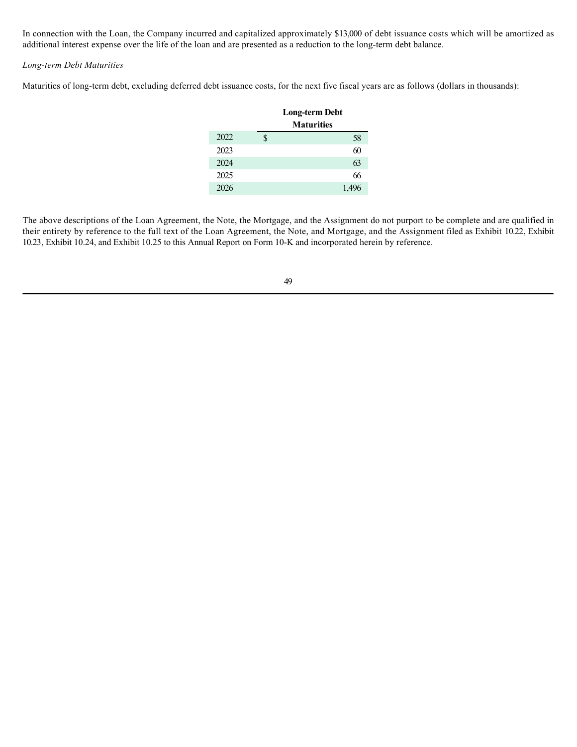In connection with the Loan, the Company incurred and capitalized approximately $13,000 of debt issuance costs which will be amortized as additional interest expense over the life of the loan and are presented as a reduction to the long-term debt balance.

*Long-term Debt Maturities*

Maturities of long-term debt, excluding deferred debt issuance costs, for the next five fiscal years are as follows (dollars in thousands):

| | Long-term Debt Maturities |
|---|---|
| 2022 | $ 58 |
| 2023 | 60 |
| 2024 | 63 |
| 2025 | 66 |
| 2026 | 1,496 |

The above descriptions of the Loan Agreement, the Note, the Mortgage, and the Assignment do not purport to be complete and are qualified in their entirety by reference to the full text of the Loan Agreement, the Note, and Mortgage, and the Assignment filed as Exhibit 10.22, Exhibit 10.23, Exhibit 10.24, and Exhibit 10.25 to this Annual Report on Form 10-K and incorporated herein by reference.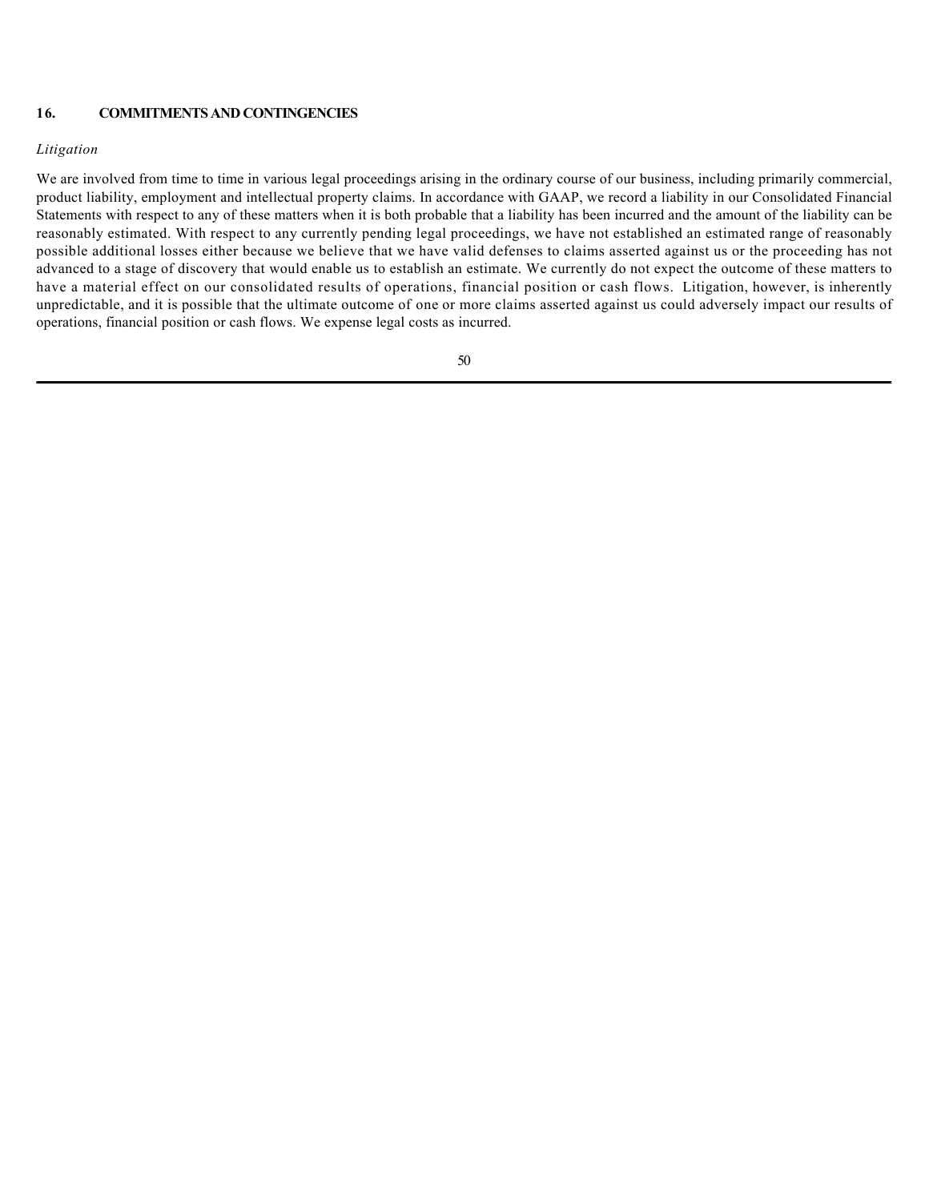## 16. COMMITMENTS AND CONTINGENCIES

*Litigation*

We are involved from time to time in various legal proceedings arising in the ordinary course of our business, including primarily commercial, product liability, employment and intellectual property claims. In accordance with GAAP, we record a liability in our Consolidated Financial Statements with respect to any of these matters when it is both probable that a liability has been incurred and the amount of the liability can be reasonably estimated. With respect to any currently pending legal proceedings, we have not established an estimated range of reasonably possible additional losses either because we believe that we have valid defenses to claims asserted against us or the proceeding has not advanced to a stage of discovery that would enable us to establish an estimate. We currently do not expect the outcome of these matters to have a material effect on our consolidated results of operations, financial position or cash flows. Litigation, however, is inherently unpredictable, and it is possible that the ultimate outcome of one or more claims asserted against us could adversely impact our results of operations, financial position or cash flows. We expense legal costs as incurred.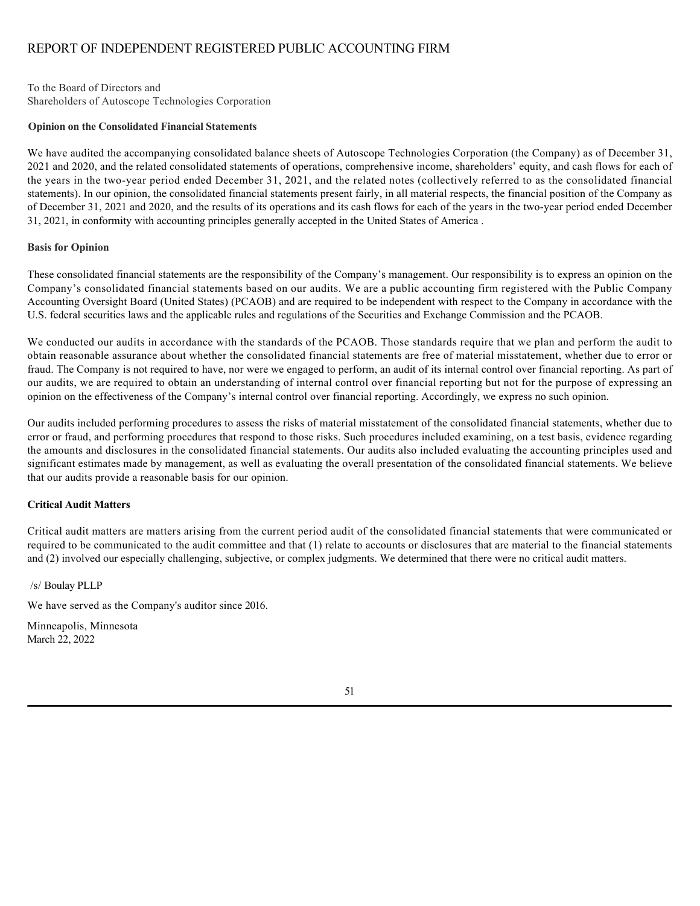# REPORT OF INDEPENDENT REGISTERED PUBLIC ACCOUNTING FIRM

To the Board of Directors and
Shareholders of Autoscope Technologies Corporation

**Opinion on the Consolidated Financial Statements**

We have audited the accompanying consolidated balance sheets of Autoscope Technologies Corporation (the Company) as of December 31, 2021 and 2020, and the related consolidated statements of operations, comprehensive income, shareholders' equity, and cash flows for each of the years in the two-year period ended December 31, 2021, and the related notes (collectively referred to as the consolidated financial statements). In our opinion, the consolidated financial statements present fairly, in all material respects, the financial position of the Company as of December 31, 2021 and 2020, and the results of its operations and its cash flows for each of the years in the two-year period ended December 31, 2021, in conformity with accounting principles generally accepted in the United States of America .

**Basis for Opinion**

These consolidated financial statements are the responsibility of the Company's management. Our responsibility is to express an opinion on the Company's consolidated financial statements based on our audits. We are a public accounting firm registered with the Public Company Accounting Oversight Board (United States) (PCAOB) and are required to be independent with respect to the Company in accordance with the U.S. federal securities laws and the applicable rules and regulations of the Securities and Exchange Commission and the PCAOB.

We conducted our audits in accordance with the standards of the PCAOB. Those standards require that we plan and perform the audit to obtain reasonable assurance about whether the consolidated financial statements are free of material misstatement, whether due to error or fraud. The Company is not required to have, nor were we engaged to perform, an audit of its internal control over financial reporting. As part of our audits, we are required to obtain an understanding of internal control over financial reporting but not for the purpose of expressing an opinion on the effectiveness of the Company's internal control over financial reporting. Accordingly, we express no such opinion.

Our audits included performing procedures to assess the risks of material misstatement of the consolidated financial statements, whether due to error or fraud, and performing procedures that respond to those risks. Such procedures included examining, on a test basis, evidence regarding the amounts and disclosures in the consolidated financial statements. Our audits also included evaluating the accounting principles used and significant estimates made by management, as well as evaluating the overall presentation of the consolidated financial statements. We believe that our audits provide a reasonable basis for our opinion.

**Critical Audit Matters**

Critical audit matters are matters arising from the current period audit of the consolidated financial statements that were communicated or required to be communicated to the audit committee and that (1) relate to accounts or disclosures that are material to the financial statements and (2) involved our especially challenging, subjective, or complex judgments. We determined that there were no critical audit matters.

/s/ Boulay PLLP

We have served as the Company's auditor since 2016.

Minneapolis, Minnesota
March 22, 2022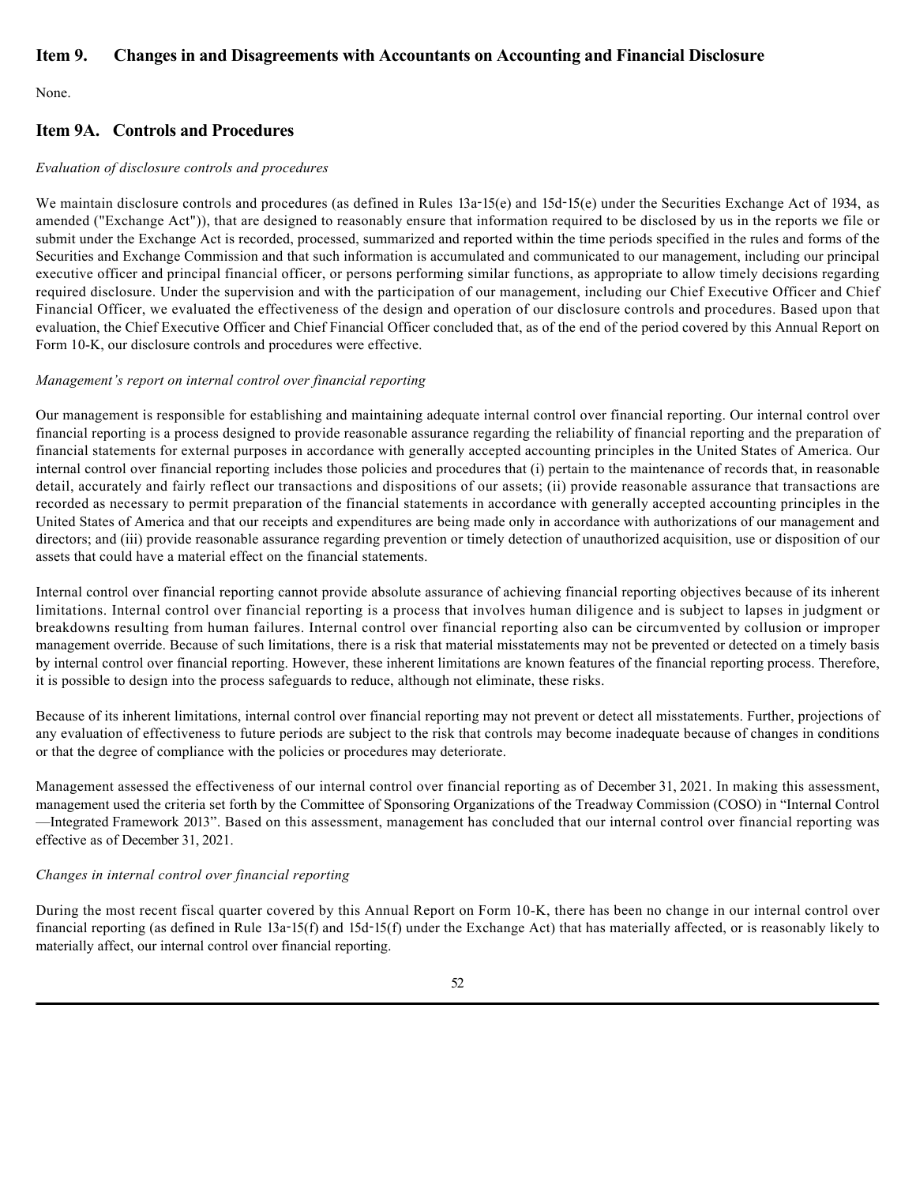## Item 9. Changes in and Disagreements with Accountants on Accounting and Financial Disclosure

None.

## Item 9A. Controls and Procedures

*Evaluation of disclosure controls and procedures*

We maintain disclosure controls and procedures (as defined in Rules 13a-15(e) and 15d-15(e) under the Securities Exchange Act of 1934, as amended ("Exchange Act")), that are designed to reasonably ensure that information required to be disclosed by us in the reports we file or submit under the Exchange Act is recorded, processed, summarized and reported within the time periods specified in the rules and forms of the Securities and Exchange Commission and that such information is accumulated and communicated to our management, including our principal executive officer and principal financial officer, or persons performing similar functions, as appropriate to allow timely decisions regarding required disclosure. Under the supervision and with the participation of our management, including our Chief Executive Officer and Chief Financial Officer, we evaluated the effectiveness of the design and operation of our disclosure controls and procedures. Based upon that evaluation, the Chief Executive Officer and Chief Financial Officer concluded that, as of the end of the period covered by this Annual Report on Form 10-K, our disclosure controls and procedures were effective.

*Management's report on internal control over financial reporting*

Our management is responsible for establishing and maintaining adequate internal control over financial reporting. Our internal control over financial reporting is a process designed to provide reasonable assurance regarding the reliability of financial reporting and the preparation of financial statements for external purposes in accordance with generally accepted accounting principles in the United States of America. Our internal control over financial reporting includes those policies and procedures that (i) pertain to the maintenance of records that, in reasonable detail, accurately and fairly reflect our transactions and dispositions of our assets; (ii) provide reasonable assurance that transactions are recorded as necessary to permit preparation of the financial statements in accordance with generally accepted accounting principles in the United States of America and that our receipts and expenditures are being made only in accordance with authorizations of our management and directors; and (iii) provide reasonable assurance regarding prevention or timely detection of unauthorized acquisition, use or disposition of our assets that could have a material effect on the financial statements.

Internal control over financial reporting cannot provide absolute assurance of achieving financial reporting objectives because of its inherent limitations. Internal control over financial reporting is a process that involves human diligence and is subject to lapses in judgment or breakdowns resulting from human failures. Internal control over financial reporting also can be circumvented by collusion or improper management override. Because of such limitations, there is a risk that material misstatements may not be prevented or detected on a timely basis by internal control over financial reporting. However, these inherent limitations are known features of the financial reporting process. Therefore, it is possible to design into the process safeguards to reduce, although not eliminate, these risks.

Because of its inherent limitations, internal control over financial reporting may not prevent or detect all misstatements. Further, projections of any evaluation of effectiveness to future periods are subject to the risk that controls may become inadequate because of changes in conditions or that the degree of compliance with the policies or procedures may deteriorate.

Management assessed the effectiveness of our internal control over financial reporting as of December 31, 2021. In making this assessment, management used the criteria set forth by the Committee of Sponsoring Organizations of the Treadway Commission (COSO) in "Internal Control—Integrated Framework 2013". Based on this assessment, management has concluded that our internal control over financial reporting was effective as of December 31, 2021.

*Changes in internal control over financial reporting*

During the most recent fiscal quarter covered by this Annual Report on Form 10-K, there has been no change in our internal control over financial reporting (as defined in Rule 13a-15(f) and 15d-15(f) under the Exchange Act) that has materially affected, or is reasonably likely to materially affect, our internal control over financial reporting.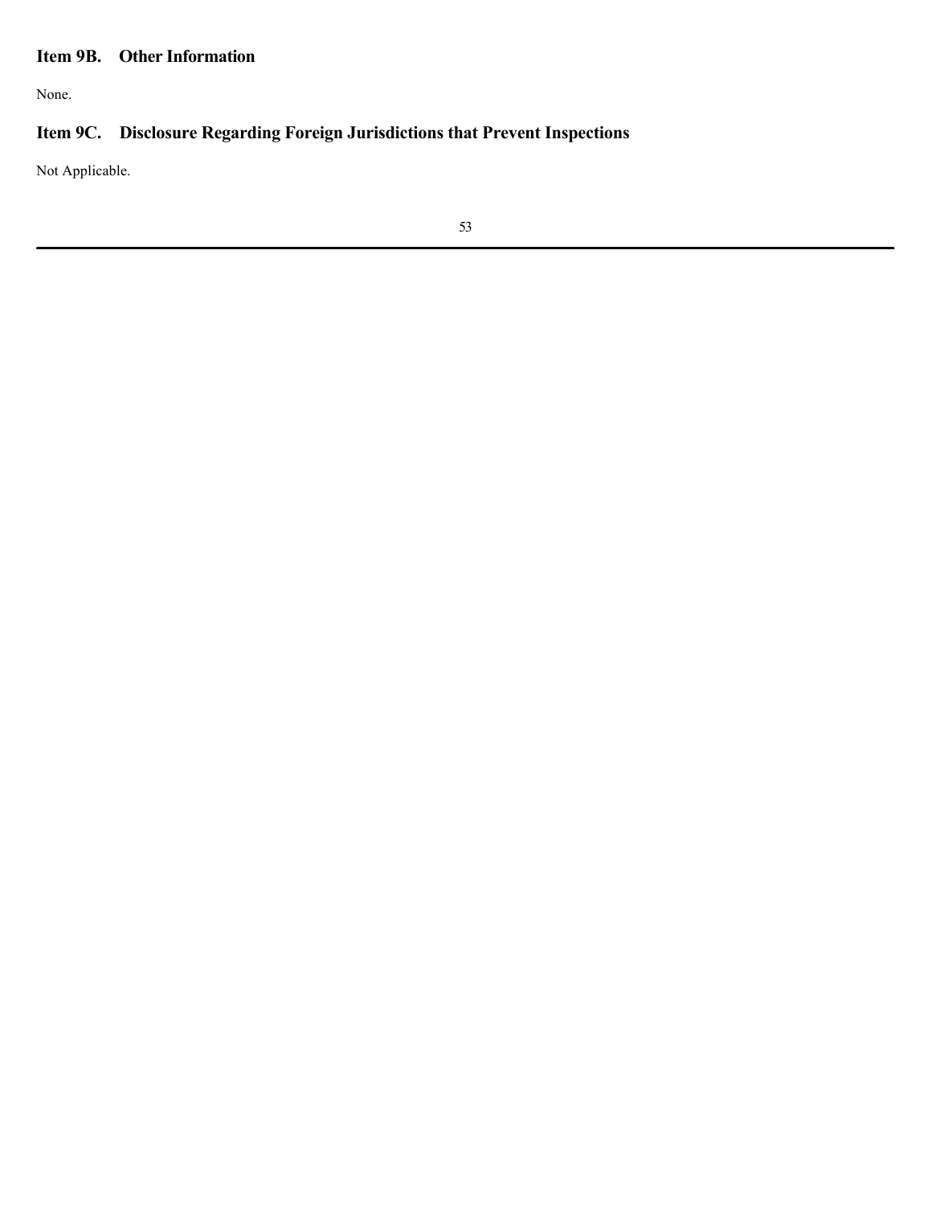## Item 9B. Other Information

None.

## Item 9C. Disclosure Regarding Foreign Jurisdictions that Prevent Inspections

Not Applicable.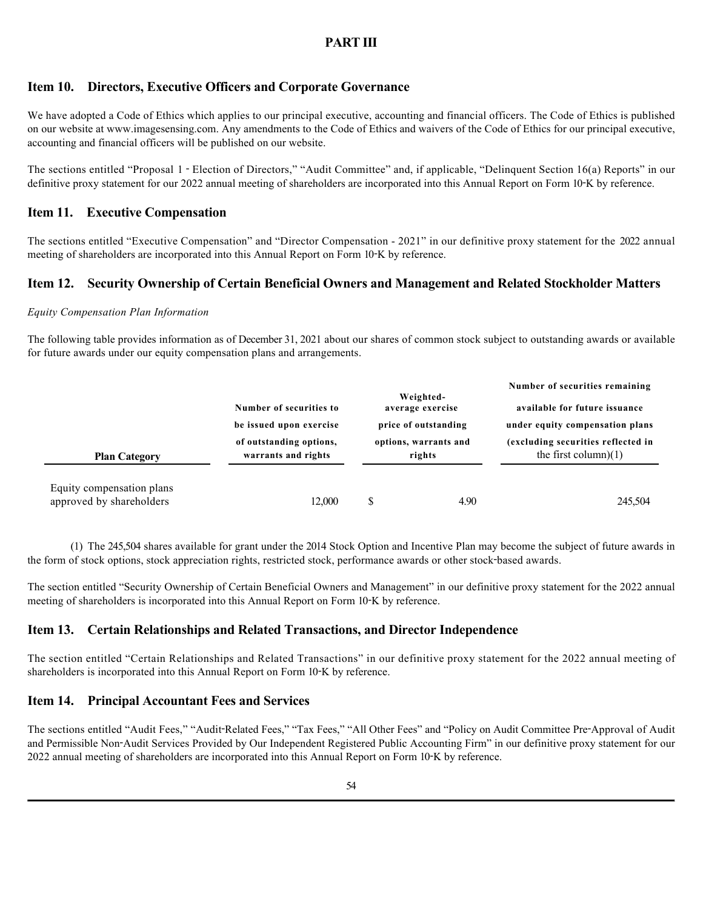# PART III

## Item 10. Directors, Executive Officers and Corporate Governance

We have adopted a Code of Ethics which applies to our principal executive, accounting and financial officers. The Code of Ethics is published on our website at www.imagesensing.com. Any amendments to the Code of Ethics and waivers of the Code of Ethics for our principal executive, accounting and financial officers will be published on our website.

The sections entitled "Proposal 1 - Election of Directors," "Audit Committee" and, if applicable, "Delinquent Section 16(a) Reports" in our definitive proxy statement for our 2022 annual meeting of shareholders are incorporated into this Annual Report on Form 10-K by reference.

## Item 11. Executive Compensation

The sections entitled "Executive Compensation" and "Director Compensation - 2021" in our definitive proxy statement for the 2022 annual meeting of shareholders are incorporated into this Annual Report on Form 10-K by reference.

## Item 12. Security Ownership of Certain Beneficial Owners and Management and Related Stockholder Matters

*Equity Compensation Plan Information*

The following table provides information as of December 31, 2021 about our shares of common stock subject to outstanding awards or available for future awards under our equity compensation plans and arrangements.

| Plan Category | Number of securities to be issued upon exercise of outstanding options, warrants and rights | Weighted-average exercise price of outstanding options, warrants and rights | Number of securities remaining available for future issuance under equity compensation plans (excluding securities reflected in the first column)(1) |
|---|---|---|---|
| Equity compensation plans approved by shareholders | 12,000 | $ 4.90 | 245,504 |

(1) The 245,504 shares available for grant under the 2014 Stock Option and Incentive Plan may become the subject of future awards in the form of stock options, stock appreciation rights, restricted stock, performance awards or other stock-based awards.

The section entitled "Security Ownership of Certain Beneficial Owners and Management" in our definitive proxy statement for the 2022 annual meeting of shareholders is incorporated into this Annual Report on Form 10-K by reference.

## Item 13. Certain Relationships and Related Transactions, and Director Independence

The section entitled "Certain Relationships and Related Transactions" in our definitive proxy statement for the 2022 annual meeting of shareholders is incorporated into this Annual Report on Form 10-K by reference.

## Item 14. Principal Accountant Fees and Services

The sections entitled "Audit Fees," "Audit-Related Fees," "Tax Fees," "All Other Fees" and "Policy on Audit Committee Pre-Approval of Audit and Permissible Non-Audit Services Provided by Our Independent Registered Public Accounting Firm" in our definitive proxy statement for our 2022 annual meeting of shareholders are incorporated into this Annual Report on Form 10-K by reference.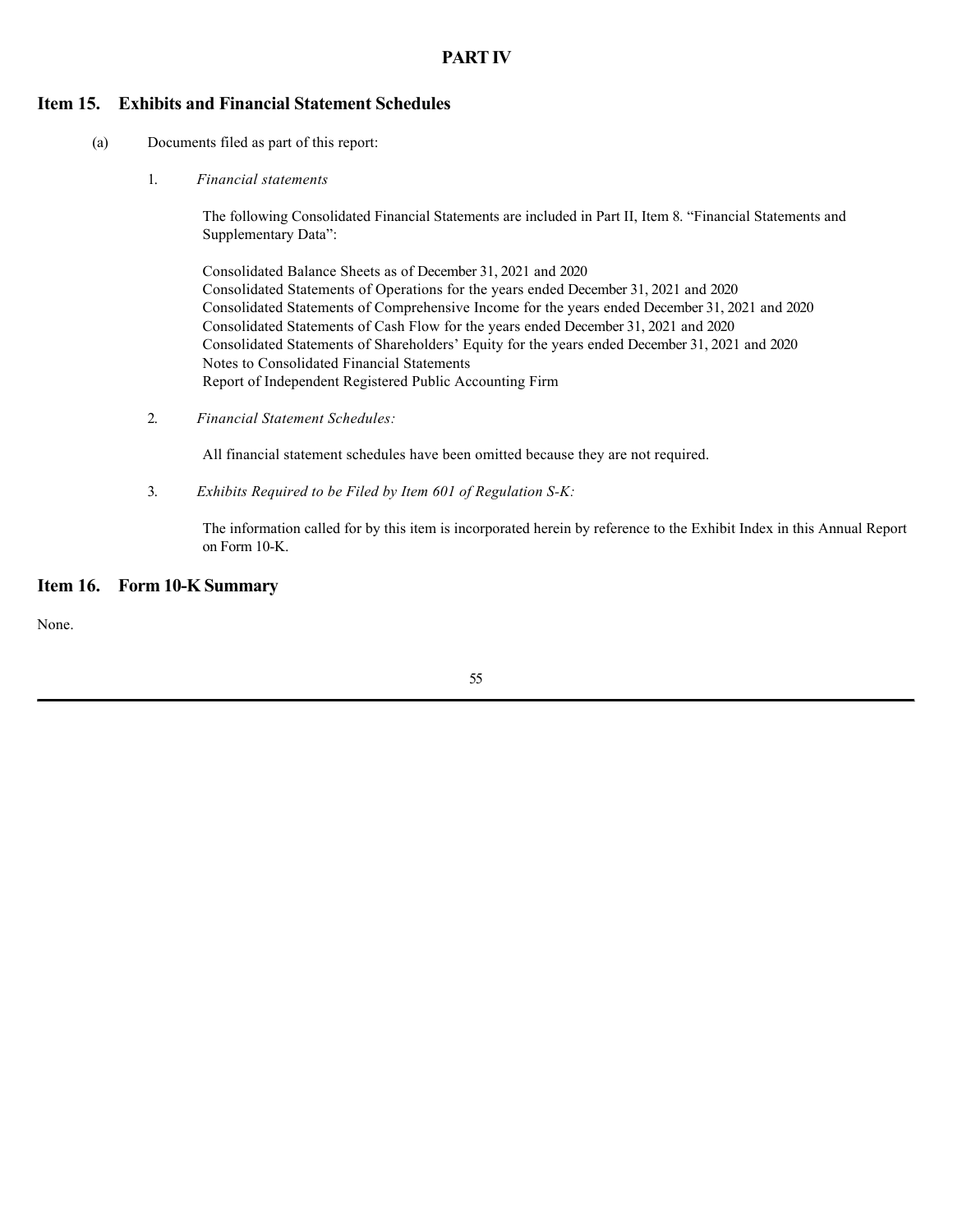# PART IV

## Item 15. Exhibits and Financial Statement Schedules

(a) Documents filed as part of this report:

1. *Financial statements*

   The following Consolidated Financial Statements are included in Part II, Item 8. "Financial Statements and Supplementary Data":

   Consolidated Balance Sheets as of December 31, 2021 and 2020
   Consolidated Statements of Operations for the years ended December 31, 2021 and 2020
   Consolidated Statements of Comprehensive Income for the years ended December 31, 2021 and 2020
   Consolidated Statements of Cash Flow for the years ended December 31, 2021 and 2020
   Consolidated Statements of Shareholders' Equity for the years ended December 31, 2021 and 2020
   Notes to Consolidated Financial Statements
   Report of Independent Registered Public Accounting Firm

2. *Financial Statement Schedules:*

   All financial statement schedules have been omitted because they are not required.

3. *Exhibits Required to be Filed by Item 601 of Regulation S-K:*

   The information called for by this item is incorporated herein by reference to the Exhibit Index in this Annual Report on Form 10-K.

## Item 16. Form 10-K Summary

None.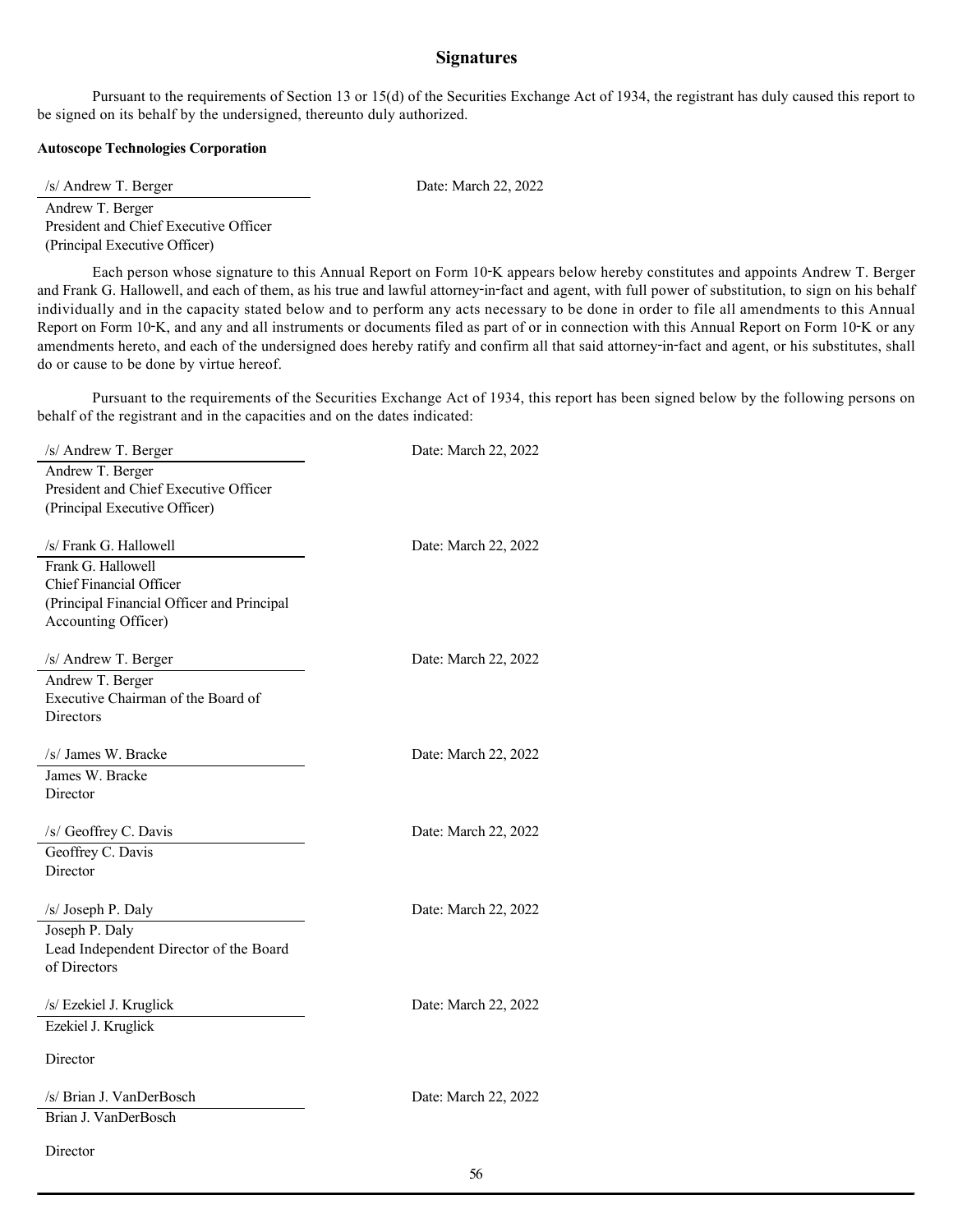## Signatures

Pursuant to the requirements of Section 13 or 15(d) of the Securities Exchange Act of 1934, the registrant has duly caused this report to be signed on its behalf by the undersigned, thereunto duly authorized.

**Autoscope Technologies Corporation**

| | |
|---|---|
| /s/ Andrew T. Berger | Date: March 22, 2022 |
| Andrew T. Berger<br>President and Chief Executive Officer<br>(Principal Executive Officer) | |

Each person whose signature to this Annual Report on Form 10-K appears below hereby constitutes and appoints Andrew T. Berger and Frank G. Hallowell, and each of them, as his true and lawful attorney-in-fact and agent, with full power of substitution, to sign on his behalf individually and in the capacity stated below and to perform any acts necessary to be done in order to file all amendments to this Annual Report on Form 10-K, and any and all instruments or documents filed as part of or in connection with this Annual Report on Form 10-K or any amendments hereto, and each of the undersigned does hereby ratify and confirm all that said attorney-in-fact and agent, or his substitutes, shall do or cause to be done by virtue hereof.

Pursuant to the requirements of the Securities Exchange Act of 1934, this report has been signed below by the following persons on behalf of the registrant and in the capacities and on the dates indicated:

| | |
|---|---|
| /s/ Andrew T. Berger | Date: March 22, 2022 |
| Andrew T. Berger<br>President and Chief Executive Officer<br>(Principal Executive Officer) | |
| /s/ Frank G. Hallowell | Date: March 22, 2022 |
| Frank G. Hallowell<br>Chief Financial Officer<br>(Principal Financial Officer and Principal Accounting Officer) | |
| /s/ Andrew T. Berger | Date: March 22, 2022 |
| Andrew T. Berger<br>Executive Chairman of the Board of Directors | |
| /s/ James W. Bracke | Date: March 22, 2022 |
| James W. Bracke<br>Director | |
| /s/ Geoffrey C. Davis | Date: March 22, 2022 |
| Geoffrey C. Davis<br>Director | |
| /s/ Joseph P. Daly | Date: March 22, 2022 |
| Joseph P. Daly<br>Lead Independent Director of the Board of Directors | |
| /s/ Ezekiel J. Kruglick | Date: March 22, 2022 |
| Ezekiel J. Kruglick<br>Director | |
| /s/ Brian J. VanDerBosch | Date: March 22, 2022 |
| Brian J. VanDerBosch<br>Director | |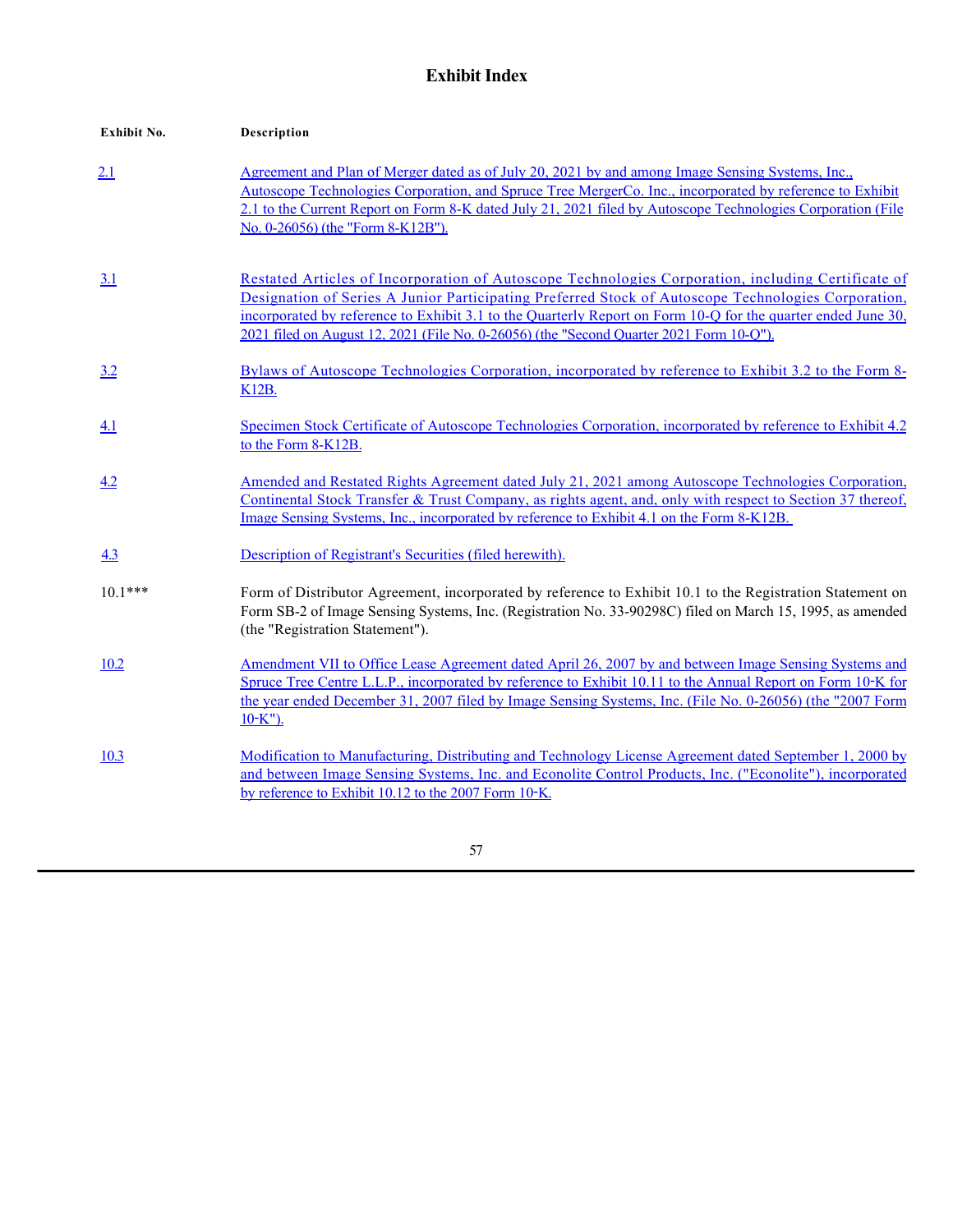# Exhibit Index

| Exhibit No. | Description |
| --- | --- |
| 2.1 | Agreement and Plan of Merger dated as of July 20, 2021 by and among Image Sensing Systems, Inc., Autoscope Technologies Corporation, and Spruce Tree MergerCo. Inc., incorporated by reference to Exhibit 2.1 to the Current Report on Form 8-K dated July 21, 2021 filed by Autoscope Technologies Corporation (File No. 0-26056) (the "Form 8-K12B"). |
| 3.1 | Restated Articles of Incorporation of Autoscope Technologies Corporation, including Certificate of Designation of Series A Junior Participating Preferred Stock of Autoscope Technologies Corporation, incorporated by reference to Exhibit 3.1 to the Quarterly Report on Form 10-Q for the quarter ended June 30, 2021 filed on August 12, 2021 (File No. 0-26056) (the "Second Quarter 2021 Form 10-Q"). |
| 3.2 | Bylaws of Autoscope Technologies Corporation, incorporated by reference to Exhibit 3.2 to the Form 8-K12B. |
| 4.1 | Specimen Stock Certificate of Autoscope Technologies Corporation, incorporated by reference to Exhibit 4.2 to the Form 8-K12B. |
| 4.2 | Amended and Restated Rights Agreement dated July 21, 2021 among Autoscope Technologies Corporation, Continental Stock Transfer & Trust Company, as rights agent, and, only with respect to Section 37 thereof, Image Sensing Systems, Inc., incorporated by reference to Exhibit 4.1 on the Form 8-K12B. |
| 4.3 | Description of Registrant's Securities (filed herewith). |
| 10.1*** | Form of Distributor Agreement, incorporated by reference to Exhibit 10.1 to the Registration Statement on Form SB-2 of Image Sensing Systems, Inc. (Registration No. 33-90298C) filed on March 15, 1995, as amended (the "Registration Statement"). |
| 10.2 | Amendment VII to Office Lease Agreement dated April 26, 2007 by and between Image Sensing Systems and Spruce Tree Centre L.L.P., incorporated by reference to Exhibit 10.11 to the Annual Report on Form 10-K for the year ended December 31, 2007 filed by Image Sensing Systems, Inc. (File No. 0-26056) (the "2007 Form 10-K"). |
| 10.3 | Modification to Manufacturing, Distributing and Technology License Agreement dated September 1, 2000 by and between Image Sensing Systems, Inc. and Econolite Control Products, Inc. ("Econolite"), incorporated by reference to Exhibit 10.12 to the 2007 Form 10-K. |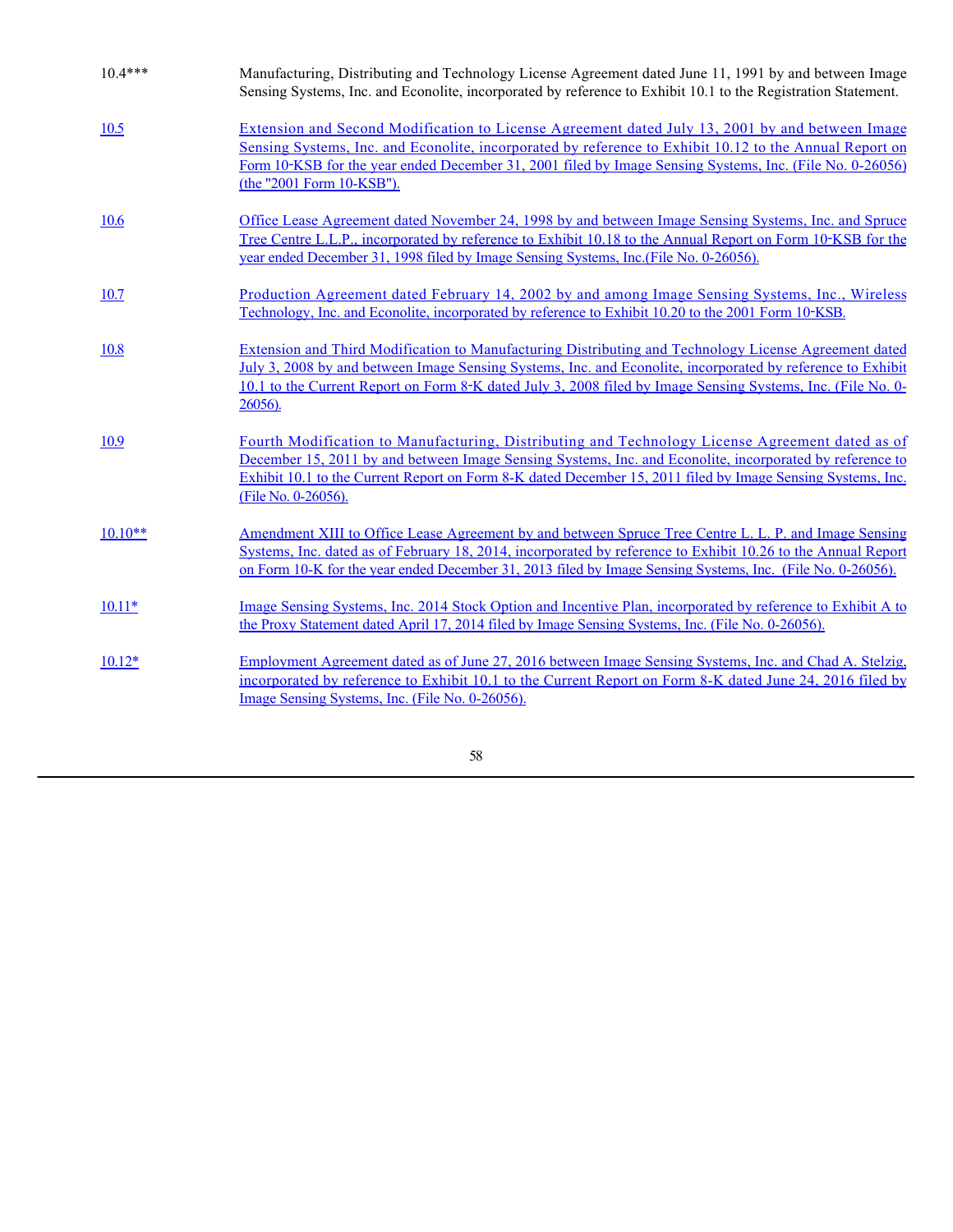| | |
|---|---|
| 10.4*** | Manufacturing, Distributing and Technology License Agreement dated June 11, 1991 by and between Image Sensing Systems, Inc. and Econolite, incorporated by reference to Exhibit 10.1 to the Registration Statement. |
| 10.5 | Extension and Second Modification to License Agreement dated July 13, 2001 by and between Image Sensing Systems, Inc. and Econolite, incorporated by reference to Exhibit 10.12 to the Annual Report on Form 10-KSB for the year ended December 31, 2001 filed by Image Sensing Systems, Inc. (File No. 0-26056) (the "2001 Form 10-KSB"). |
| 10.6 | Office Lease Agreement dated November 24, 1998 by and between Image Sensing Systems, Inc. and Spruce Tree Centre L.L.P., incorporated by reference to Exhibit 10.18 to the Annual Report on Form 10-KSB for the year ended December 31, 1998 filed by Image Sensing Systems, Inc.(File No. 0-26056). |
| 10.7 | Production Agreement dated February 14, 2002 by and among Image Sensing Systems, Inc., Wireless Technology, Inc. and Econolite, incorporated by reference to Exhibit 10.20 to the 2001 Form 10-KSB. |
| 10.8 | Extension and Third Modification to Manufacturing Distributing and Technology License Agreement dated July 3, 2008 by and between Image Sensing Systems, Inc. and Econolite, incorporated by reference to Exhibit 10.1 to the Current Report on Form 8-K dated July 3, 2008 filed by Image Sensing Systems, Inc. (File No. 0-26056). |
| 10.9 | Fourth Modification to Manufacturing, Distributing and Technology License Agreement dated as of December 15, 2011 by and between Image Sensing Systems, Inc. and Econolite, incorporated by reference to Exhibit 10.1 to the Current Report on Form 8-K dated December 15, 2011 filed by Image Sensing Systems, Inc. (File No. 0-26056). |
| 10.10** | Amendment XIII to Office Lease Agreement by and between Spruce Tree Centre L. L. P. and Image Sensing Systems, Inc. dated as of February 18, 2014, incorporated by reference to Exhibit 10.26 to the Annual Report on Form 10-K for the year ended December 31, 2013 filed by Image Sensing Systems, Inc. (File No. 0-26056). |
| 10.11* | Image Sensing Systems, Inc. 2014 Stock Option and Incentive Plan, incorporated by reference to Exhibit A to the Proxy Statement dated April 17, 2014 filed by Image Sensing Systems, Inc. (File No. 0-26056). |
| 10.12* | Employment Agreement dated as of June 27, 2016 between Image Sensing Systems, Inc. and Chad A. Stelzig, incorporated by reference to Exhibit 10.1 to the Current Report on Form 8-K dated June 24, 2016 filed by Image Sensing Systems, Inc. (File No. 0-26056). |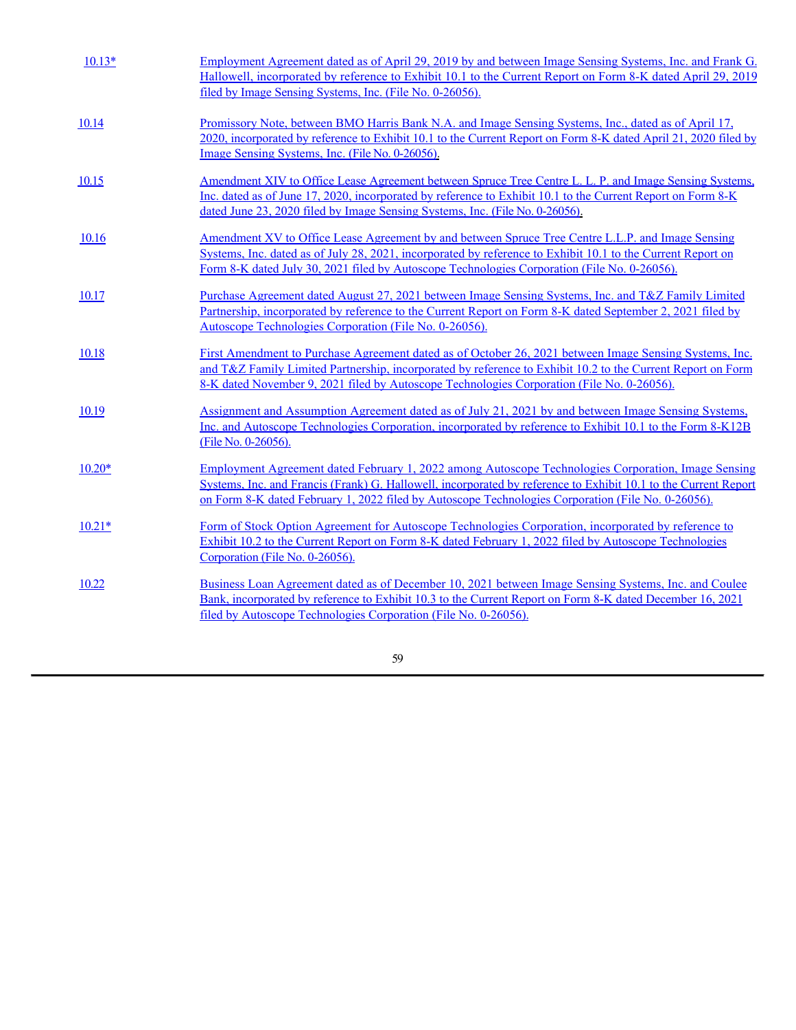| | |
|---|---|
| 10.13* | Employment Agreement dated as of April 29, 2019 by and between Image Sensing Systems, Inc. and Frank G. Hallowell, incorporated by reference to Exhibit 10.1 to the Current Report on Form 8-K dated April 29, 2019 filed by Image Sensing Systems, Inc. (File No. 0-26056). |
| 10.14 | Promissory Note, between BMO Harris Bank N.A. and Image Sensing Systems, Inc., dated as of April 17, 2020, incorporated by reference to Exhibit 10.1 to the Current Report on Form 8-K dated April 21, 2020 filed by Image Sensing Systems, Inc. (File No. 0-26056). |
| 10.15 | Amendment XIV to Office Lease Agreement between Spruce Tree Centre L. L. P. and Image Sensing Systems, Inc. dated as of June 17, 2020, incorporated by reference to Exhibit 10.1 to the Current Report on Form 8-K dated June 23, 2020 filed by Image Sensing Systems, Inc. (File No. 0-26056). |
| 10.16 | Amendment XV to Office Lease Agreement by and between Spruce Tree Centre L.L.P. and Image Sensing Systems, Inc. dated as of July 28, 2021, incorporated by reference to Exhibit 10.1 to the Current Report on Form 8-K dated July 30, 2021 filed by Autoscope Technologies Corporation (File No. 0-26056). |
| 10.17 | Purchase Agreement dated August 27, 2021 between Image Sensing Systems, Inc. and T&Z Family Limited Partnership, incorporated by reference to the Current Report on Form 8-K dated September 2, 2021 filed by Autoscope Technologies Corporation (File No. 0-26056). |
| 10.18 | First Amendment to Purchase Agreement dated as of October 26, 2021 between Image Sensing Systems, Inc. and T&Z Family Limited Partnership, incorporated by reference to Exhibit 10.2 to the Current Report on Form 8-K dated November 9, 2021 filed by Autoscope Technologies Corporation (File No. 0-26056). |
| 10.19 | Assignment and Assumption Agreement dated as of July 21, 2021 by and between Image Sensing Systems, Inc. and Autoscope Technologies Corporation, incorporated by reference to Exhibit 10.1 to the Form 8-K12B (File No. 0-26056). |
| 10.20* | Employment Agreement dated February 1, 2022 among Autoscope Technologies Corporation, Image Sensing Systems, Inc. and Francis (Frank) G. Hallowell, incorporated by reference to Exhibit 10.1 to the Current Report on Form 8-K dated February 1, 2022 filed by Autoscope Technologies Corporation (File No. 0-26056). |
| 10.21* | Form of Stock Option Agreement for Autoscope Technologies Corporation, incorporated by reference to Exhibit 10.2 to the Current Report on Form 8-K dated February 1, 2022 filed by Autoscope Technologies Corporation (File No. 0-26056). |
| 10.22 | Business Loan Agreement dated as of December 10, 2021 between Image Sensing Systems, Inc. and Coulee Bank, incorporated by reference to Exhibit 10.3 to the Current Report on Form 8-K dated December 16, 2021 filed by Autoscope Technologies Corporation (File No. 0-26056). |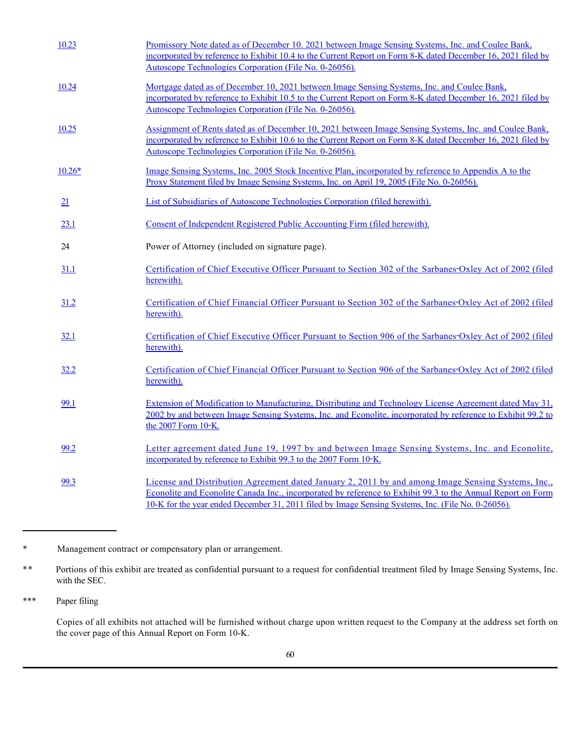| | |
|---|---|
| 10.23 | Promissory Note dated as of December 10. 2021 between Image Sensing Systems, Inc. and Coulee Bank, incorporated by reference to Exhibit 10.4 to the Current Report on Form 8-K dated December 16, 2021 filed by Autoscope Technologies Corporation (File No. 0-26056). |
| 10.24 | Mortgage dated as of December 10, 2021 between Image Sensing Systems, Inc. and Coulee Bank, incorporated by reference to Exhibit 10.5 to the Current Report on Form 8-K dated December 16, 2021 filed by Autoscope Technologies Corporation (File No. 0-26056). |
| 10.25 | Assignment of Rents dated as of December 10, 2021 between Image Sensing Systems, Inc. and Coulee Bank, incorporated by reference to Exhibit 10.6 to the Current Report on Form 8-K dated December 16, 2021 filed by Autoscope Technologies Corporation (File No. 0-26056). |
| 10.26* | Image Sensing Systems, Inc. 2005 Stock Incentive Plan, incorporated by reference to Appendix A to the Proxy Statement filed by Image Sensing Systems, Inc. on April 19, 2005 (File No. 0-26056). |
| 21 | List of Subsidiaries of Autoscope Technologies Corporation (filed herewith). |
| 23.1 | Consent of Independent Registered Public Accounting Firm (filed herewith). |
| 24 | Power of Attorney (included on signature page). |
| 31.1 | Certification of Chief Executive Officer Pursuant to Section 302 of the Sarbanes-Oxley Act of 2002 (filed herewith). |
| 31.2 | Certification of Chief Financial Officer Pursuant to Section 302 of the Sarbanes-Oxley Act of 2002 (filed herewith). |
| 32.1 | Certification of Chief Executive Officer Pursuant to Section 906 of the Sarbanes-Oxley Act of 2002 (filed herewith). |
| 32.2 | Certification of Chief Financial Officer Pursuant to Section 906 of the Sarbanes-Oxley Act of 2002 (filed herewith). |
| 99.1 | Extension of Modification to Manufacturing, Distributing and Technology License Agreement dated May 31, 2002 by and between Image Sensing Systems, Inc. and Econolite, incorporated by reference to Exhibit 99.2 to the 2007 Form 10-K. |
| 99.2 | Letter agreement dated June 19, 1997 by and between Image Sensing Systems, Inc. and Econolite, incorporated by reference to Exhibit 99.3 to the 2007 Form 10-K. |
| 99.3 | License and Distribution Agreement dated January 2, 2011 by and among Image Sensing Systems, Inc., Econolite and Econolite Canada Inc., incorporated by reference to Exhibit 99.3 to the Annual Report on Form 10-K for the year ended December 31, 2011 filed by Image Sensing Systems, Inc. (File No. 0-26056). |

---

\* Management contract or compensatory plan or arrangement.

\*\* Portions of this exhibit are treated as confidential pursuant to a request for confidential treatment filed by Image Sensing Systems, Inc. with the SEC.

\*\*\* Paper filing

Copies of all exhibits not attached will be furnished without charge upon written request to the Company at the address set forth on the cover page of this Annual Report on Form 10-K.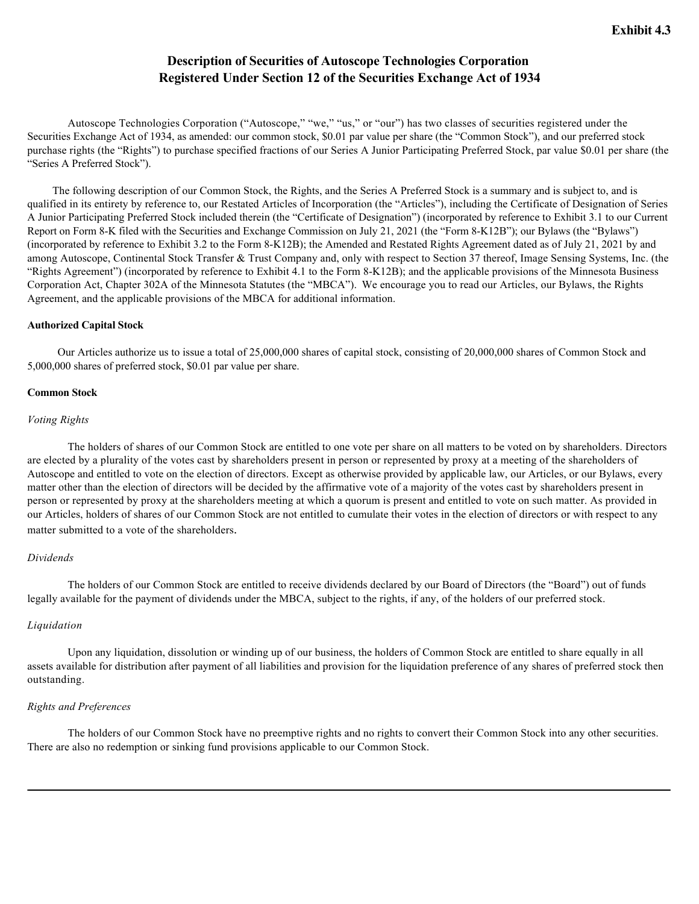**Exhibit 4.3**

# Description of Securities of Autoscope Technologies Corporation Registered Under Section 12 of the Securities Exchange Act of 1934

Autoscope Technologies Corporation ("Autoscope," "we," "us," or "our") has two classes of securities registered under the Securities Exchange Act of 1934, as amended: our common stock, $0.01 par value per share (the "Common Stock"), and our preferred stock purchase rights (the "Rights") to purchase specified fractions of our Series A Junior Participating Preferred Stock, par value $0.01 per share (the "Series A Preferred Stock").

The following description of our Common Stock, the Rights, and the Series A Preferred Stock is a summary and is subject to, and is qualified in its entirety by reference to, our Restated Articles of Incorporation (the "Articles"), including the Certificate of Designation of Series A Junior Participating Preferred Stock included therein (the "Certificate of Designation") (incorporated by reference to Exhibit 3.1 to our Current Report on Form 8-K filed with the Securities and Exchange Commission on July 21, 2021 (the "Form 8-K12B"); our Bylaws (the "Bylaws") (incorporated by reference to Exhibit 3.2 to the Form 8-K12B); the Amended and Restated Rights Agreement dated as of July 21, 2021 by and among Autoscope, Continental Stock Transfer & Trust Company and, only with respect to Section 37 thereof, Image Sensing Systems, Inc. (the "Rights Agreement") (incorporated by reference to Exhibit 4.1 to the Form 8-K12B); and the applicable provisions of the Minnesota Business Corporation Act, Chapter 302A of the Minnesota Statutes (the "MBCA"). We encourage you to read our Articles, our Bylaws, the Rights Agreement, and the applicable provisions of the MBCA for additional information.

**Authorized Capital Stock**

Our Articles authorize us to issue a total of 25,000,000 shares of capital stock, consisting of 20,000,000 shares of Common Stock and 5,000,000 shares of preferred stock, $0.01 par value per share.

**Common Stock**

*Voting Rights*

The holders of shares of our Common Stock are entitled to one vote per share on all matters to be voted on by shareholders. Directors are elected by a plurality of the votes cast by shareholders present in person or represented by proxy at a meeting of the shareholders of Autoscope and entitled to vote on the election of directors. Except as otherwise provided by applicable law, our Articles, or our Bylaws, every matter other than the election of directors will be decided by the affirmative vote of a majority of the votes cast by shareholders present in person or represented by proxy at the shareholders meeting at which a quorum is present and entitled to vote on such matter. As provided in our Articles, holders of shares of our Common Stock are not entitled to cumulate their votes in the election of directors or with respect to any matter submitted to a vote of the shareholders.

*Dividends*

The holders of our Common Stock are entitled to receive dividends declared by our Board of Directors (the "Board") out of funds legally available for the payment of dividends under the MBCA, subject to the rights, if any, of the holders of our preferred stock.

*Liquidation*

Upon any liquidation, dissolution or winding up of our business, the holders of Common Stock are entitled to share equally in all assets available for distribution after payment of all liabilities and provision for the liquidation preference of any shares of preferred stock then outstanding.

*Rights and Preferences*

The holders of our Common Stock have no preemptive rights and no rights to convert their Common Stock into any other securities. There are also no redemption or sinking fund provisions applicable to our Common Stock.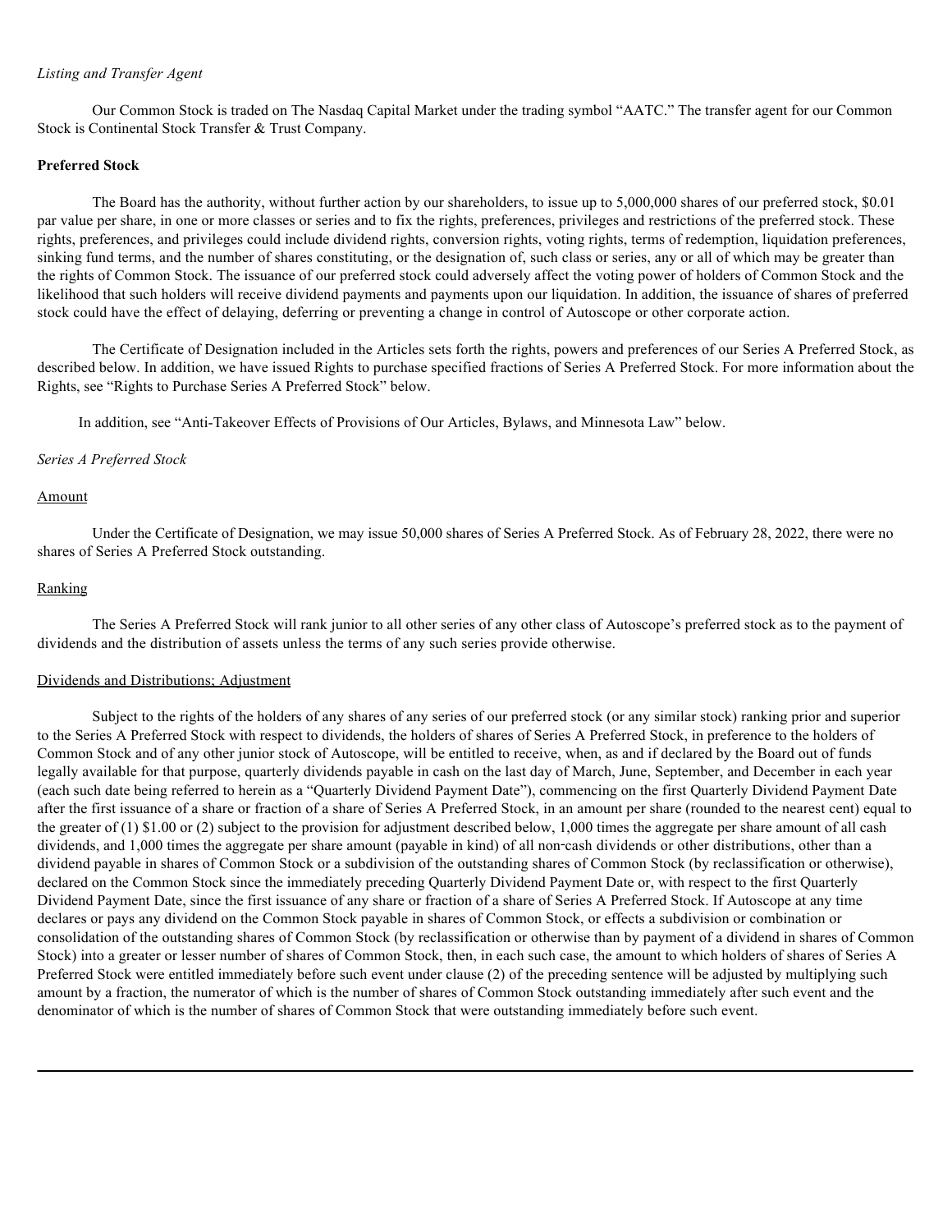*Listing and Transfer Agent*

Our Common Stock is traded on The Nasdaq Capital Market under the trading symbol "AATC." The transfer agent for our Common Stock is Continental Stock Transfer & Trust Company.

**Preferred Stock**

The Board has the authority, without further action by our shareholders, to issue up to 5,000,000 shares of our preferred stock, $0.01 par value per share, in one or more classes or series and to fix the rights, preferences, privileges and restrictions of the preferred stock. These rights, preferences, and privileges could include dividend rights, conversion rights, voting rights, terms of redemption, liquidation preferences, sinking fund terms, and the number of shares constituting, or the designation of, such class or series, any or all of which may be greater than the rights of Common Stock. The issuance of our preferred stock could adversely affect the voting power of holders of Common Stock and the likelihood that such holders will receive dividend payments and payments upon our liquidation. In addition, the issuance of shares of preferred stock could have the effect of delaying, deferring or preventing a change in control of Autoscope or other corporate action.

The Certificate of Designation included in the Articles sets forth the rights, powers and preferences of our Series A Preferred Stock, as described below. In addition, we have issued Rights to purchase specified fractions of Series A Preferred Stock. For more information about the Rights, see "Rights to Purchase Series A Preferred Stock" below.

In addition, see "Anti-Takeover Effects of Provisions of Our Articles, Bylaws, and Minnesota Law" below.

*Series A Preferred Stock*

Amount

Under the Certificate of Designation, we may issue 50,000 shares of Series A Preferred Stock. As of February 28, 2022, there were no shares of Series A Preferred Stock outstanding.

Ranking

The Series A Preferred Stock will rank junior to all other series of any other class of Autoscope's preferred stock as to the payment of dividends and the distribution of assets unless the terms of any such series provide otherwise.

Dividends and Distributions; Adjustment

Subject to the rights of the holders of any shares of any series of our preferred stock (or any similar stock) ranking prior and superior to the Series A Preferred Stock with respect to dividends, the holders of shares of Series A Preferred Stock, in preference to the holders of Common Stock and of any other junior stock of Autoscope, will be entitled to receive, when, as and if declared by the Board out of funds legally available for that purpose, quarterly dividends payable in cash on the last day of March, June, September, and December in each year (each such date being referred to herein as a "Quarterly Dividend Payment Date"), commencing on the first Quarterly Dividend Payment Date after the first issuance of a share or fraction of a share of Series A Preferred Stock, in an amount per share (rounded to the nearest cent) equal to the greater of (1) $1.00 or (2) subject to the provision for adjustment described below, 1,000 times the aggregate per share amount of all cash dividends, and 1,000 times the aggregate per share amount (payable in kind) of all non-cash dividends or other distributions, other than a dividend payable in shares of Common Stock or a subdivision of the outstanding shares of Common Stock (by reclassification or otherwise), declared on the Common Stock since the immediately preceding Quarterly Dividend Payment Date or, with respect to the first Quarterly Dividend Payment Date, since the first issuance of any share or fraction of a share of Series A Preferred Stock. If Autoscope at any time declares or pays any dividend on the Common Stock payable in shares of Common Stock, or effects a subdivision or combination or consolidation of the outstanding shares of Common Stock (by reclassification or otherwise than by payment of a dividend in shares of Common Stock) into a greater or lesser number of shares of Common Stock, then, in each such case, the amount to which holders of shares of Series A Preferred Stock were entitled immediately before such event under clause (2) of the preceding sentence will be adjusted by multiplying such amount by a fraction, the numerator of which is the number of shares of Common Stock outstanding immediately after such event and the denominator of which is the number of shares of Common Stock that were outstanding immediately before such event.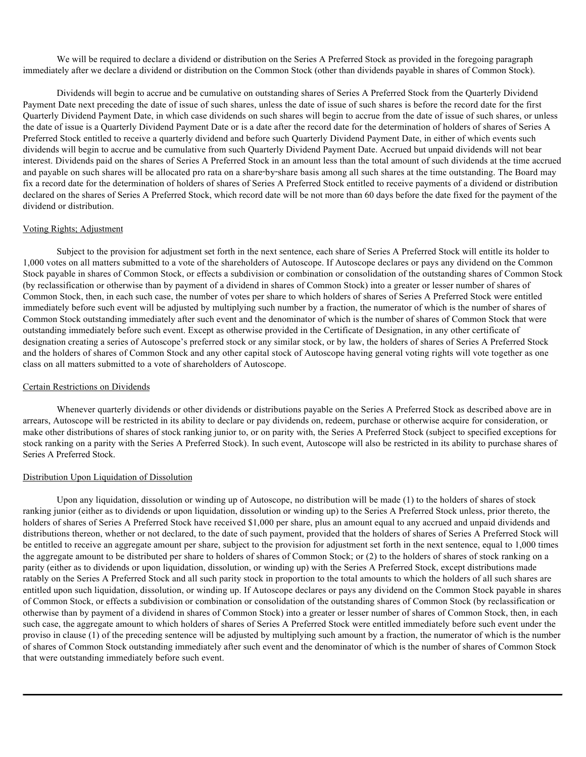We will be required to declare a dividend or distribution on the Series A Preferred Stock as provided in the foregoing paragraph immediately after we declare a dividend or distribution on the Common Stock (other than dividends payable in shares of Common Stock).

Dividends will begin to accrue and be cumulative on outstanding shares of Series A Preferred Stock from the Quarterly Dividend Payment Date next preceding the date of issue of such shares, unless the date of issue of such shares is before the record date for the first Quarterly Dividend Payment Date, in which case dividends on such shares will begin to accrue from the date of issue of such shares, or unless the date of issue is a Quarterly Dividend Payment Date or is a date after the record date for the determination of holders of shares of Series A Preferred Stock entitled to receive a quarterly dividend and before such Quarterly Dividend Payment Date, in either of which events such dividends will begin to accrue and be cumulative from such Quarterly Dividend Payment Date. Accrued but unpaid dividends will not bear interest. Dividends paid on the shares of Series A Preferred Stock in an amount less than the total amount of such dividends at the time accrued and payable on such shares will be allocated pro rata on a share-by-share basis among all such shares at the time outstanding. The Board may fix a record date for the determination of holders of shares of Series A Preferred Stock entitled to receive payments of a dividend or distribution declared on the shares of Series A Preferred Stock, which record date will be not more than 60 days before the date fixed for the payment of the dividend or distribution.

Voting Rights; Adjustment

Subject to the provision for adjustment set forth in the next sentence, each share of Series A Preferred Stock will entitle its holder to 1,000 votes on all matters submitted to a vote of the shareholders of Autoscope. If Autoscope declares or pays any dividend on the Common Stock payable in shares of Common Stock, or effects a subdivision or combination or consolidation of the outstanding shares of Common Stock (by reclassification or otherwise than by payment of a dividend in shares of Common Stock) into a greater or lesser number of shares of Common Stock, then, in each such case, the number of votes per share to which holders of shares of Series A Preferred Stock were entitled immediately before such event will be adjusted by multiplying such number by a fraction, the numerator of which is the number of shares of Common Stock outstanding immediately after such event and the denominator of which is the number of shares of Common Stock that were outstanding immediately before such event. Except as otherwise provided in the Certificate of Designation, in any other certificate of designation creating a series of Autoscope's preferred stock or any similar stock, or by law, the holders of shares of Series A Preferred Stock and the holders of shares of Common Stock and any other capital stock of Autoscope having general voting rights will vote together as one class on all matters submitted to a vote of shareholders of Autoscope.

Certain Restrictions on Dividends

Whenever quarterly dividends or other dividends or distributions payable on the Series A Preferred Stock as described above are in arrears, Autoscope will be restricted in its ability to declare or pay dividends on, redeem, purchase or otherwise acquire for consideration, or make other distributions of shares of stock ranking junior to, or on parity with, the Series A Preferred Stock (subject to specified exceptions for stock ranking on a parity with the Series A Preferred Stock). In such event, Autoscope will also be restricted in its ability to purchase shares of Series A Preferred Stock.

Distribution Upon Liquidation of Dissolution

Upon any liquidation, dissolution or winding up of Autoscope, no distribution will be made (1) to the holders of shares of stock ranking junior (either as to dividends or upon liquidation, dissolution or winding up) to the Series A Preferred Stock unless, prior thereto, the holders of shares of Series A Preferred Stock have received $1,000 per share, plus an amount equal to any accrued and unpaid dividends and distributions thereon, whether or not declared, to the date of such payment, provided that the holders of shares of Series A Preferred Stock will be entitled to receive an aggregate amount per share, subject to the provision for adjustment set forth in the next sentence, equal to 1,000 times the aggregate amount to be distributed per share to holders of shares of Common Stock; or (2) to the holders of shares of stock ranking on a parity (either as to dividends or upon liquidation, dissolution, or winding up) with the Series A Preferred Stock, except distributions made ratably on the Series A Preferred Stock and all such parity stock in proportion to the total amounts to which the holders of all such shares are entitled upon such liquidation, dissolution, or winding up. If Autoscope declares or pays any dividend on the Common Stock payable in shares of Common Stock, or effects a subdivision or combination or consolidation of the outstanding shares of Common Stock (by reclassification or otherwise than by payment of a dividend in shares of Common Stock) into a greater or lesser number of shares of Common Stock, then, in each such case, the aggregate amount to which holders of shares of Series A Preferred Stock were entitled immediately before such event under the proviso in clause (1) of the preceding sentence will be adjusted by multiplying such amount by a fraction, the numerator of which is the number of shares of Common Stock outstanding immediately after such event and the denominator of which is the number of shares of Common Stock that were outstanding immediately before such event.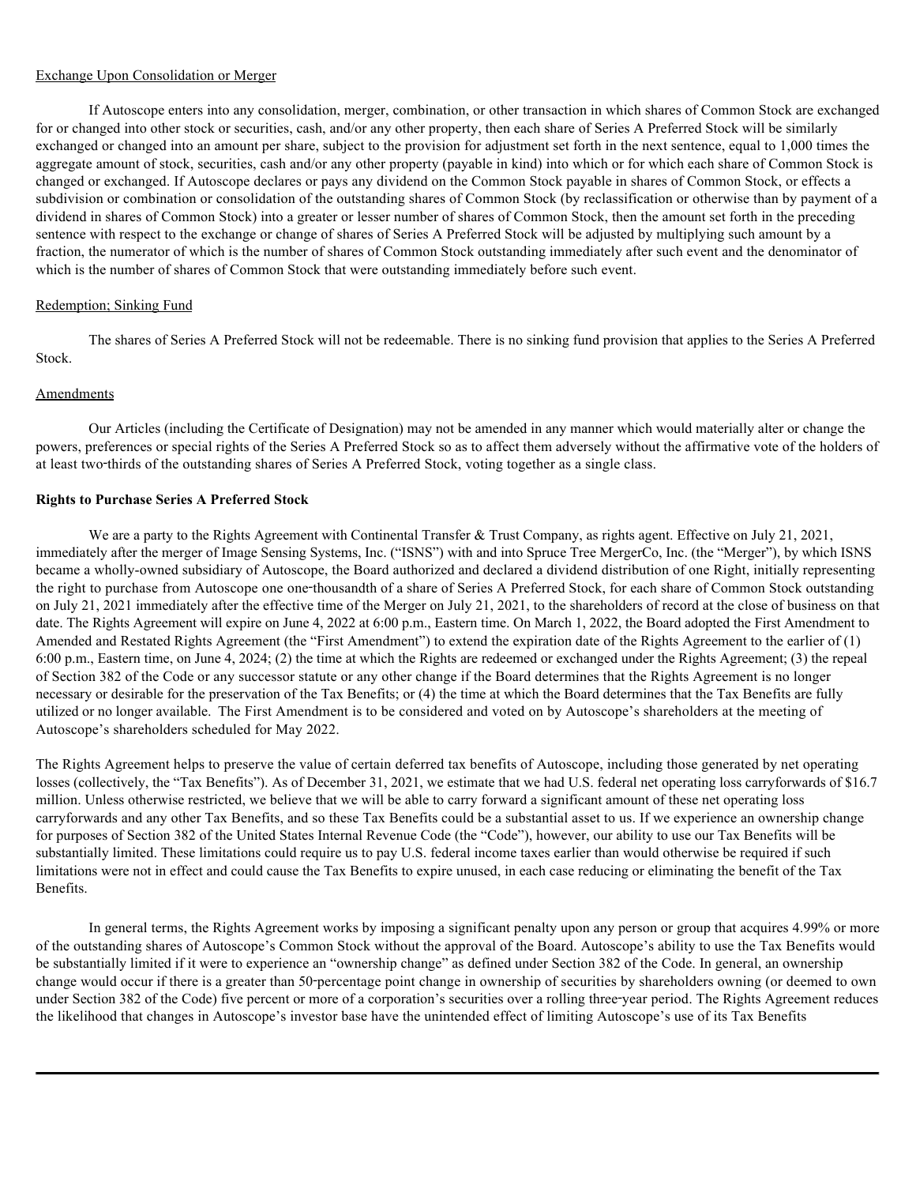Exchange Upon Consolidation or Merger

If Autoscope enters into any consolidation, merger, combination, or other transaction in which shares of Common Stock are exchanged for or changed into other stock or securities, cash, and/or any other property, then each share of Series A Preferred Stock will be similarly exchanged or changed into an amount per share, subject to the provision for adjustment set forth in the next sentence, equal to 1,000 times the aggregate amount of stock, securities, cash and/or any other property (payable in kind) into which or for which each share of Common Stock is changed or exchanged. If Autoscope declares or pays any dividend on the Common Stock payable in shares of Common Stock, or effects a subdivision or combination or consolidation of the outstanding shares of Common Stock (by reclassification or otherwise than by payment of a dividend in shares of Common Stock) into a greater or lesser number of shares of Common Stock, then the amount set forth in the preceding sentence with respect to the exchange or change of shares of Series A Preferred Stock will be adjusted by multiplying such amount by a fraction, the numerator of which is the number of shares of Common Stock outstanding immediately after such event and the denominator of which is the number of shares of Common Stock that were outstanding immediately before such event.

Redemption; Sinking Fund

The shares of Series A Preferred Stock will not be redeemable. There is no sinking fund provision that applies to the Series A Preferred Stock.

Amendments

Our Articles (including the Certificate of Designation) may not be amended in any manner which would materially alter or change the powers, preferences or special rights of the Series A Preferred Stock so as to affect them adversely without the affirmative vote of the holders of at least two-thirds of the outstanding shares of Series A Preferred Stock, voting together as a single class.

**Rights to Purchase Series A Preferred Stock**

We are a party to the Rights Agreement with Continental Transfer & Trust Company, as rights agent. Effective on July 21, 2021, immediately after the merger of Image Sensing Systems, Inc. ("ISNS") with and into Spruce Tree MergerCo, Inc. (the "Merger"), by which ISNS became a wholly-owned subsidiary of Autoscope, the Board authorized and declared a dividend distribution of one Right, initially representing the right to purchase from Autoscope one one-thousandth of a share of Series A Preferred Stock, for each share of Common Stock outstanding on July 21, 2021 immediately after the effective time of the Merger on July 21, 2021, to the shareholders of record at the close of business on that date. The Rights Agreement will expire on June 4, 2022 at 6:00 p.m., Eastern time. On March 1, 2022, the Board adopted the First Amendment to Amended and Restated Rights Agreement (the "First Amendment") to extend the expiration date of the Rights Agreement to the earlier of (1) 6:00 p.m., Eastern time, on June 4, 2024; (2) the time at which the Rights are redeemed or exchanged under the Rights Agreement; (3) the repeal of Section 382 of the Code or any successor statute or any other change if the Board determines that the Rights Agreement is no longer necessary or desirable for the preservation of the Tax Benefits; or (4) the time at which the Board determines that the Tax Benefits are fully utilized or no longer available. The First Amendment is to be considered and voted on by Autoscope's shareholders at the meeting of Autoscope's shareholders scheduled for May 2022.

The Rights Agreement helps to preserve the value of certain deferred tax benefits of Autoscope, including those generated by net operating losses (collectively, the "Tax Benefits"). As of December 31, 2021, we estimate that we had U.S. federal net operating loss carryforwards of $16.7 million. Unless otherwise restricted, we believe that we will be able to carry forward a significant amount of these net operating loss carryforwards and any other Tax Benefits, and so these Tax Benefits could be a substantial asset to us. If we experience an ownership change for purposes of Section 382 of the United States Internal Revenue Code (the "Code"), however, our ability to use our Tax Benefits will be substantially limited. These limitations could require us to pay U.S. federal income taxes earlier than would otherwise be required if such limitations were not in effect and could cause the Tax Benefits to expire unused, in each case reducing or eliminating the benefit of the Tax Benefits.

In general terms, the Rights Agreement works by imposing a significant penalty upon any person or group that acquires 4.99% or more of the outstanding shares of Autoscope's Common Stock without the approval of the Board. Autoscope's ability to use the Tax Benefits would be substantially limited if it were to experience an "ownership change" as defined under Section 382 of the Code. In general, an ownership change would occur if there is a greater than 50-percentage point change in ownership of securities by shareholders owning (or deemed to own under Section 382 of the Code) five percent or more of a corporation's securities over a rolling three-year period. The Rights Agreement reduces the likelihood that changes in Autoscope's investor base have the unintended effect of limiting Autoscope's use of its Tax Benefits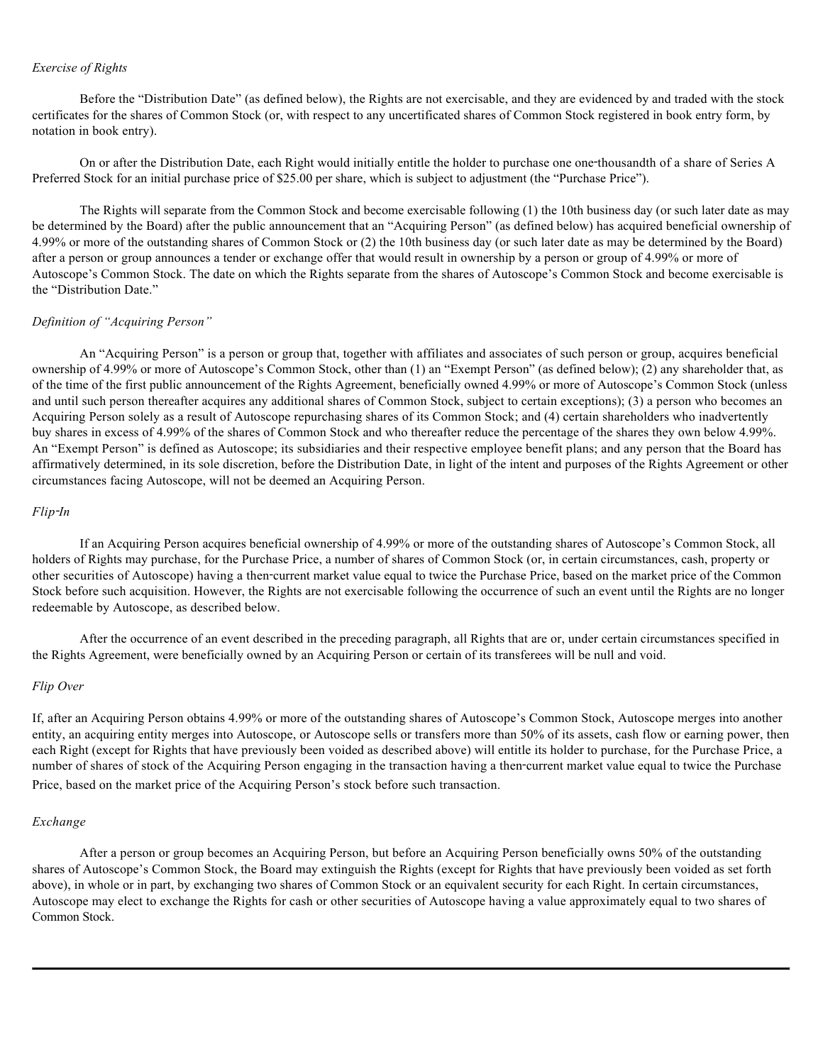*Exercise of Rights*

Before the "Distribution Date" (as defined below), the Rights are not exercisable, and they are evidenced by and traded with the stock certificates for the shares of Common Stock (or, with respect to any uncertificated shares of Common Stock registered in book entry form, by notation in book entry).

On or after the Distribution Date, each Right would initially entitle the holder to purchase one one-thousandth of a share of Series A Preferred Stock for an initial purchase price of $25.00 per share, which is subject to adjustment (the "Purchase Price").

The Rights will separate from the Common Stock and become exercisable following (1) the 10th business day (or such later date as may be determined by the Board) after the public announcement that an "Acquiring Person" (as defined below) has acquired beneficial ownership of 4.99% or more of the outstanding shares of Common Stock or (2) the 10th business day (or such later date as may be determined by the Board) after a person or group announces a tender or exchange offer that would result in ownership by a person or group of 4.99% or more of Autoscope's Common Stock. The date on which the Rights separate from the shares of Autoscope's Common Stock and become exercisable is the "Distribution Date."

*Definition of "Acquiring Person"*

An "Acquiring Person" is a person or group that, together with affiliates and associates of such person or group, acquires beneficial ownership of 4.99% or more of Autoscope's Common Stock, other than (1) an "Exempt Person" (as defined below); (2) any shareholder that, as of the time of the first public announcement of the Rights Agreement, beneficially owned 4.99% or more of Autoscope's Common Stock (unless and until such person thereafter acquires any additional shares of Common Stock, subject to certain exceptions); (3) a person who becomes an Acquiring Person solely as a result of Autoscope repurchasing shares of its Common Stock; and (4) certain shareholders who inadvertently buy shares in excess of 4.99% of the shares of Common Stock and who thereafter reduce the percentage of the shares they own below 4.99%. An "Exempt Person" is defined as Autoscope; its subsidiaries and their respective employee benefit plans; and any person that the Board has affirmatively determined, in its sole discretion, before the Distribution Date, in light of the intent and purposes of the Rights Agreement or other circumstances facing Autoscope, will not be deemed an Acquiring Person.

*Flip-In*

If an Acquiring Person acquires beneficial ownership of 4.99% or more of the outstanding shares of Autoscope's Common Stock, all holders of Rights may purchase, for the Purchase Price, a number of shares of Common Stock (or, in certain circumstances, cash, property or other securities of Autoscope) having a then-current market value equal to twice the Purchase Price, based on the market price of the Common Stock before such acquisition. However, the Rights are not exercisable following the occurrence of such an event until the Rights are no longer redeemable by Autoscope, as described below.

After the occurrence of an event described in the preceding paragraph, all Rights that are or, under certain circumstances specified in the Rights Agreement, were beneficially owned by an Acquiring Person or certain of its transferees will be null and void.

*Flip Over*

If, after an Acquiring Person obtains 4.99% or more of the outstanding shares of Autoscope's Common Stock, Autoscope merges into another entity, an acquiring entity merges into Autoscope, or Autoscope sells or transfers more than 50% of its assets, cash flow or earning power, then each Right (except for Rights that have previously been voided as described above) will entitle its holder to purchase, for the Purchase Price, a number of shares of stock of the Acquiring Person engaging in the transaction having a then-current market value equal to twice the Purchase Price, based on the market price of the Acquiring Person's stock before such transaction.

*Exchange*

After a person or group becomes an Acquiring Person, but before an Acquiring Person beneficially owns 50% of the outstanding shares of Autoscope's Common Stock, the Board may extinguish the Rights (except for Rights that have previously been voided as set forth above), in whole or in part, by exchanging two shares of Common Stock or an equivalent security for each Right. In certain circumstances, Autoscope may elect to exchange the Rights for cash or other securities of Autoscope having a value approximately equal to two shares of Common Stock.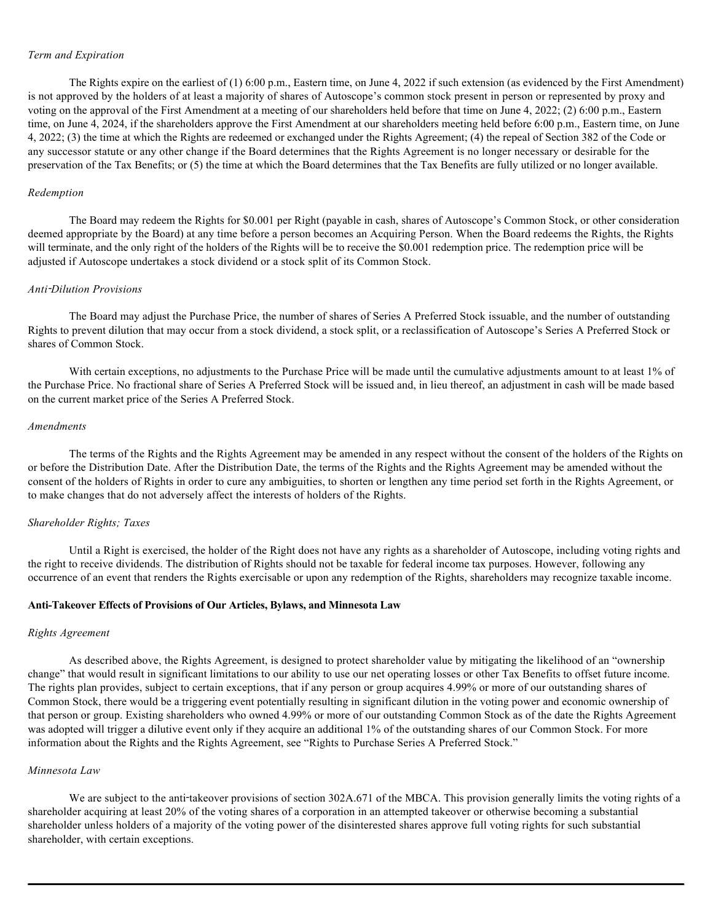*Term and Expiration*

The Rights expire on the earliest of (1) 6:00 p.m., Eastern time, on June 4, 2022 if such extension (as evidenced by the First Amendment) is not approved by the holders of at least a majority of shares of Autoscope's common stock present in person or represented by proxy and voting on the approval of the First Amendment at a meeting of our shareholders held before that time on June 4, 2022; (2) 6:00 p.m., Eastern time, on June 4, 2024, if the shareholders approve the First Amendment at our shareholders meeting held before 6:00 p.m., Eastern time, on June 4, 2022; (3) the time at which the Rights are redeemed or exchanged under the Rights Agreement; (4) the repeal of Section 382 of the Code or any successor statute or any other change if the Board determines that the Rights Agreement is no longer necessary or desirable for the preservation of the Tax Benefits; or (5) the time at which the Board determines that the Tax Benefits are fully utilized or no longer available.

*Redemption*

The Board may redeem the Rights for $0.001 per Right (payable in cash, shares of Autoscope's Common Stock, or other consideration deemed appropriate by the Board) at any time before a person becomes an Acquiring Person. When the Board redeems the Rights, the Rights will terminate, and the only right of the holders of the Rights will be to receive the $0.001 redemption price. The redemption price will be adjusted if Autoscope undertakes a stock dividend or a stock split of its Common Stock.

*Anti-Dilution Provisions*

The Board may adjust the Purchase Price, the number of shares of Series A Preferred Stock issuable, and the number of outstanding Rights to prevent dilution that may occur from a stock dividend, a stock split, or a reclassification of Autoscope's Series A Preferred Stock or shares of Common Stock.

With certain exceptions, no adjustments to the Purchase Price will be made until the cumulative adjustments amount to at least 1% of the Purchase Price. No fractional share of Series A Preferred Stock will be issued and, in lieu thereof, an adjustment in cash will be made based on the current market price of the Series A Preferred Stock.

*Amendments*

The terms of the Rights and the Rights Agreement may be amended in any respect without the consent of the holders of the Rights on or before the Distribution Date. After the Distribution Date, the terms of the Rights and the Rights Agreement may be amended without the consent of the holders of Rights in order to cure any ambiguities, to shorten or lengthen any time period set forth in the Rights Agreement, or to make changes that do not adversely affect the interests of holders of the Rights.

*Shareholder Rights; Taxes*

Until a Right is exercised, the holder of the Right does not have any rights as a shareholder of Autoscope, including voting rights and the right to receive dividends. The distribution of Rights should not be taxable for federal income tax purposes. However, following any occurrence of an event that renders the Rights exercisable or upon any redemption of the Rights, shareholders may recognize taxable income.

**Anti-Takeover Effects of Provisions of Our Articles, Bylaws, and Minnesota Law**

*Rights Agreement*

As described above, the Rights Agreement, is designed to protect shareholder value by mitigating the likelihood of an "ownership change" that would result in significant limitations to our ability to use our net operating losses or other Tax Benefits to offset future income. The rights plan provides, subject to certain exceptions, that if any person or group acquires 4.99% or more of our outstanding shares of Common Stock, there would be a triggering event potentially resulting in significant dilution in the voting power and economic ownership of that person or group. Existing shareholders who owned 4.99% or more of our outstanding Common Stock as of the date the Rights Agreement was adopted will trigger a dilutive event only if they acquire an additional 1% of the outstanding shares of our Common Stock. For more information about the Rights and the Rights Agreement, see "Rights to Purchase Series A Preferred Stock."

*Minnesota Law*

We are subject to the anti-takeover provisions of section 302A.671 of the MBCA. This provision generally limits the voting rights of a shareholder acquiring at least 20% of the voting shares of a corporation in an attempted takeover or otherwise becoming a substantial shareholder unless holders of a majority of the voting power of the disinterested shares approve full voting rights for such substantial shareholder, with certain exceptions.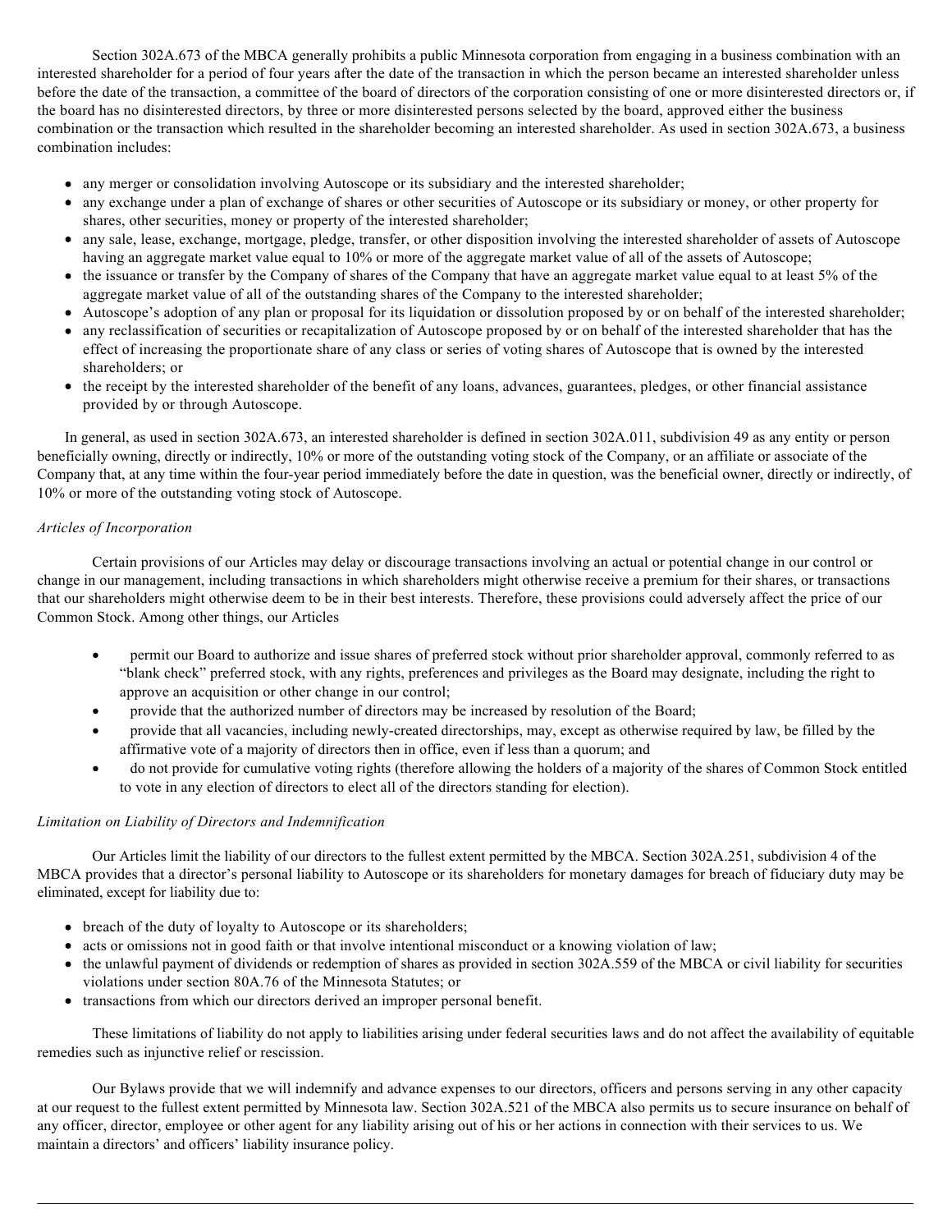Section 302A.673 of the MBCA generally prohibits a public Minnesota corporation from engaging in a business combination with an interested shareholder for a period of four years after the date of the transaction in which the person became an interested shareholder unless before the date of the transaction, a committee of the board of directors of the corporation consisting of one or more disinterested directors or, if the board has no disinterested directors, by three or more disinterested persons selected by the board, approved either the business combination or the transaction which resulted in the shareholder becoming an interested shareholder. As used in section 302A.673, a business combination includes:

- any merger or consolidation involving Autoscope or its subsidiary and the interested shareholder;
- any exchange under a plan of exchange of shares or other securities of Autoscope or its subsidiary or money, or other property for shares, other securities, money or property of the interested shareholder;
- any sale, lease, exchange, mortgage, pledge, transfer, or other disposition involving the interested shareholder of assets of Autoscope having an aggregate market value equal to 10% or more of the aggregate market value of all of the assets of Autoscope;
- the issuance or transfer by the Company of shares of the Company that have an aggregate market value equal to at least 5% of the aggregate market value of all of the outstanding shares of the Company to the interested shareholder;
- Autoscope's adoption of any plan or proposal for its liquidation or dissolution proposed by or on behalf of the interested shareholder;
- any reclassification of securities or recapitalization of Autoscope proposed by or on behalf of the interested shareholder that has the effect of increasing the proportionate share of any class or series of voting shares of Autoscope that is owned by the interested shareholders; or
- the receipt by the interested shareholder of the benefit of any loans, advances, guarantees, pledges, or other financial assistance provided by or through Autoscope.

In general, as used in section 302A.673, an interested shareholder is defined in section 302A.011, subdivision 49 as any entity or person beneficially owning, directly or indirectly, 10% or more of the outstanding voting stock of the Company, or an affiliate or associate of the Company that, at any time within the four-year period immediately before the date in question, was the beneficial owner, directly or indirectly, of 10% or more of the outstanding voting stock of Autoscope.

*Articles of Incorporation*

Certain provisions of our Articles may delay or discourage transactions involving an actual or potential change in our control or change in our management, including transactions in which shareholders might otherwise receive a premium for their shares, or transactions that our shareholders might otherwise deem to be in their best interests. Therefore, these provisions could adversely affect the price of our Common Stock. Among other things, our Articles

- permit our Board to authorize and issue shares of preferred stock without prior shareholder approval, commonly referred to as "blank check" preferred stock, with any rights, preferences and privileges as the Board may designate, including the right to approve an acquisition or other change in our control;
- provide that the authorized number of directors may be increased by resolution of the Board;
- provide that all vacancies, including newly-created directorships, may, except as otherwise required by law, be filled by the affirmative vote of a majority of directors then in office, even if less than a quorum; and
- do not provide for cumulative voting rights (therefore allowing the holders of a majority of the shares of Common Stock entitled to vote in any election of directors to elect all of the directors standing for election).

*Limitation on Liability of Directors and Indemnification*

Our Articles limit the liability of our directors to the fullest extent permitted by the MBCA. Section 302A.251, subdivision 4 of the MBCA provides that a director's personal liability to Autoscope or its shareholders for monetary damages for breach of fiduciary duty may be eliminated, except for liability due to:

- breach of the duty of loyalty to Autoscope or its shareholders;
- acts or omissions not in good faith or that involve intentional misconduct or a knowing violation of law;
- the unlawful payment of dividends or redemption of shares as provided in section 302A.559 of the MBCA or civil liability for securities violations under section 80A.76 of the Minnesota Statutes; or
- transactions from which our directors derived an improper personal benefit.

These limitations of liability do not apply to liabilities arising under federal securities laws and do not affect the availability of equitable remedies such as injunctive relief or rescission.

Our Bylaws provide that we will indemnify and advance expenses to our directors, officers and persons serving in any other capacity at our request to the fullest extent permitted by Minnesota law. Section 302A.521 of the MBCA also permits us to secure insurance on behalf of any officer, director, employee or other agent for any liability arising out of his or her actions in connection with their services to us. We maintain a directors' and officers' liability insurance policy.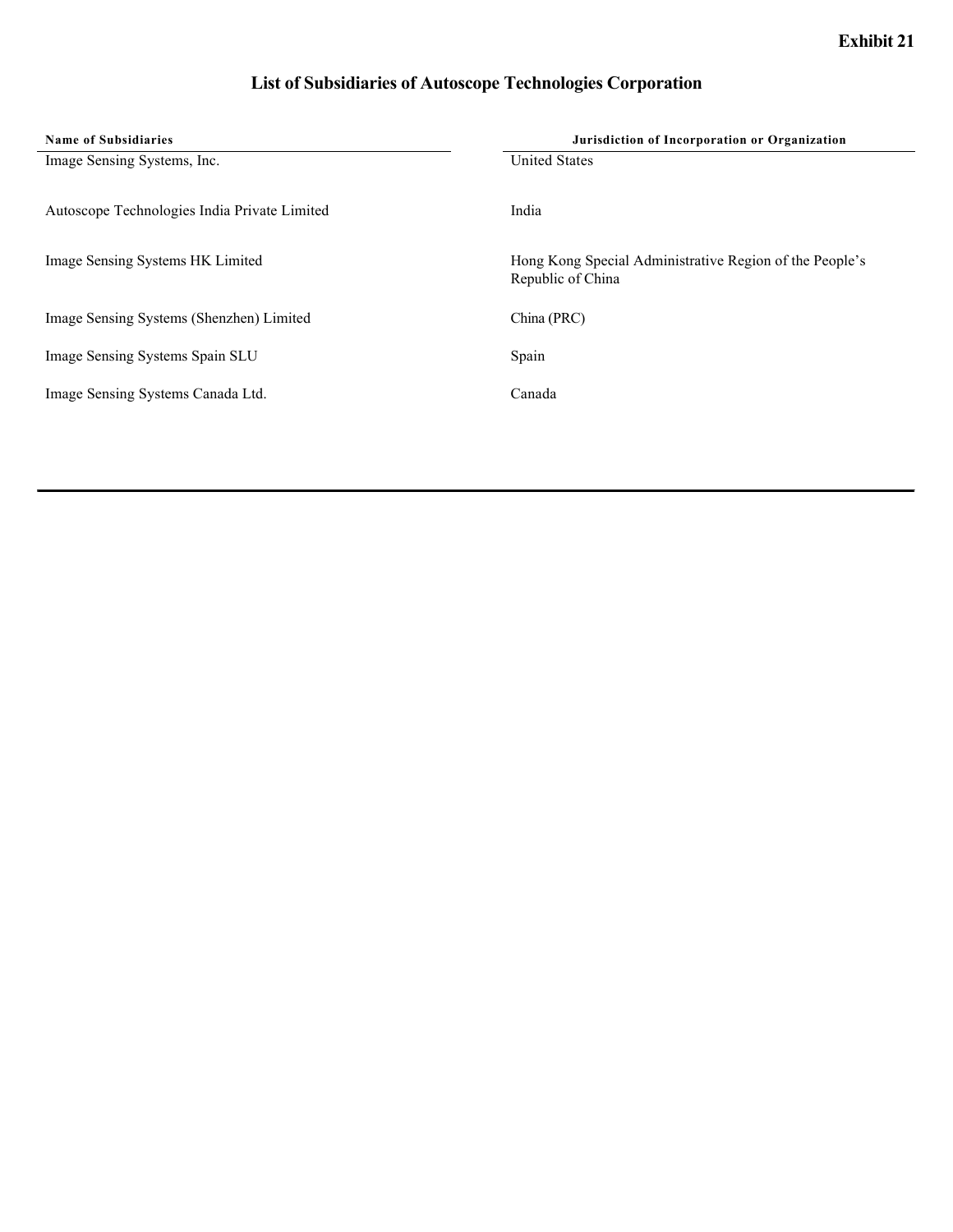**Exhibit 21**

# List of Subsidiaries of Autoscope Technologies Corporation

| Name of Subsidiaries | Jurisdiction of Incorporation or Organization |
| --- | --- |
| Image Sensing Systems, Inc. | United States |
| Autoscope Technologies India Private Limited | India |
| Image Sensing Systems HK Limited | Hong Kong Special Administrative Region of the People's Republic of China |
| Image Sensing Systems (Shenzhen) Limited | China (PRC) |
| Image Sensing Systems Spain SLU | Spain |
| Image Sensing Systems Canada Ltd. | Canada |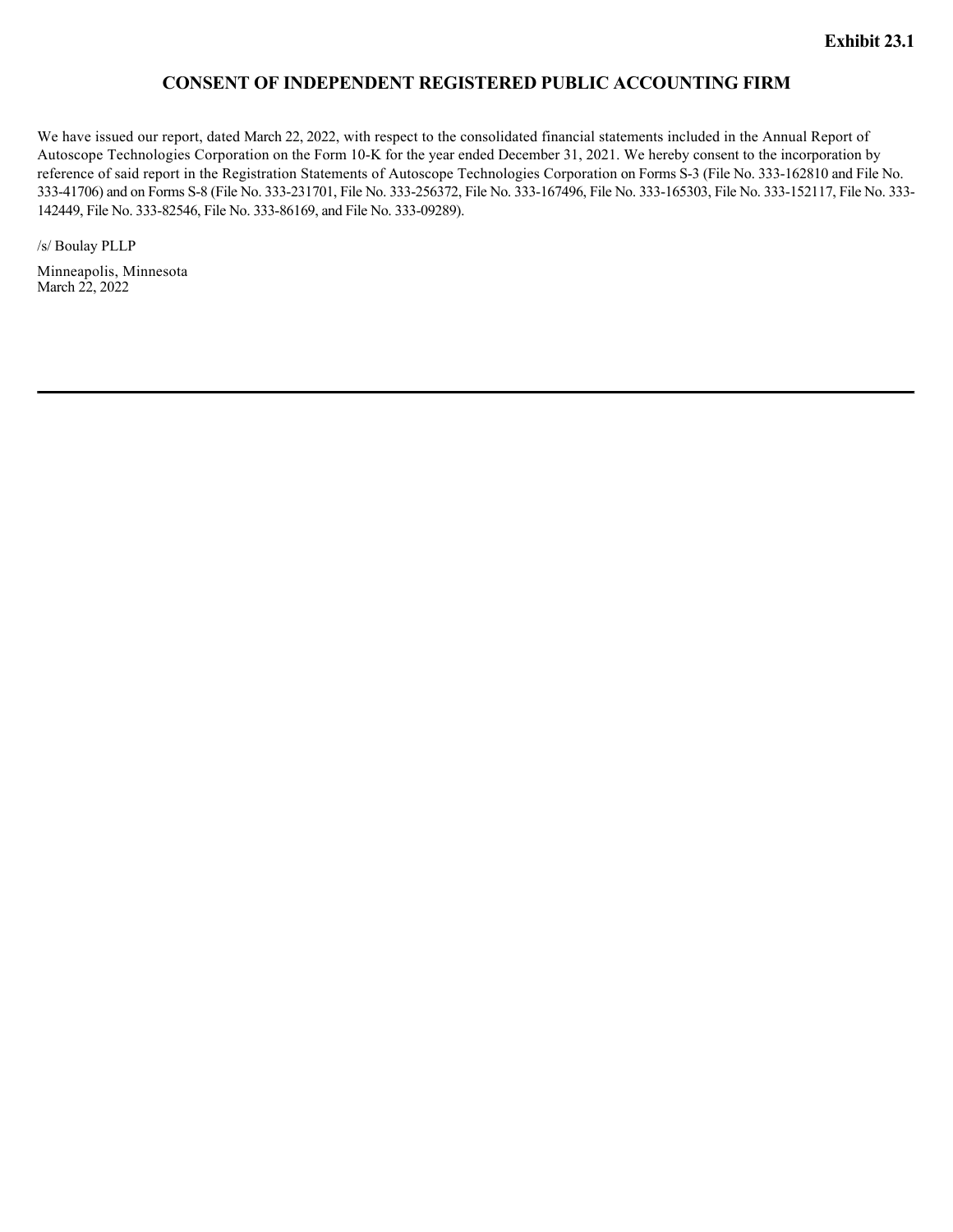**Exhibit 23.1**

# CONSENT OF INDEPENDENT REGISTERED PUBLIC ACCOUNTING FIRM

We have issued our report, dated March 22, 2022, with respect to the consolidated financial statements included in the Annual Report of Autoscope Technologies Corporation on the Form 10-K for the year ended December 31, 2021. We hereby consent to the incorporation by reference of said report in the Registration Statements of Autoscope Technologies Corporation on Forms S-3 (File No. 333-162810 and File No. 333-41706) and on Forms S-8 (File No. 333-231701, File No. 333-256372, File No. 333-167496, File No. 333-165303, File No. 333-152117, File No. 333-142449, File No. 333-82546, File No. 333-86169, and File No. 333-09289).

/s/ Boulay PLLP

Minneapolis, Minnesota
March 22, 2022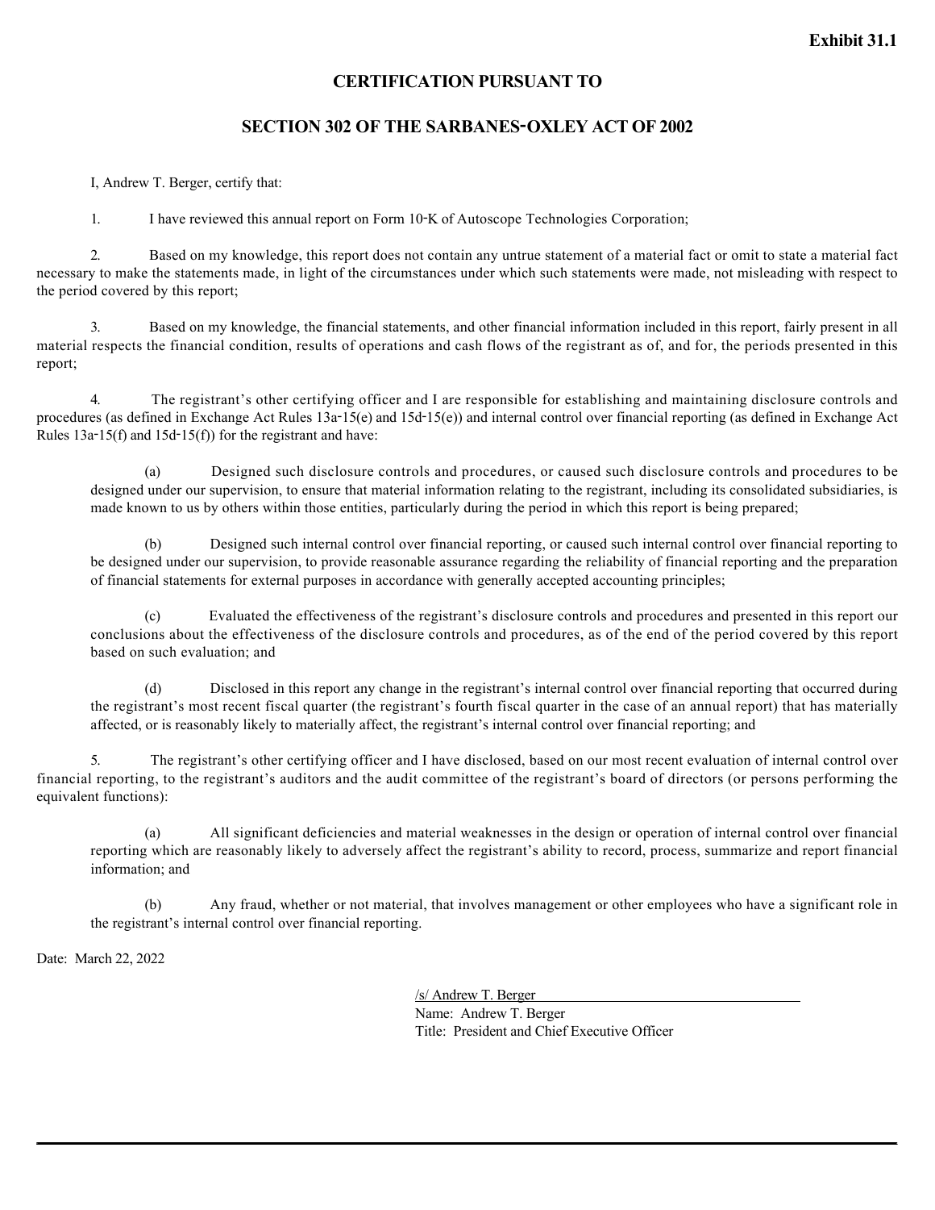**Exhibit 31.1**

## CERTIFICATION PURSUANT TO

## SECTION 302 OF THE SARBANES-OXLEY ACT OF 2002

I, Andrew T. Berger, certify that:

1. I have reviewed this annual report on Form 10-K of Autoscope Technologies Corporation;

2. Based on my knowledge, this report does not contain any untrue statement of a material fact or omit to state a material fact necessary to make the statements made, in light of the circumstances under which such statements were made, not misleading with respect to the period covered by this report;

3. Based on my knowledge, the financial statements, and other financial information included in this report, fairly present in all material respects the financial condition, results of operations and cash flows of the registrant as of, and for, the periods presented in this report;

4. The registrant's other certifying officer and I are responsible for establishing and maintaining disclosure controls and procedures (as defined in Exchange Act Rules 13a-15(e) and 15d-15(e)) and internal control over financial reporting (as defined in Exchange Act Rules 13a-15(f) and 15d-15(f)) for the registrant and have:

   (a) Designed such disclosure controls and procedures, or caused such disclosure controls and procedures to be designed under our supervision, to ensure that material information relating to the registrant, including its consolidated subsidiaries, is made known to us by others within those entities, particularly during the period in which this report is being prepared;

   (b) Designed such internal control over financial reporting, or caused such internal control over financial reporting to be designed under our supervision, to provide reasonable assurance regarding the reliability of financial reporting and the preparation of financial statements for external purposes in accordance with generally accepted accounting principles;

   (c) Evaluated the effectiveness of the registrant's disclosure controls and procedures and presented in this report our conclusions about the effectiveness of the disclosure controls and procedures, as of the end of the period covered by this report based on such evaluation; and

   (d) Disclosed in this report any change in the registrant's internal control over financial reporting that occurred during the registrant's most recent fiscal quarter (the registrant's fourth fiscal quarter in the case of an annual report) that has materially affected, or is reasonably likely to materially affect, the registrant's internal control over financial reporting; and

5. The registrant's other certifying officer and I have disclosed, based on our most recent evaluation of internal control over financial reporting, to the registrant's auditors and the audit committee of the registrant's board of directors (or persons performing the equivalent functions):

   (a) All significant deficiencies and material weaknesses in the design or operation of internal control over financial reporting which are reasonably likely to adversely affect the registrant's ability to record, process, summarize and report financial information; and

   (b) Any fraud, whether or not material, that involves management or other employees who have a significant role in the registrant's internal control over financial reporting.

Date: March 22, 2022

/s/ Andrew T. Berger
Name: Andrew T. Berger
Title: President and Chief Executive Officer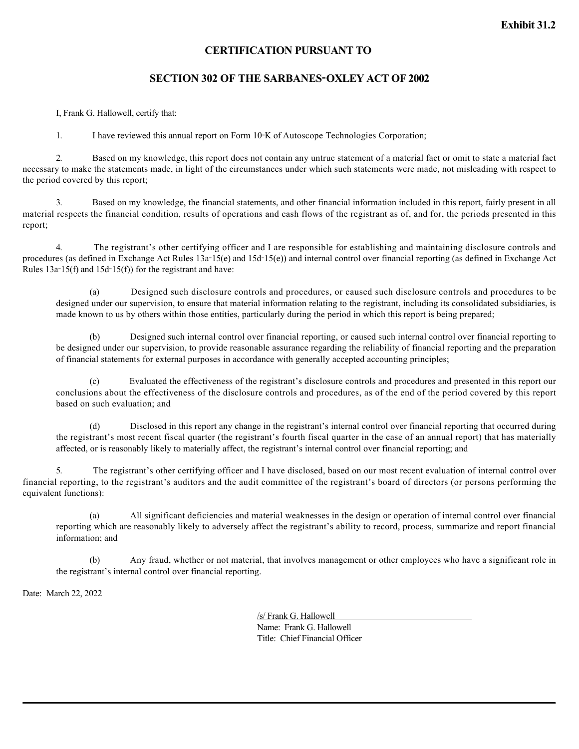**Exhibit 31.2**

## CERTIFICATION PURSUANT TO

## SECTION 302 OF THE SARBANES-OXLEY ACT OF 2002

I, Frank G. Hallowell, certify that:

1. I have reviewed this annual report on Form 10-K of Autoscope Technologies Corporation;

2. Based on my knowledge, this report does not contain any untrue statement of a material fact or omit to state a material fact necessary to make the statements made, in light of the circumstances under which such statements were made, not misleading with respect to the period covered by this report;

3. Based on my knowledge, the financial statements, and other financial information included in this report, fairly present in all material respects the financial condition, results of operations and cash flows of the registrant as of, and for, the periods presented in this report;

4. The registrant's other certifying officer and I are responsible for establishing and maintaining disclosure controls and procedures (as defined in Exchange Act Rules 13a-15(e) and 15d-15(e)) and internal control over financial reporting (as defined in Exchange Act Rules 13a-15(f) and 15d-15(f)) for the registrant and have:

   (a) Designed such disclosure controls and procedures, or caused such disclosure controls and procedures to be designed under our supervision, to ensure that material information relating to the registrant, including its consolidated subsidiaries, is made known to us by others within those entities, particularly during the period in which this report is being prepared;

   (b) Designed such internal control over financial reporting, or caused such internal control over financial reporting to be designed under our supervision, to provide reasonable assurance regarding the reliability of financial reporting and the preparation of financial statements for external purposes in accordance with generally accepted accounting principles;

   (c) Evaluated the effectiveness of the registrant's disclosure controls and procedures and presented in this report our conclusions about the effectiveness of the disclosure controls and procedures, as of the end of the period covered by this report based on such evaluation; and

   (d) Disclosed in this report any change in the registrant's internal control over financial reporting that occurred during the registrant's most recent fiscal quarter (the registrant's fourth fiscal quarter in the case of an annual report) that has materially affected, or is reasonably likely to materially affect, the registrant's internal control over financial reporting; and

5. The registrant's other certifying officer and I have disclosed, based on our most recent evaluation of internal control over financial reporting, to the registrant's auditors and the audit committee of the registrant's board of directors (or persons performing the equivalent functions):

   (a) All significant deficiencies and material weaknesses in the design or operation of internal control over financial reporting which are reasonably likely to adversely affect the registrant's ability to record, process, summarize and report financial information; and

   (b) Any fraud, whether or not material, that involves management or other employees who have a significant role in the registrant's internal control over financial reporting.

Date: March 22, 2022

/s/ Frank G. Hallowell
Name: Frank G. Hallowell
Title: Chief Financial Officer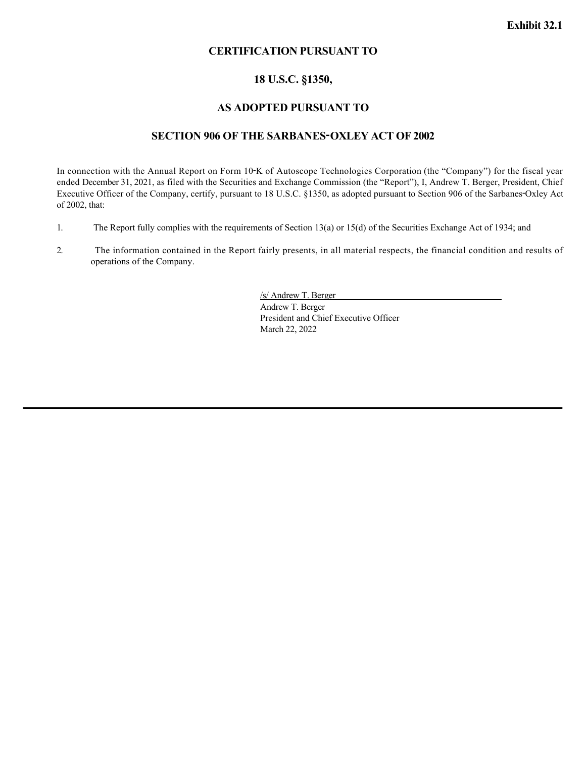**Exhibit 32.1**

## CERTIFICATION PURSUANT TO

## 18 U.S.C. §1350,

## AS ADOPTED PURSUANT TO

## SECTION 906 OF THE SARBANES-OXLEY ACT OF 2002

In connection with the Annual Report on Form 10-K of Autoscope Technologies Corporation (the "Company") for the fiscal year ended December 31, 2021, as filed with the Securities and Exchange Commission (the "Report"), I, Andrew T. Berger, President, Chief Executive Officer of the Company, certify, pursuant to 18 U.S.C. §1350, as adopted pursuant to Section 906 of the Sarbanes-Oxley Act of 2002, that:

1. The Report fully complies with the requirements of Section 13(a) or 15(d) of the Securities Exchange Act of 1934; and

2. The information contained in the Report fairly presents, in all material respects, the financial condition and results of operations of the Company.

/s/ Andrew T. Berger
Andrew T. Berger
President and Chief Executive Officer
March 22, 2022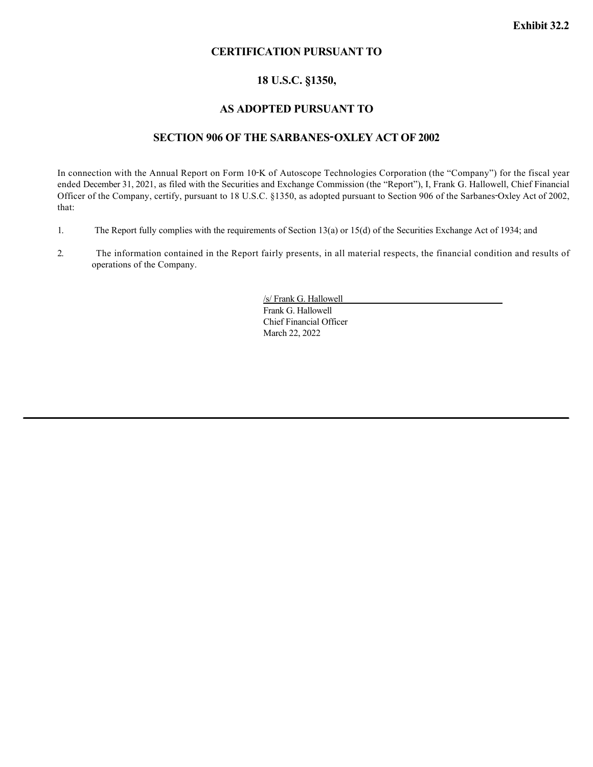**Exhibit 32.2**

# CERTIFICATION PURSUANT TO

# 18 U.S.C. §1350,

# AS ADOPTED PURSUANT TO

# SECTION 906 OF THE SARBANES-OXLEY ACT OF 2002

In connection with the Annual Report on Form 10-K of Autoscope Technologies Corporation (the "Company") for the fiscal year ended December 31, 2021, as filed with the Securities and Exchange Commission (the "Report"), I, Frank G. Hallowell, Chief Financial Officer of the Company, certify, pursuant to 18 U.S.C. §1350, as adopted pursuant to Section 906 of the Sarbanes-Oxley Act of 2002, that:

1. The Report fully complies with the requirements of Section 13(a) or 15(d) of the Securities Exchange Act of 1934; and
2. The information contained in the Report fairly presents, in all material respects, the financial condition and results of operations of the Company.

/s/ Frank G. Hallowell
Frank G. Hallowell
Chief Financial Officer
March 22, 2022